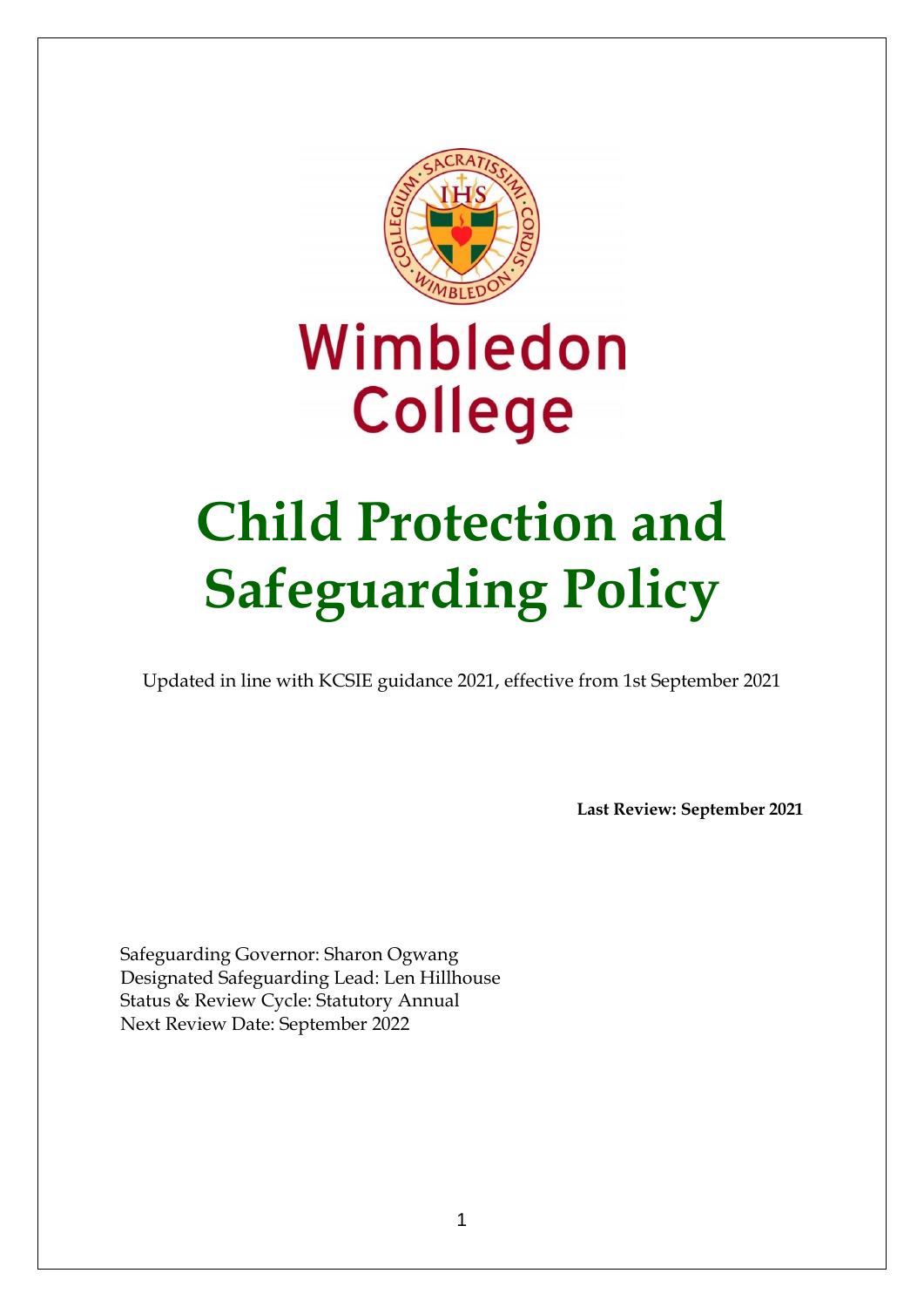Wimbledon College

# Child Protection and Safeguarding Policy

Updated in line with KCSIE guidance 2021, effective from 1st September 2021

**Last Review: September 2021**

Safeguarding Governor: Sharon Ogwang
Designated Safeguarding Lead: Len Hillhouse
Status & Review Cycle: Statutory Annual
Next Review Date: September 2022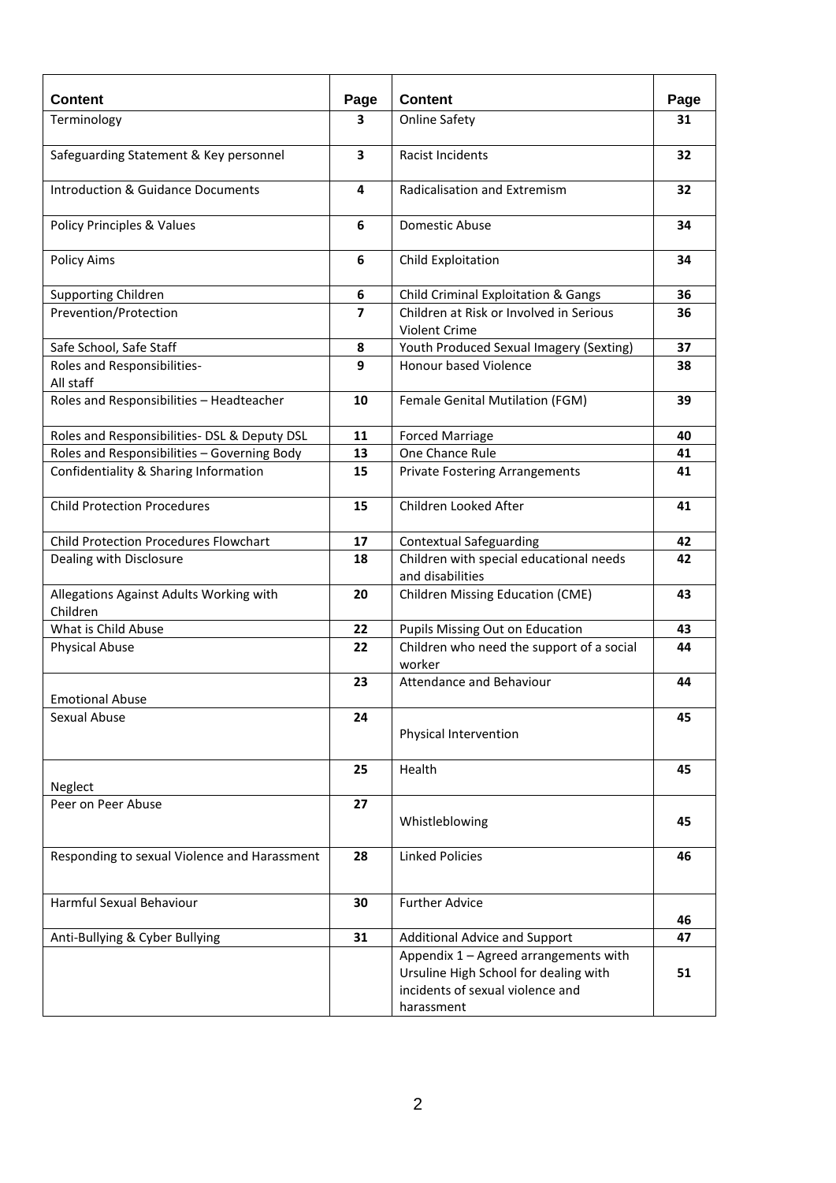| Content | Page | Content | Page |
|---|---|---|---|
| Terminology | 3 | Online Safety | 31 |
| Safeguarding Statement & Key personnel | 3 | Racist Incidents | 32 |
| Introduction & Guidance Documents | 4 | Radicalisation and Extremism | 32 |
| Policy Principles & Values | 6 | Domestic Abuse | 34 |
| Policy Aims | 6 | Child Exploitation | 34 |
| Supporting Children | 6 | Child Criminal Exploitation & Gangs | 36 |
| Prevention/Protection | 7 | Children at Risk or Involved in Serious Violent Crime | 36 |
| Safe School, Safe Staff | 8 | Youth Produced Sexual Imagery (Sexting) | 37 |
| Roles and Responsibilities- All staff | 9 | Honour based Violence | 38 |
| Roles and Responsibilities – Headteacher | 10 | Female Genital Mutilation (FGM) | 39 |
| Roles and Responsibilities- DSL & Deputy DSL | 11 | Forced Marriage | 40 |
| Roles and Responsibilities – Governing Body | 13 | One Chance Rule | 41 |
| Confidentiality & Sharing Information | 15 | Private Fostering Arrangements | 41 |
| Child Protection Procedures | 15 | Children Looked After | 41 |
| Child Protection Procedures Flowchart | 17 | Contextual Safeguarding | 42 |
| Dealing with Disclosure | 18 | Children with special educational needs and disabilities | 42 |
| Allegations Against Adults Working with Children | 20 | Children Missing Education (CME) | 43 |
| What is Child Abuse | 22 | Pupils Missing Out on Education | 43 |
| Physical Abuse | 22 | Children who need the support of a social worker | 44 |
| Emotional Abuse | 23 | Attendance and Behaviour | 44 |
| Sexual Abuse | 24 | Physical Intervention | 45 |
| Neglect | 25 | Health | 45 |
| Peer on Peer Abuse | 27 | Whistleblowing | 45 |
| Responding to sexual Violence and Harassment | 28 | Linked Policies | 46 |
| Harmful Sexual Behaviour | 30 | Further Advice | 46 |
| Anti-Bullying & Cyber Bullying | 31 | Additional Advice and Support | 47 |
| | | Appendix 1 – Agreed arrangements with Ursuline High School for dealing with incidents of sexual violence and harassment | 51 |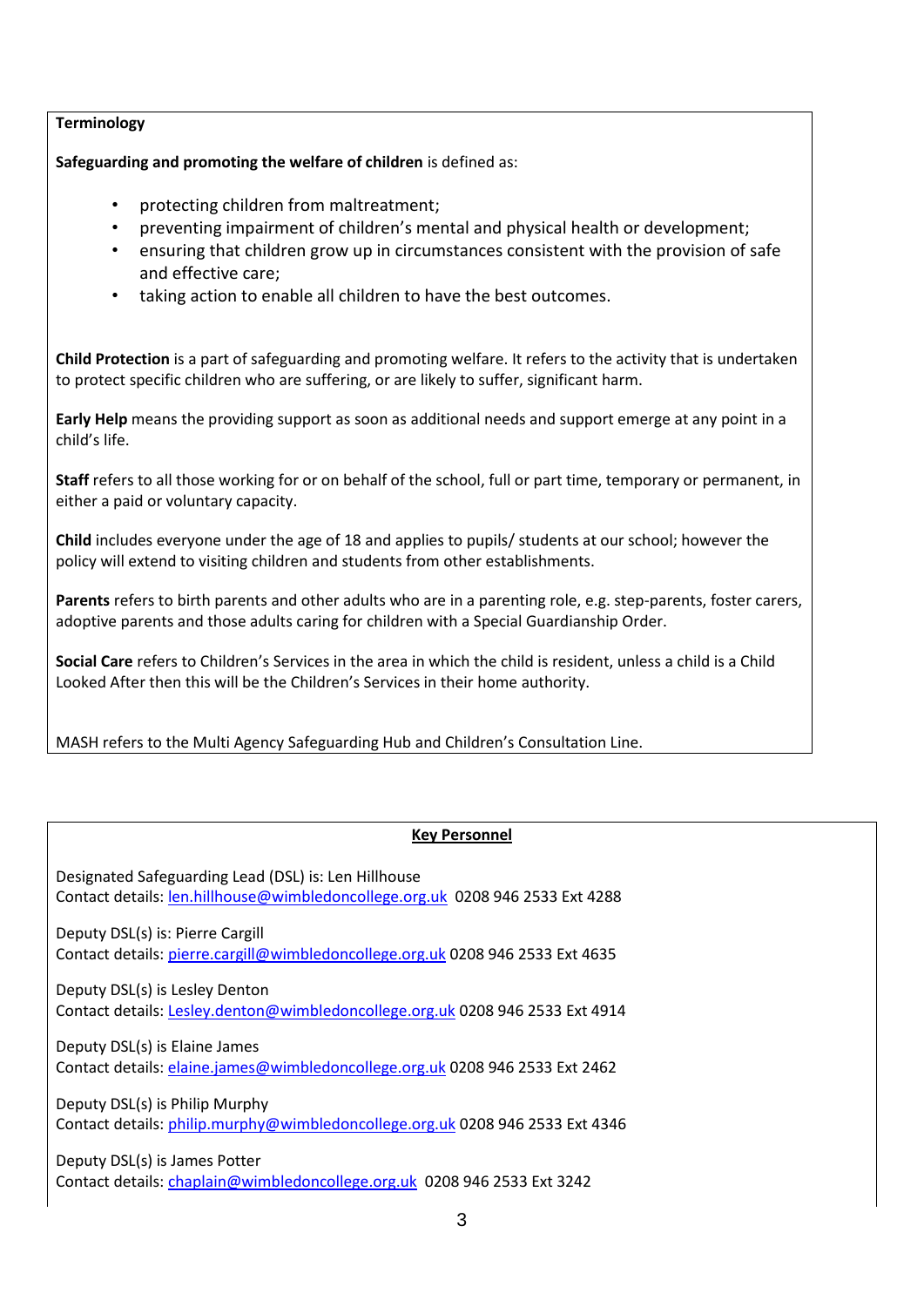**Terminology**

**Safeguarding and promoting the welfare of children** is defined as:

- protecting children from maltreatment;
- preventing impairment of children's mental and physical health or development;
- ensuring that children grow up in circumstances consistent with the provision of safe and effective care;
- taking action to enable all children to have the best outcomes.

**Child Protection** is a part of safeguarding and promoting welfare. It refers to the activity that is undertaken to protect specific children who are suffering, or are likely to suffer, significant harm.

**Early Help** means the providing support as soon as additional needs and support emerge at any point in a child's life.

**Staff** refers to all those working for or on behalf of the school, full or part time, temporary or permanent, in either a paid or voluntary capacity.

**Child** includes everyone under the age of 18 and applies to pupils/ students at our school; however the policy will extend to visiting children and students from other establishments.

**Parents** refers to birth parents and other adults who are in a parenting role, e.g. step-parents, foster carers, adoptive parents and those adults caring for children with a Special Guardianship Order.

**Social Care** refers to Children's Services in the area in which the child is resident, unless a child is a Child Looked After then this will be the Children's Services in their home authority.

MASH refers to the Multi Agency Safeguarding Hub and Children's Consultation Line.

**Key Personnel**

Designated Safeguarding Lead (DSL) is: Len Hillhouse
Contact details: len.hillhouse@wimbledoncollege.org.uk 0208 946 2533 Ext 4288

Deputy DSL(s) is: Pierre Cargill
Contact details: pierre.cargill@wimbledoncollege.org.uk 0208 946 2533 Ext 4635

Deputy DSL(s) is Lesley Denton
Contact details: Lesley.denton@wimbledoncollege.org.uk 0208 946 2533 Ext 4914

Deputy DSL(s) is Elaine James
Contact details: elaine.james@wimbledoncollege.org.uk 0208 946 2533 Ext 2462

Deputy DSL(s) is Philip Murphy
Contact details: philip.murphy@wimbledoncollege.org.uk 0208 946 2533 Ext 4346

Deputy DSL(s) is James Potter
Contact details: chaplain@wimbledoncollege.org.uk 0208 946 2533 Ext 3242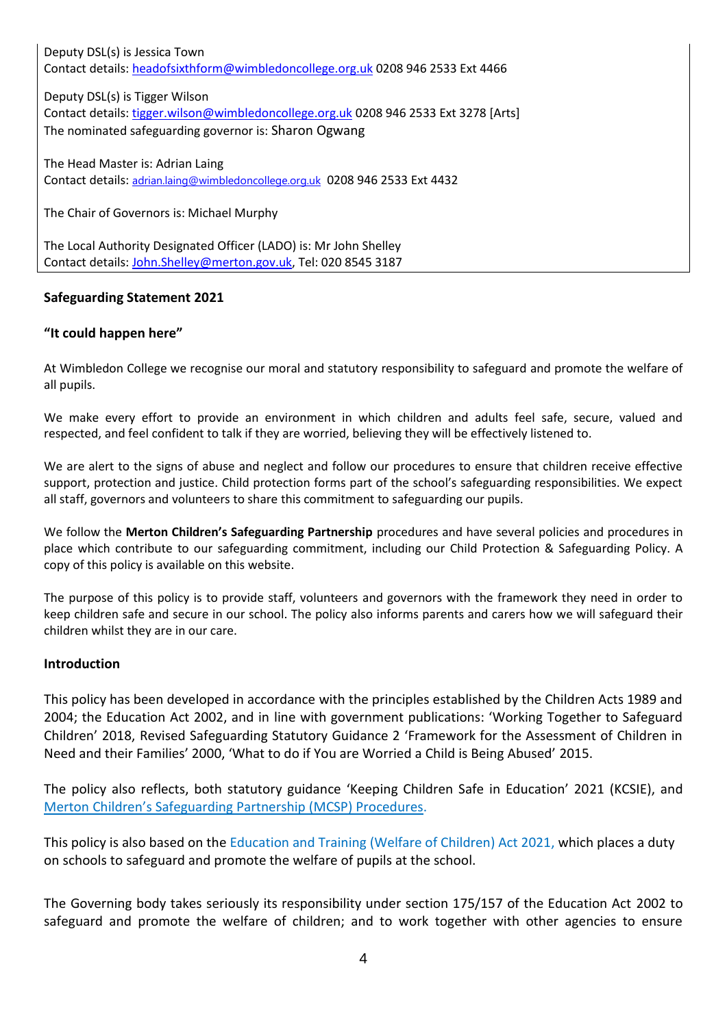Deputy DSL(s) is Jessica Town
Contact details: headofsixthform@wimbledoncollege.org.uk 0208 946 2533 Ext 4466

Deputy DSL(s) is Tigger Wilson
Contact details: tigger.wilson@wimbledoncollege.org.uk 0208 946 2533 Ext 3278 [Arts]
The nominated safeguarding governor is: Sharon Ogwang

The Head Master is: Adrian Laing
Contact details: adrian.laing@wimbledoncollege.org.uk 0208 946 2533 Ext 4432

The Chair of Governors is: Michael Murphy

The Local Authority Designated Officer (LADO) is: Mr John Shelley
Contact details: John.Shelley@merton.gov.uk, Tel: 020 8545 3187

**Safeguarding Statement 2021**

**"It could happen here"**

At Wimbledon College we recognise our moral and statutory responsibility to safeguard and promote the welfare of all pupils.

We make every effort to provide an environment in which children and adults feel safe, secure, valued and respected, and feel confident to talk if they are worried, believing they will be effectively listened to.

We are alert to the signs of abuse and neglect and follow our procedures to ensure that children receive effective support, protection and justice. Child protection forms part of the school's safeguarding responsibilities. We expect all staff, governors and volunteers to share this commitment to safeguarding our pupils.

We follow the **Merton Children's Safeguarding Partnership** procedures and have several policies and procedures in place which contribute to our safeguarding commitment, including our Child Protection & Safeguarding Policy. A copy of this policy is available on this website.

The purpose of this policy is to provide staff, volunteers and governors with the framework they need in order to keep children safe and secure in our school. The policy also informs parents and carers how we will safeguard their children whilst they are in our care.

**Introduction**

This policy has been developed in accordance with the principles established by the Children Acts 1989 and 2004; the Education Act 2002, and in line with government publications: 'Working Together to Safeguard Children' 2018, Revised Safeguarding Statutory Guidance 2 'Framework for the Assessment of Children in Need and their Families' 2000, 'What to do if You are Worried a Child is Being Abused' 2015.

The policy also reflects, both statutory guidance 'Keeping Children Safe in Education' 2021 (KCSIE), and Merton Children's Safeguarding Partnership (MCSP) Procedures.

This policy is also based on the Education and Training (Welfare of Children) Act 2021, which places a duty on schools to safeguard and promote the welfare of pupils at the school.

The Governing body takes seriously its responsibility under section 175/157 of the Education Act 2002 to safeguard and promote the welfare of children; and to work together with other agencies to ensure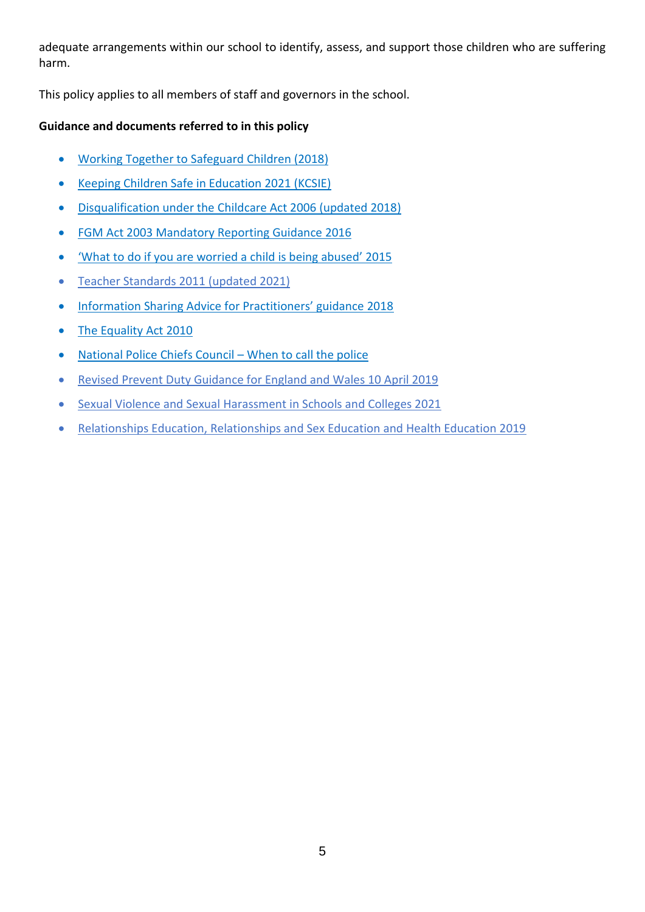adequate arrangements within our school to identify, assess, and support those children who are suffering harm.

This policy applies to all members of staff and governors in the school.

**Guidance and documents referred to in this policy**

- Working Together to Safeguard Children (2018)
- Keeping Children Safe in Education 2021 (KCSIE)
- Disqualification under the Childcare Act 2006 (updated 2018)
- FGM Act 2003 Mandatory Reporting Guidance 2016
- 'What to do if you are worried a child is being abused' 2015
- Teacher Standards 2011 (updated 2021)
- Information Sharing Advice for Practitioners' guidance 2018
- The Equality Act 2010
- National Police Chiefs Council – When to call the police
- Revised Prevent Duty Guidance for England and Wales 10 April 2019
- Sexual Violence and Sexual Harassment in Schools and Colleges 2021
- Relationships Education, Relationships and Sex Education and Health Education 2019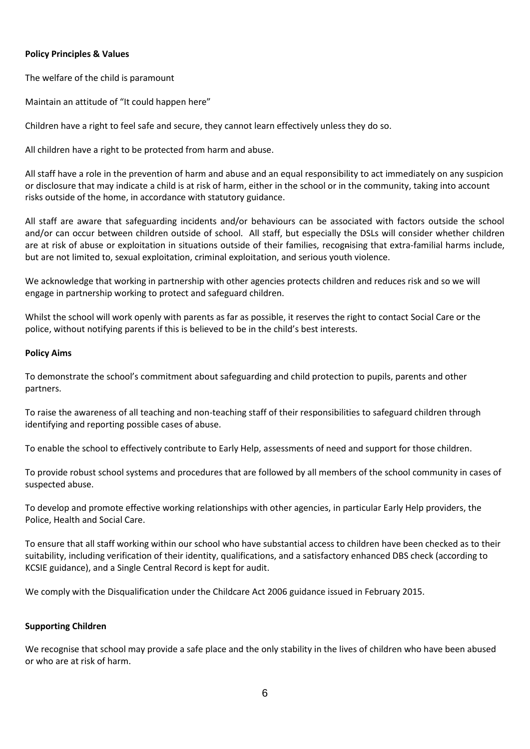**Policy Principles & Values**

The welfare of the child is paramount

Maintain an attitude of "It could happen here"

Children have a right to feel safe and secure, they cannot learn effectively unless they do so.

All children have a right to be protected from harm and abuse.

All staff have a role in the prevention of harm and abuse and an equal responsibility to act immediately on any suspicion or disclosure that may indicate a child is at risk of harm, either in the school or in the community, taking into account risks outside of the home, in accordance with statutory guidance.

All staff are aware that safeguarding incidents and/or behaviours can be associated with factors outside the school and/or can occur between children outside of school. All staff, but especially the DSLs will consider whether children are at risk of abuse or exploitation in situations outside of their families, recognising that extra-familial harms include, but are not limited to, sexual exploitation, criminal exploitation, and serious youth violence.

We acknowledge that working in partnership with other agencies protects children and reduces risk and so we will engage in partnership working to protect and safeguard children.

Whilst the school will work openly with parents as far as possible, it reserves the right to contact Social Care or the police, without notifying parents if this is believed to be in the child's best interests.

**Policy Aims**

To demonstrate the school's commitment about safeguarding and child protection to pupils, parents and other partners.

To raise the awareness of all teaching and non-teaching staff of their responsibilities to safeguard children through identifying and reporting possible cases of abuse.

To enable the school to effectively contribute to Early Help, assessments of need and support for those children.

To provide robust school systems and procedures that are followed by all members of the school community in cases of suspected abuse.

To develop and promote effective working relationships with other agencies, in particular Early Help providers, the Police, Health and Social Care.

To ensure that all staff working within our school who have substantial access to children have been checked as to their suitability, including verification of their identity, qualifications, and a satisfactory enhanced DBS check (according to KCSIE guidance), and a Single Central Record is kept for audit.

We comply with the Disqualification under the Childcare Act 2006 guidance issued in February 2015.

**Supporting Children**

We recognise that school may provide a safe place and the only stability in the lives of children who have been abused or who are at risk of harm.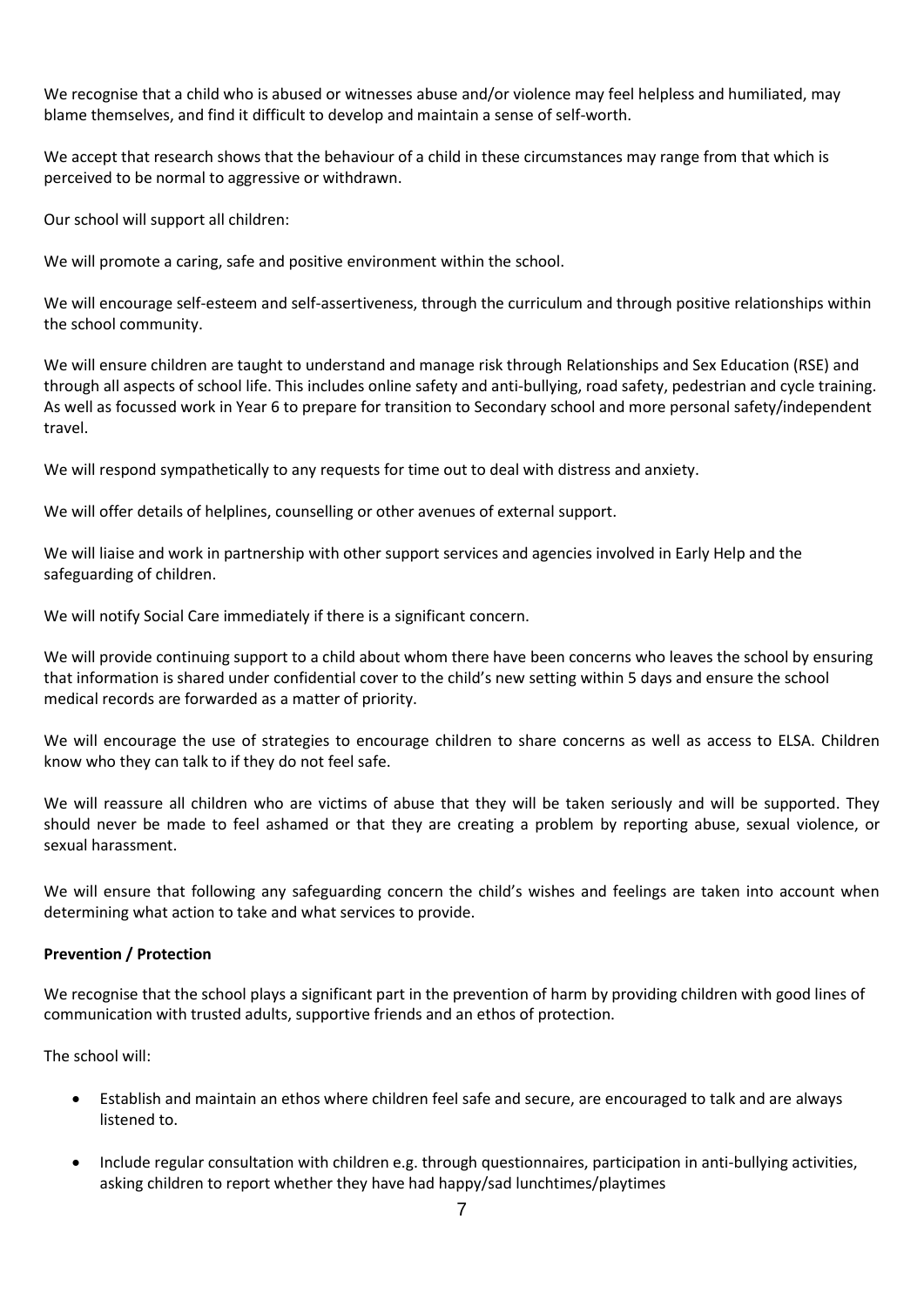We recognise that a child who is abused or witnesses abuse and/or violence may feel helpless and humiliated, may blame themselves, and find it difficult to develop and maintain a sense of self-worth.

We accept that research shows that the behaviour of a child in these circumstances may range from that which is perceived to be normal to aggressive or withdrawn.

Our school will support all children:

We will promote a caring, safe and positive environment within the school.

We will encourage self-esteem and self-assertiveness, through the curriculum and through positive relationships within the school community.

We will ensure children are taught to understand and manage risk through Relationships and Sex Education (RSE) and through all aspects of school life. This includes online safety and anti-bullying, road safety, pedestrian and cycle training. As well as focussed work in Year 6 to prepare for transition to Secondary school and more personal safety/independent travel.

We will respond sympathetically to any requests for time out to deal with distress and anxiety.

We will offer details of helplines, counselling or other avenues of external support.

We will liaise and work in partnership with other support services and agencies involved in Early Help and the safeguarding of children.

We will notify Social Care immediately if there is a significant concern.

We will provide continuing support to a child about whom there have been concerns who leaves the school by ensuring that information is shared under confidential cover to the child's new setting within 5 days and ensure the school medical records are forwarded as a matter of priority.

We will encourage the use of strategies to encourage children to share concerns as well as access to ELSA. Children know who they can talk to if they do not feel safe.

We will reassure all children who are victims of abuse that they will be taken seriously and will be supported. They should never be made to feel ashamed or that they are creating a problem by reporting abuse, sexual violence, or sexual harassment.

We will ensure that following any safeguarding concern the child's wishes and feelings are taken into account when determining what action to take and what services to provide.

**Prevention / Protection**

We recognise that the school plays a significant part in the prevention of harm by providing children with good lines of communication with trusted adults, supportive friends and an ethos of protection.

The school will:

- Establish and maintain an ethos where children feel safe and secure, are encouraged to talk and are always listened to.
- Include regular consultation with children e.g. through questionnaires, participation in anti-bullying activities, asking children to report whether they have had happy/sad lunchtimes/playtimes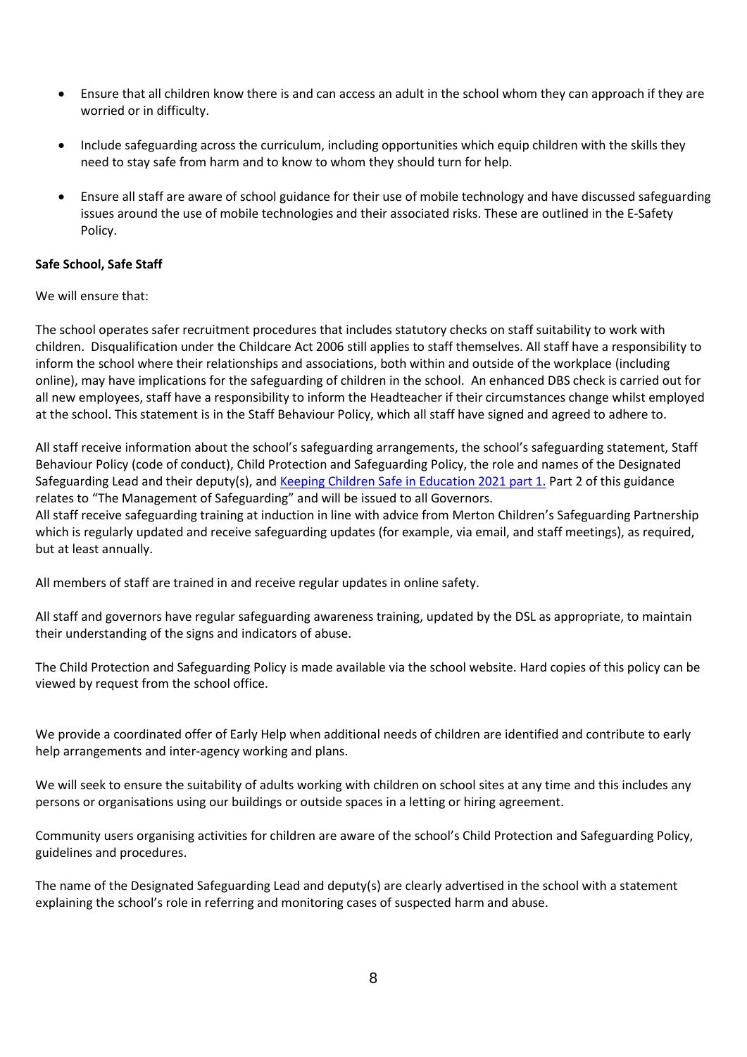- Ensure that all children know there is and can access an adult in the school whom they can approach if they are worried or in difficulty.
- Include safeguarding across the curriculum, including opportunities which equip children with the skills they need to stay safe from harm and to know to whom they should turn for help.
- Ensure all staff are aware of school guidance for their use of mobile technology and have discussed safeguarding issues around the use of mobile technologies and their associated risks. These are outlined in the E-Safety Policy.

**Safe School, Safe Staff**

We will ensure that:

The school operates safer recruitment procedures that includes statutory checks on staff suitability to work with children. Disqualification under the Childcare Act 2006 still applies to staff themselves. All staff have a responsibility to inform the school where their relationships and associations, both within and outside of the workplace (including online), may have implications for the safeguarding of children in the school. An enhanced DBS check is carried out for all new employees, staff have a responsibility to inform the Headteacher if their circumstances change whilst employed at the school. This statement is in the Staff Behaviour Policy, which all staff have signed and agreed to adhere to.

All staff receive information about the school's safeguarding arrangements, the school's safeguarding statement, Staff Behaviour Policy (code of conduct), Child Protection and Safeguarding Policy, the role and names of the Designated Safeguarding Lead and their deputy(s), and Keeping Children Safe in Education 2021 part 1. Part 2 of this guidance relates to "The Management of Safeguarding" and will be issued to all Governors.
All staff receive safeguarding training at induction in line with advice from Merton Children's Safeguarding Partnership which is regularly updated and receive safeguarding updates (for example, via email, and staff meetings), as required, but at least annually.

All members of staff are trained in and receive regular updates in online safety.

All staff and governors have regular safeguarding awareness training, updated by the DSL as appropriate, to maintain their understanding of the signs and indicators of abuse.

The Child Protection and Safeguarding Policy is made available via the school website. Hard copies of this policy can be viewed by request from the school office.

We provide a coordinated offer of Early Help when additional needs of children are identified and contribute to early help arrangements and inter-agency working and plans.

We will seek to ensure the suitability of adults working with children on school sites at any time and this includes any persons or organisations using our buildings or outside spaces in a letting or hiring agreement.

Community users organising activities for children are aware of the school's Child Protection and Safeguarding Policy, guidelines and procedures.

The name of the Designated Safeguarding Lead and deputy(s) are clearly advertised in the school with a statement explaining the school's role in referring and monitoring cases of suspected harm and abuse.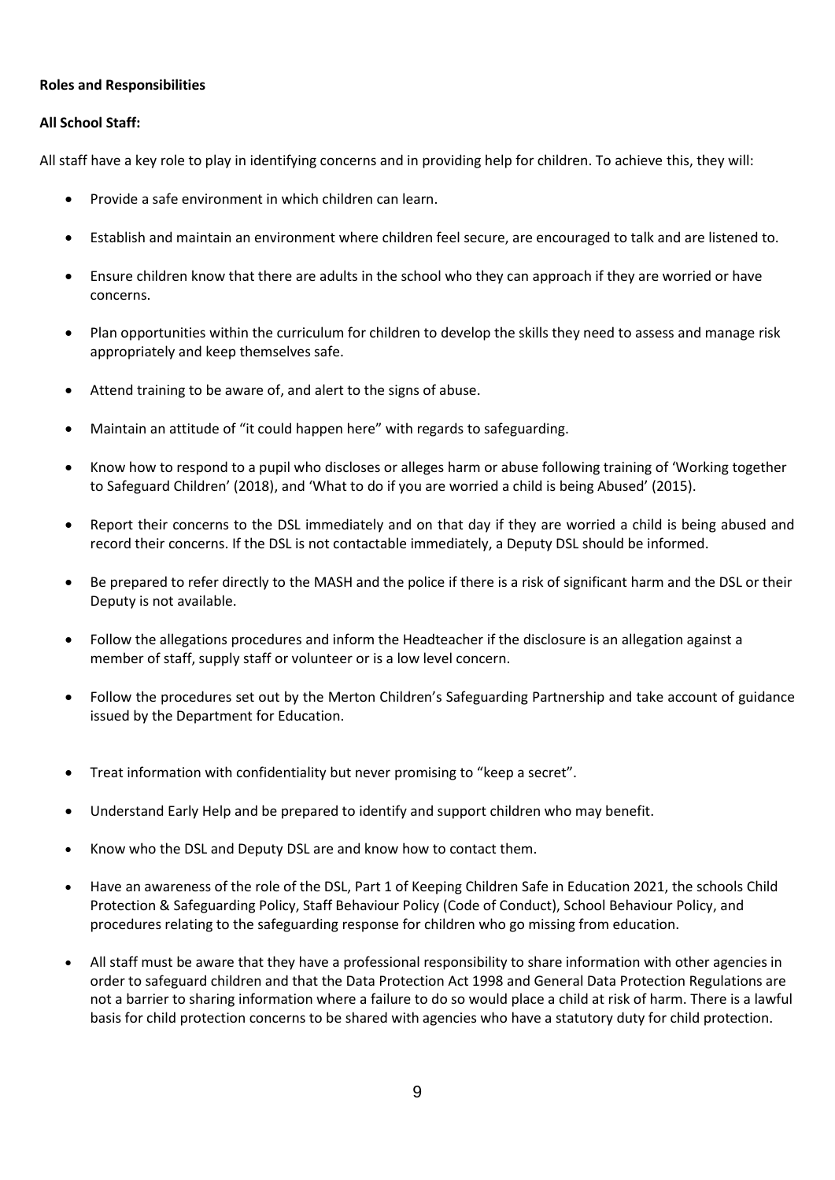**Roles and Responsibilities**

**All School Staff:**

All staff have a key role to play in identifying concerns and in providing help for children. To achieve this, they will:

- Provide a safe environment in which children can learn.
- Establish and maintain an environment where children feel secure, are encouraged to talk and are listened to.
- Ensure children know that there are adults in the school who they can approach if they are worried or have concerns.
- Plan opportunities within the curriculum for children to develop the skills they need to assess and manage risk appropriately and keep themselves safe.
- Attend training to be aware of, and alert to the signs of abuse.
- Maintain an attitude of "it could happen here" with regards to safeguarding.
- Know how to respond to a pupil who discloses or alleges harm or abuse following training of 'Working together to Safeguard Children' (2018), and 'What to do if you are worried a child is being Abused' (2015).
- Report their concerns to the DSL immediately and on that day if they are worried a child is being abused and record their concerns. If the DSL is not contactable immediately, a Deputy DSL should be informed.
- Be prepared to refer directly to the MASH and the police if there is a risk of significant harm and the DSL or their Deputy is not available.
- Follow the allegations procedures and inform the Headteacher if the disclosure is an allegation against a member of staff, supply staff or volunteer or is a low level concern.
- Follow the procedures set out by the Merton Children's Safeguarding Partnership and take account of guidance issued by the Department for Education.
- Treat information with confidentiality but never promising to "keep a secret".
- Understand Early Help and be prepared to identify and support children who may benefit.
- Know who the DSL and Deputy DSL are and know how to contact them.
- Have an awareness of the role of the DSL, Part 1 of Keeping Children Safe in Education 2021, the schools Child Protection & Safeguarding Policy, Staff Behaviour Policy (Code of Conduct), School Behaviour Policy, and procedures relating to the safeguarding response for children who go missing from education.
- All staff must be aware that they have a professional responsibility to share information with other agencies in order to safeguard children and that the Data Protection Act 1998 and General Data Protection Regulations are not a barrier to sharing information where a failure to do so would place a child at risk of harm. There is a lawful basis for child protection concerns to be shared with agencies who have a statutory duty for child protection.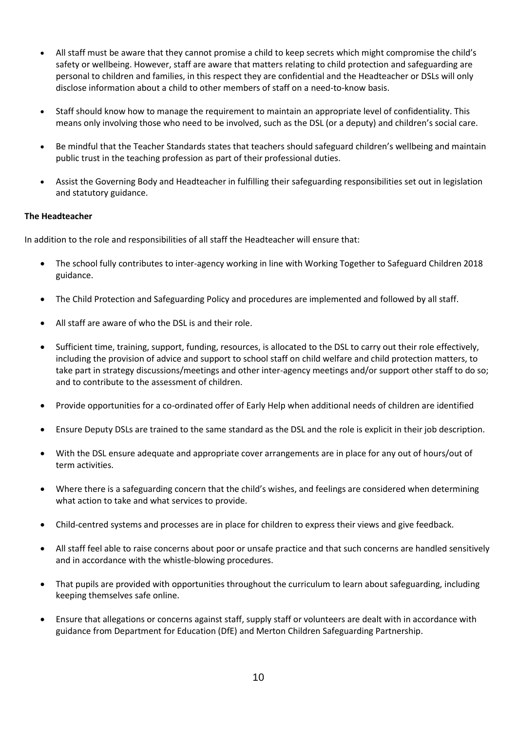- All staff must be aware that they cannot promise a child to keep secrets which might compromise the child's safety or wellbeing. However, staff are aware that matters relating to child protection and safeguarding are personal to children and families, in this respect they are confidential and the Headteacher or DSLs will only disclose information about a child to other members of staff on a need-to-know basis.

- Staff should know how to manage the requirement to maintain an appropriate level of confidentiality. This means only involving those who need to be involved, such as the DSL (or a deputy) and children's social care.

- Be mindful that the Teacher Standards states that teachers should safeguard children's wellbeing and maintain public trust in the teaching profession as part of their professional duties.

- Assist the Governing Body and Headteacher in fulfilling their safeguarding responsibilities set out in legislation and statutory guidance.

**The Headteacher**

In addition to the role and responsibilities of all staff the Headteacher will ensure that:

- The school fully contributes to inter-agency working in line with Working Together to Safeguard Children 2018 guidance.

- The Child Protection and Safeguarding Policy and procedures are implemented and followed by all staff.

- All staff are aware of who the DSL is and their role.

- Sufficient time, training, support, funding, resources, is allocated to the DSL to carry out their role effectively, including the provision of advice and support to school staff on child welfare and child protection matters, to take part in strategy discussions/meetings and other inter-agency meetings and/or support other staff to do so; and to contribute to the assessment of children.

- Provide opportunities for a co-ordinated offer of Early Help when additional needs of children are identified

- Ensure Deputy DSLs are trained to the same standard as the DSL and the role is explicit in their job description.

- With the DSL ensure adequate and appropriate cover arrangements are in place for any out of hours/out of term activities.

- Where there is a safeguarding concern that the child's wishes, and feelings are considered when determining what action to take and what services to provide.

- Child-centred systems and processes are in place for children to express their views and give feedback.

- All staff feel able to raise concerns about poor or unsafe practice and that such concerns are handled sensitively and in accordance with the whistle-blowing procedures.

- That pupils are provided with opportunities throughout the curriculum to learn about safeguarding, including keeping themselves safe online.

- Ensure that allegations or concerns against staff, supply staff or volunteers are dealt with in accordance with guidance from Department for Education (DfE) and Merton Children Safeguarding Partnership.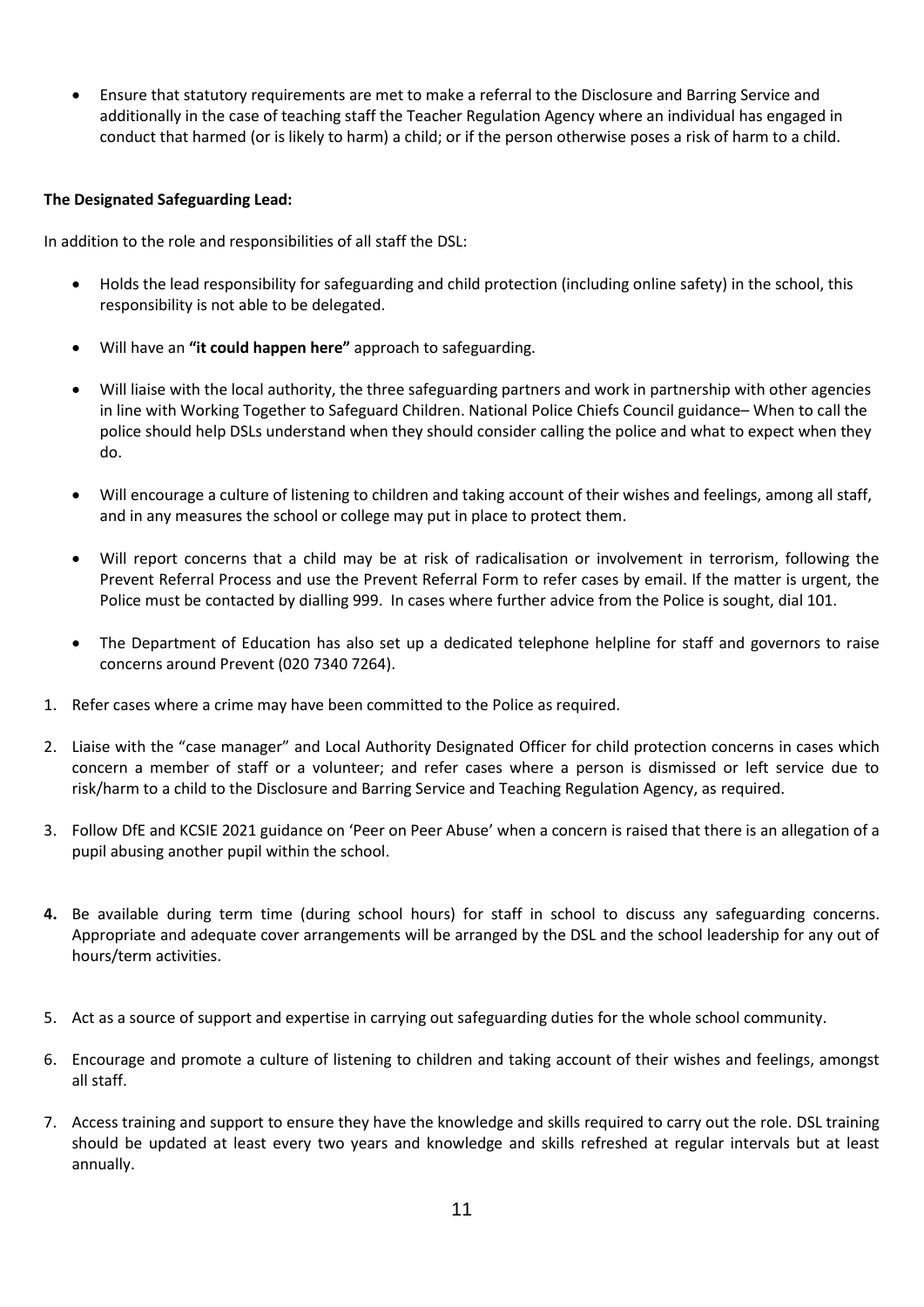- Ensure that statutory requirements are met to make a referral to the Disclosure and Barring Service and additionally in the case of teaching staff the Teacher Regulation Agency where an individual has engaged in conduct that harmed (or is likely to harm) a child; or if the person otherwise poses a risk of harm to a child.

**The Designated Safeguarding Lead:**

In addition to the role and responsibilities of all staff the DSL:

- Holds the lead responsibility for safeguarding and child protection (including online safety) in the school, this responsibility is not able to be delegated.
- Will have an **"it could happen here"** approach to safeguarding.
- Will liaise with the local authority, the three safeguarding partners and work in partnership with other agencies in line with Working Together to Safeguard Children. National Police Chiefs Council guidance– When to call the police should help DSLs understand when they should consider calling the police and what to expect when they do.
- Will encourage a culture of listening to children and taking account of their wishes and feelings, among all staff, and in any measures the school or college may put in place to protect them.
- Will report concerns that a child may be at risk of radicalisation or involvement in terrorism, following the Prevent Referral Process and use the Prevent Referral Form to refer cases by email. If the matter is urgent, the Police must be contacted by dialling 999. In cases where further advice from the Police is sought, dial 101.
- The Department of Education has also set up a dedicated telephone helpline for staff and governors to raise concerns around Prevent (020 7340 7264).

1. Refer cases where a crime may have been committed to the Police as required.
2. Liaise with the "case manager" and Local Authority Designated Officer for child protection concerns in cases which concern a member of staff or a volunteer; and refer cases where a person is dismissed or left service due to risk/harm to a child to the Disclosure and Barring Service and Teaching Regulation Agency, as required.
3. Follow DfE and KCSIE 2021 guidance on 'Peer on Peer Abuse' when a concern is raised that there is an allegation of a pupil abusing another pupil within the school.
4. Be available during term time (during school hours) for staff in school to discuss any safeguarding concerns. Appropriate and adequate cover arrangements will be arranged by the DSL and the school leadership for any out of hours/term activities.
5. Act as a source of support and expertise in carrying out safeguarding duties for the whole school community.
6. Encourage and promote a culture of listening to children and taking account of their wishes and feelings, amongst all staff.
7. Access training and support to ensure they have the knowledge and skills required to carry out the role. DSL training should be updated at least every two years and knowledge and skills refreshed at regular intervals but at least annually.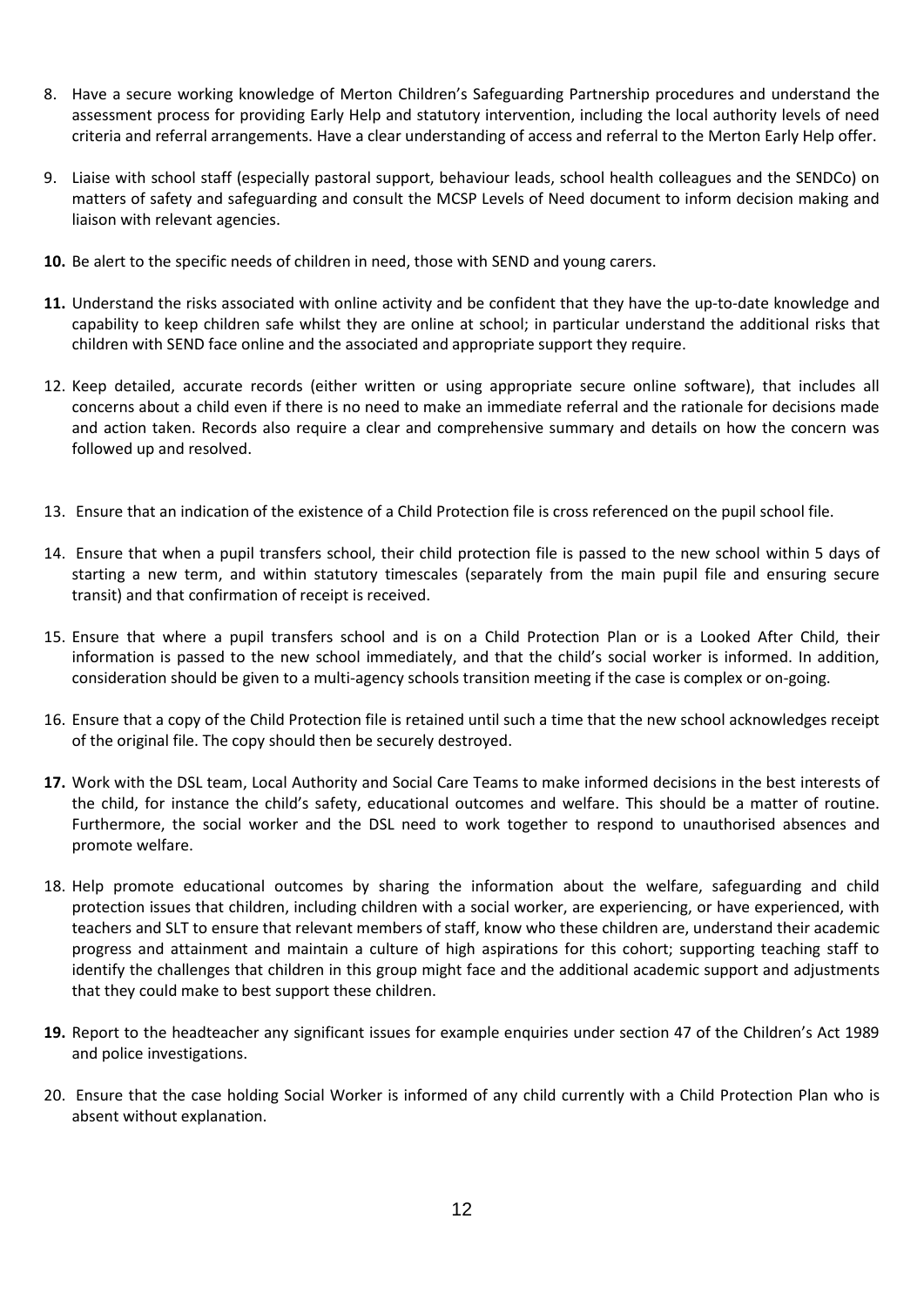8. Have a secure working knowledge of Merton Children's Safeguarding Partnership procedures and understand the assessment process for providing Early Help and statutory intervention, including the local authority levels of need criteria and referral arrangements. Have a clear understanding of access and referral to the Merton Early Help offer.

9. Liaise with school staff (especially pastoral support, behaviour leads, school health colleagues and the SENDCo) on matters of safety and safeguarding and consult the MCSP Levels of Need document to inform decision making and liaison with relevant agencies.

**10.** Be alert to the specific needs of children in need, those with SEND and young carers.

**11.** Understand the risks associated with online activity and be confident that they have the up-to-date knowledge and capability to keep children safe whilst they are online at school; in particular understand the additional risks that children with SEND face online and the associated and appropriate support they require.

12. Keep detailed, accurate records (either written or using appropriate secure online software), that includes all concerns about a child even if there is no need to make an immediate referral and the rationale for decisions made and action taken. Records also require a clear and comprehensive summary and details on how the concern was followed up and resolved.

13. Ensure that an indication of the existence of a Child Protection file is cross referenced on the pupil school file.

14. Ensure that when a pupil transfers school, their child protection file is passed to the new school within 5 days of starting a new term, and within statutory timescales (separately from the main pupil file and ensuring secure transit) and that confirmation of receipt is received.

15. Ensure that where a pupil transfers school and is on a Child Protection Plan or is a Looked After Child, their information is passed to the new school immediately, and that the child's social worker is informed. In addition, consideration should be given to a multi-agency schools transition meeting if the case is complex or on-going.

16. Ensure that a copy of the Child Protection file is retained until such a time that the new school acknowledges receipt of the original file. The copy should then be securely destroyed.

**17.** Work with the DSL team, Local Authority and Social Care Teams to make informed decisions in the best interests of the child, for instance the child's safety, educational outcomes and welfare. This should be a matter of routine. Furthermore, the social worker and the DSL need to work together to respond to unauthorised absences and promote welfare.

18. Help promote educational outcomes by sharing the information about the welfare, safeguarding and child protection issues that children, including children with a social worker, are experiencing, or have experienced, with teachers and SLT to ensure that relevant members of staff, know who these children are, understand their academic progress and attainment and maintain a culture of high aspirations for this cohort; supporting teaching staff to identify the challenges that children in this group might face and the additional academic support and adjustments that they could make to best support these children.

**19.** Report to the headteacher any significant issues for example enquiries under section 47 of the Children's Act 1989 and police investigations.

20. Ensure that the case holding Social Worker is informed of any child currently with a Child Protection Plan who is absent without explanation.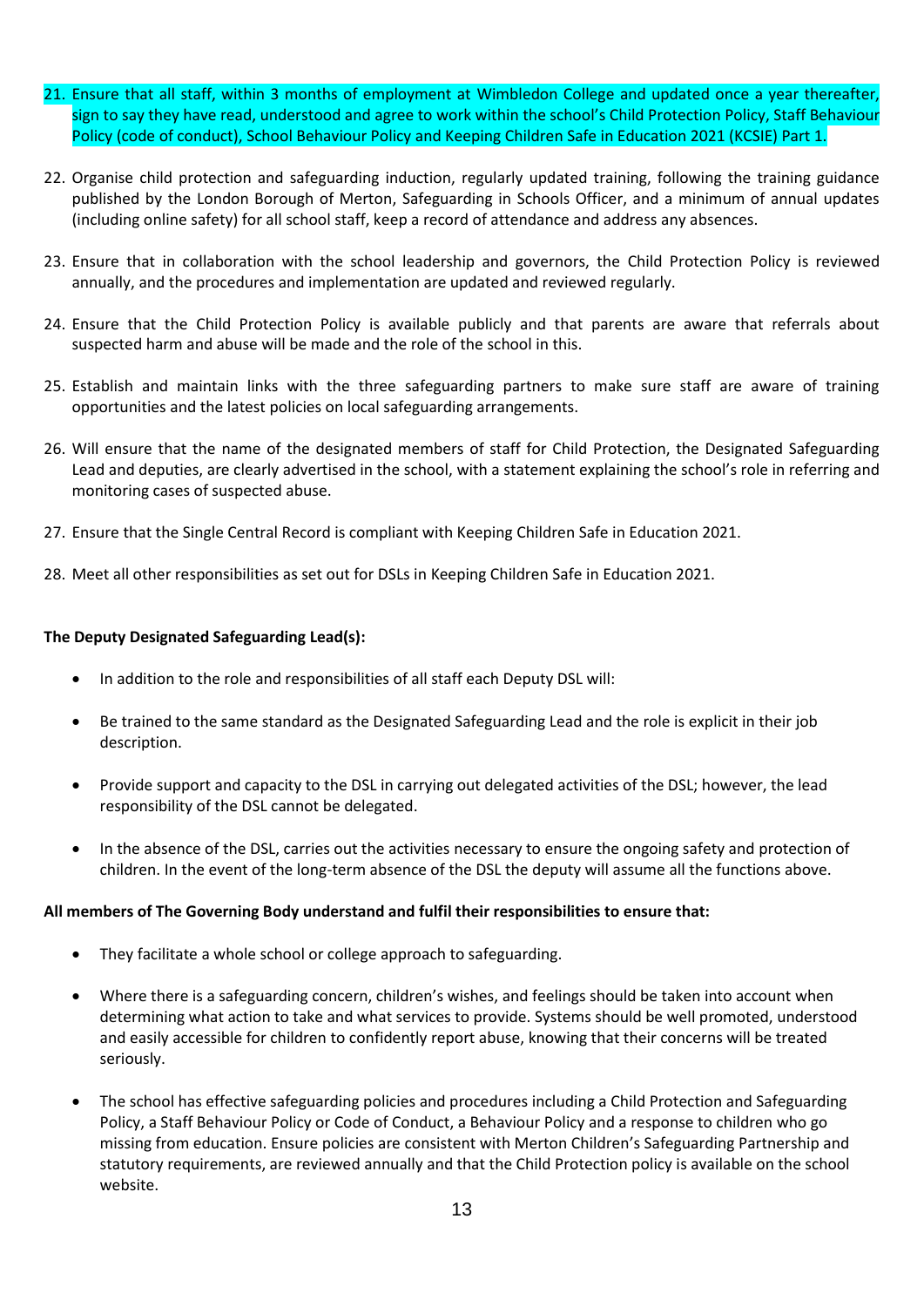21. Ensure that all staff, within 3 months of employment at Wimbledon College and updated once a year thereafter, sign to say they have read, understood and agree to work within the school's Child Protection Policy, Staff Behaviour Policy (code of conduct), School Behaviour Policy and Keeping Children Safe in Education 2021 (KCSIE) Part 1.

22. Organise child protection and safeguarding induction, regularly updated training, following the training guidance published by the London Borough of Merton, Safeguarding in Schools Officer, and a minimum of annual updates (including online safety) for all school staff, keep a record of attendance and address any absences.

23. Ensure that in collaboration with the school leadership and governors, the Child Protection Policy is reviewed annually, and the procedures and implementation are updated and reviewed regularly.

24. Ensure that the Child Protection Policy is available publicly and that parents are aware that referrals about suspected harm and abuse will be made and the role of the school in this.

25. Establish and maintain links with the three safeguarding partners to make sure staff are aware of training opportunities and the latest policies on local safeguarding arrangements.

26. Will ensure that the name of the designated members of staff for Child Protection, the Designated Safeguarding Lead and deputies, are clearly advertised in the school, with a statement explaining the school's role in referring and monitoring cases of suspected abuse.

27. Ensure that the Single Central Record is compliant with Keeping Children Safe in Education 2021.

28. Meet all other responsibilities as set out for DSLs in Keeping Children Safe in Education 2021.

**The Deputy Designated Safeguarding Lead(s):**

- In addition to the role and responsibilities of all staff each Deputy DSL will:
- Be trained to the same standard as the Designated Safeguarding Lead and the role is explicit in their job description.
- Provide support and capacity to the DSL in carrying out delegated activities of the DSL; however, the lead responsibility of the DSL cannot be delegated.
- In the absence of the DSL, carries out the activities necessary to ensure the ongoing safety and protection of children. In the event of the long-term absence of the DSL the deputy will assume all the functions above.

**All members of The Governing Body understand and fulfil their responsibilities to ensure that:**

- They facilitate a whole school or college approach to safeguarding.
- Where there is a safeguarding concern, children's wishes, and feelings should be taken into account when determining what action to take and what services to provide. Systems should be well promoted, understood and easily accessible for children to confidently report abuse, knowing that their concerns will be treated seriously.
- The school has effective safeguarding policies and procedures including a Child Protection and Safeguarding Policy, a Staff Behaviour Policy or Code of Conduct, a Behaviour Policy and a response to children who go missing from education. Ensure policies are consistent with Merton Children's Safeguarding Partnership and statutory requirements, are reviewed annually and that the Child Protection policy is available on the school website.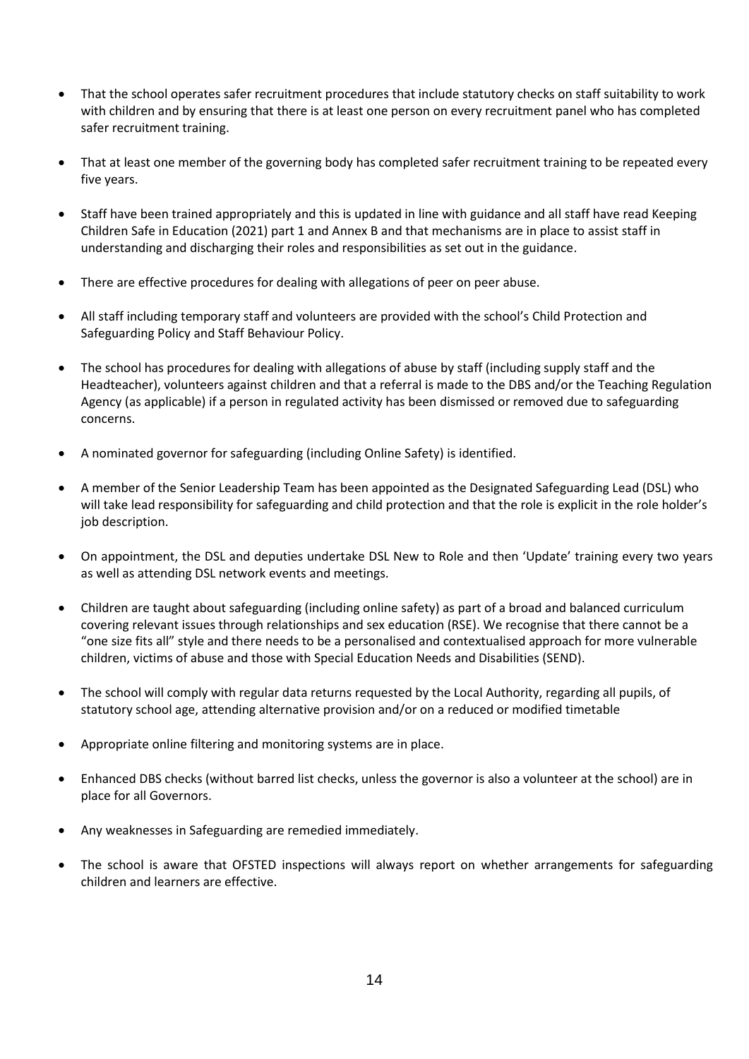- That the school operates safer recruitment procedures that include statutory checks on staff suitability to work with children and by ensuring that there is at least one person on every recruitment panel who has completed safer recruitment training.

- That at least one member of the governing body has completed safer recruitment training to be repeated every five years.

- Staff have been trained appropriately and this is updated in line with guidance and all staff have read Keeping Children Safe in Education (2021) part 1 and Annex B and that mechanisms are in place to assist staff in understanding and discharging their roles and responsibilities as set out in the guidance.

- There are effective procedures for dealing with allegations of peer on peer abuse.

- All staff including temporary staff and volunteers are provided with the school's Child Protection and Safeguarding Policy and Staff Behaviour Policy.

- The school has procedures for dealing with allegations of abuse by staff (including supply staff and the Headteacher), volunteers against children and that a referral is made to the DBS and/or the Teaching Regulation Agency (as applicable) if a person in regulated activity has been dismissed or removed due to safeguarding concerns.

- A nominated governor for safeguarding (including Online Safety) is identified.

- A member of the Senior Leadership Team has been appointed as the Designated Safeguarding Lead (DSL) who will take lead responsibility for safeguarding and child protection and that the role is explicit in the role holder's job description.

- On appointment, the DSL and deputies undertake DSL New to Role and then 'Update' training every two years as well as attending DSL network events and meetings.

- Children are taught about safeguarding (including online safety) as part of a broad and balanced curriculum covering relevant issues through relationships and sex education (RSE). We recognise that there cannot be a "one size fits all" style and there needs to be a personalised and contextualised approach for more vulnerable children, victims of abuse and those with Special Education Needs and Disabilities (SEND).

- The school will comply with regular data returns requested by the Local Authority, regarding all pupils, of statutory school age, attending alternative provision and/or on a reduced or modified timetable

- Appropriate online filtering and monitoring systems are in place.

- Enhanced DBS checks (without barred list checks, unless the governor is also a volunteer at the school) are in place for all Governors.

- Any weaknesses in Safeguarding are remedied immediately.

- The school is aware that OFSTED inspections will always report on whether arrangements for safeguarding children and learners are effective.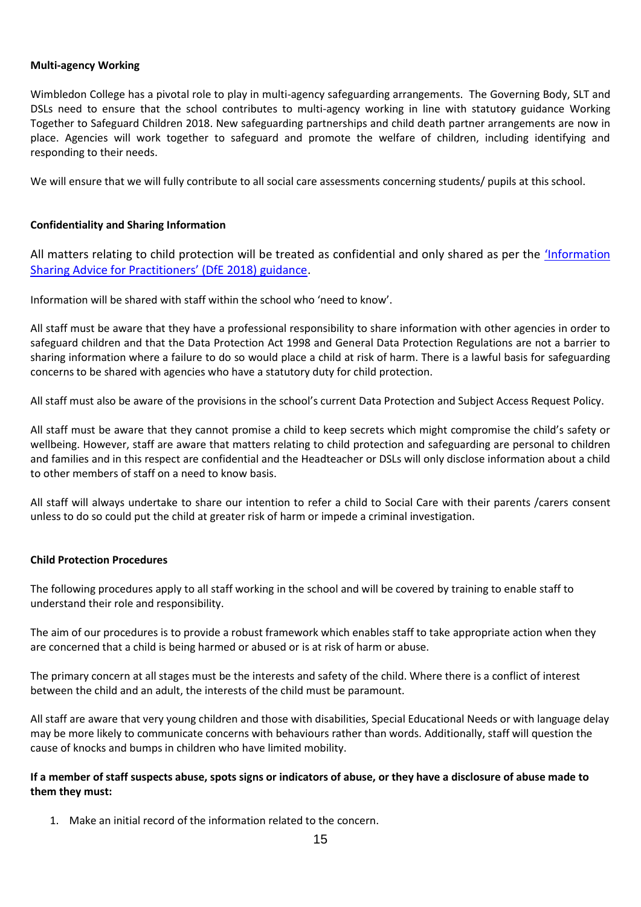**Multi-agency Working**

Wimbledon College has a pivotal role to play in multi-agency safeguarding arrangements. The Governing Body, SLT and DSLs need to ensure that the school contributes to multi-agency working in line with statutory guidance Working Together to Safeguard Children 2018. New safeguarding partnerships and child death partner arrangements are now in place. Agencies will work together to safeguard and promote the welfare of children, including identifying and responding to their needs.

We will ensure that we will fully contribute to all social care assessments concerning students/ pupils at this school.

**Confidentiality and Sharing Information**

All matters relating to child protection will be treated as confidential and only shared as per the 'Information Sharing Advice for Practitioners' (DfE 2018) guidance.

Information will be shared with staff within the school who 'need to know'.

All staff must be aware that they have a professional responsibility to share information with other agencies in order to safeguard children and that the Data Protection Act 1998 and General Data Protection Regulations are not a barrier to sharing information where a failure to do so would place a child at risk of harm. There is a lawful basis for safeguarding concerns to be shared with agencies who have a statutory duty for child protection.

All staff must also be aware of the provisions in the school's current Data Protection and Subject Access Request Policy.

All staff must be aware that they cannot promise a child to keep secrets which might compromise the child's safety or wellbeing. However, staff are aware that matters relating to child protection and safeguarding are personal to children and families and in this respect are confidential and the Headteacher or DSLs will only disclose information about a child to other members of staff on a need to know basis.

All staff will always undertake to share our intention to refer a child to Social Care with their parents /carers consent unless to do so could put the child at greater risk of harm or impede a criminal investigation.

**Child Protection Procedures**

The following procedures apply to all staff working in the school and will be covered by training to enable staff to understand their role and responsibility.

The aim of our procedures is to provide a robust framework which enables staff to take appropriate action when they are concerned that a child is being harmed or abused or is at risk of harm or abuse.

The primary concern at all stages must be the interests and safety of the child. Where there is a conflict of interest between the child and an adult, the interests of the child must be paramount.

All staff are aware that very young children and those with disabilities, Special Educational Needs or with language delay may be more likely to communicate concerns with behaviours rather than words. Additionally, staff will question the cause of knocks and bumps in children who have limited mobility.

**If a member of staff suspects abuse, spots signs or indicators of abuse, or they have a disclosure of abuse made to them they must:**

1. Make an initial record of the information related to the concern.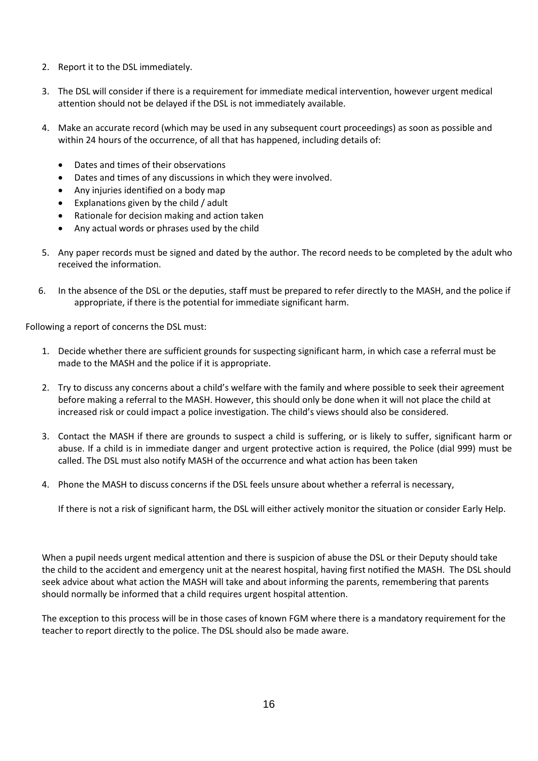2. Report it to the DSL immediately.

3. The DSL will consider if there is a requirement for immediate medical intervention, however urgent medical attention should not be delayed if the DSL is not immediately available.

4. Make an accurate record (which may be used in any subsequent court proceedings) as soon as possible and within 24 hours of the occurrence, of all that has happened, including details of:

    - Dates and times of their observations
    - Dates and times of any discussions in which they were involved.
    - Any injuries identified on a body map
    - Explanations given by the child / adult
    - Rationale for decision making and action taken
    - Any actual words or phrases used by the child

5. Any paper records must be signed and dated by the author. The record needs to be completed by the adult who received the information.

6. In the absence of the DSL or the deputies, staff must be prepared to refer directly to the MASH, and the police if appropriate, if there is the potential for immediate significant harm.

Following a report of concerns the DSL must:

1. Decide whether there are sufficient grounds for suspecting significant harm, in which case a referral must be made to the MASH and the police if it is appropriate.

2. Try to discuss any concerns about a child's welfare with the family and where possible to seek their agreement before making a referral to the MASH. However, this should only be done when it will not place the child at increased risk or could impact a police investigation. The child's views should also be considered.

3. Contact the MASH if there are grounds to suspect a child is suffering, or is likely to suffer, significant harm or abuse. If a child is in immediate danger and urgent protective action is required, the Police (dial 999) must be called. The DSL must also notify MASH of the occurrence and what action has been taken

4. Phone the MASH to discuss concerns if the DSL feels unsure about whether a referral is necessary,

    If there is not a risk of significant harm, the DSL will either actively monitor the situation or consider Early Help.

When a pupil needs urgent medical attention and there is suspicion of abuse the DSL or their Deputy should take the child to the accident and emergency unit at the nearest hospital, having first notified the MASH. The DSL should seek advice about what action the MASH will take and about informing the parents, remembering that parents should normally be informed that a child requires urgent hospital attention.

The exception to this process will be in those cases of known FGM where there is a mandatory requirement for the teacher to report directly to the police. The DSL should also be made aware.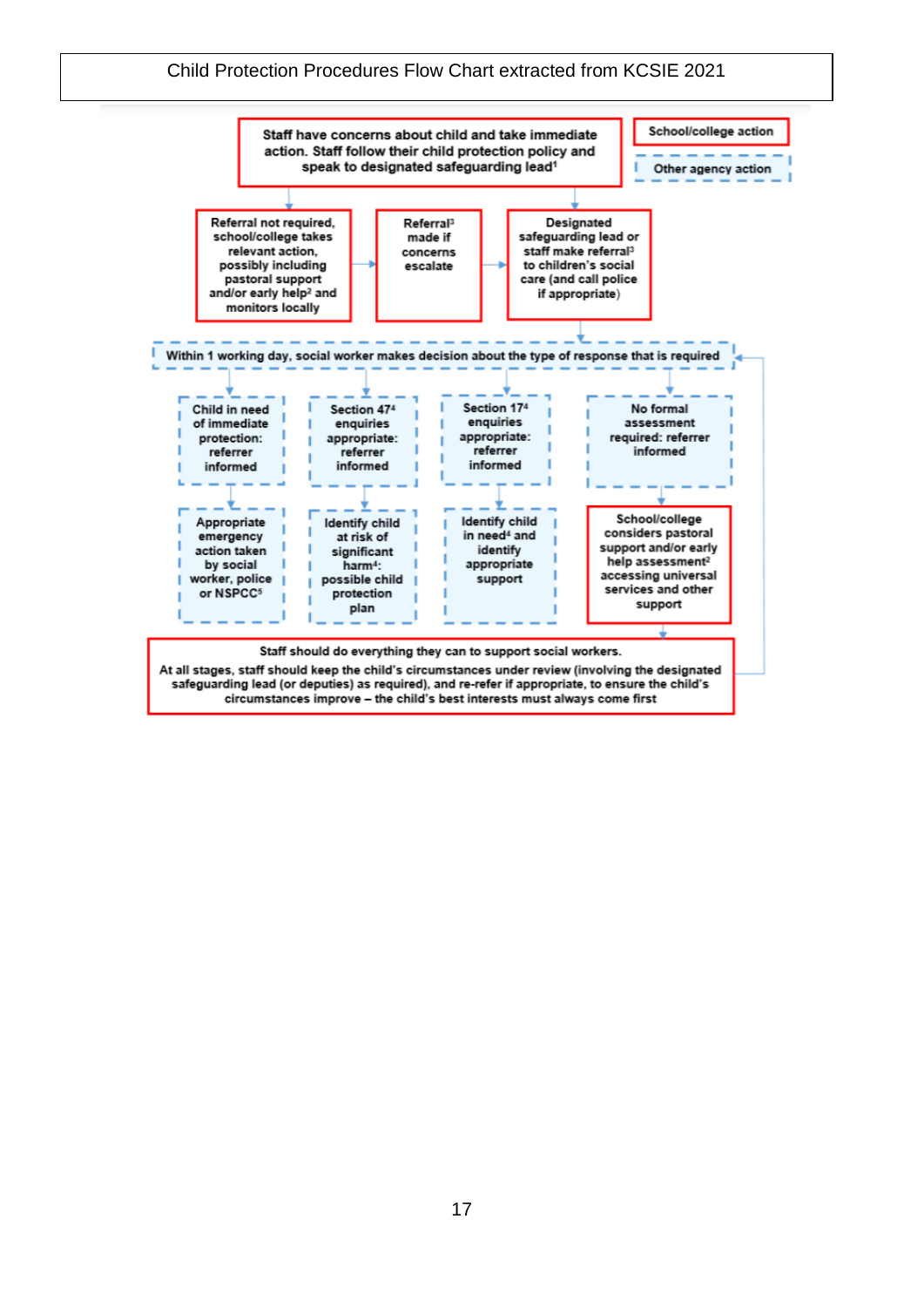Child Protection Procedures Flow Chart extracted from KCSIE 2021

School/college action

Other agency action

Staff have concerns about child and take immediate action. Staff follow their child protection policy and speak to designated safeguarding lead[1]

Referral not required, school/college takes relevant action, possibly including pastoral support and/or early help[2] and monitors locally

Referral[3] made if concerns escalate

Designated safeguarding lead or staff make referral[3] to children's social care (and call police if appropriate)

Within 1 working day, social worker makes decision about the type of response that is required

Child in need of immediate protection: referrer informed

Appropriate emergency action taken by social worker, police or NSPCC[5]

Section 47[4] enquiries appropriate: referrer informed

Identify child at risk of significant harm[4]: possible child protection plan

Section 17[4] enquiries appropriate: referrer informed

Identify child in need[4] and identify appropriate support

No formal assessment required: referrer informed

School/college considers pastoral support and/or early help assessment[2] accessing universal services and other support

Staff should do everything they can to support social workers.

At all stages, staff should keep the child's circumstances under review (involving the designated safeguarding lead (or deputies) as required), and re-refer if appropriate, to ensure the child's circumstances improve – the child's best interests must always come first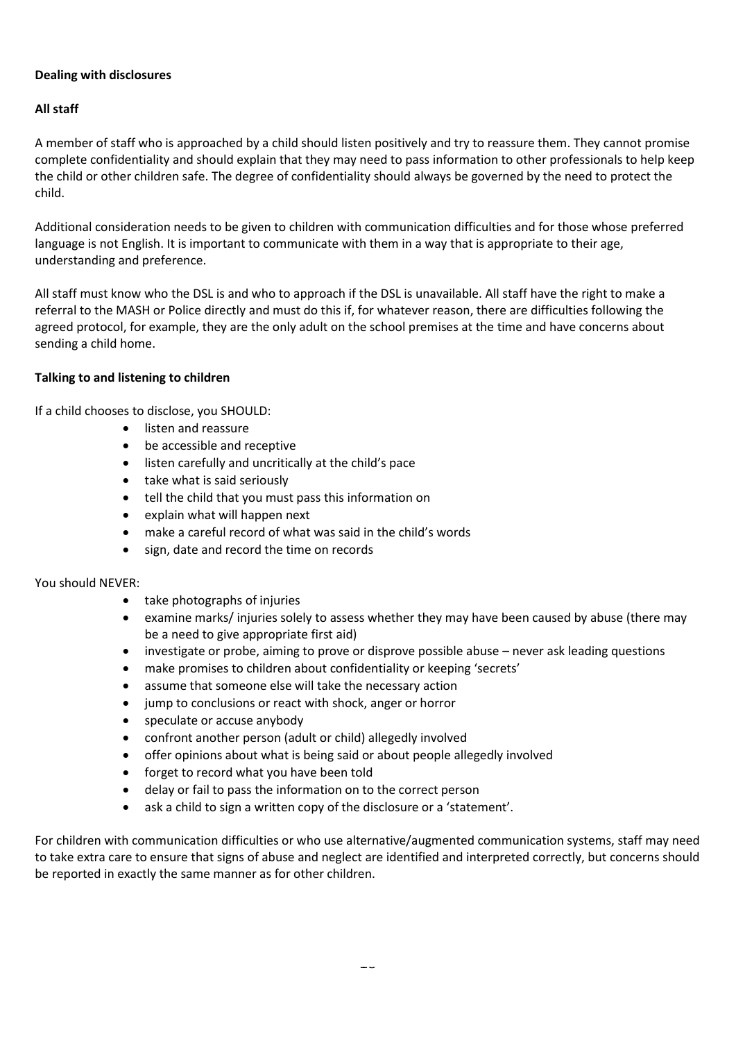**Dealing with disclosures**

**All staff**

A member of staff who is approached by a child should listen positively and try to reassure them. They cannot promise complete confidentiality and should explain that they may need to pass information to other professionals to help keep the child or other children safe. The degree of confidentiality should always be governed by the need to protect the child.

Additional consideration needs to be given to children with communication difficulties and for those whose preferred language is not English. It is important to communicate with them in a way that is appropriate to their age, understanding and preference.

All staff must know who the DSL is and who to approach if the DSL is unavailable. All staff have the right to make a referral to the MASH or Police directly and must do this if, for whatever reason, there are difficulties following the agreed protocol, for example, they are the only adult on the school premises at the time and have concerns about sending a child home.

**Talking to and listening to children**

If a child chooses to disclose, you SHOULD:

- listen and reassure
- be accessible and receptive
- listen carefully and uncritically at the child's pace
- take what is said seriously
- tell the child that you must pass this information on
- explain what will happen next
- make a careful record of what was said in the child's words
- sign, date and record the time on records

You should NEVER:

- take photographs of injuries
- examine marks/ injuries solely to assess whether they may have been caused by abuse (there may be a need to give appropriate first aid)
- investigate or probe, aiming to prove or disprove possible abuse – never ask leading questions
- make promises to children about confidentiality or keeping 'secrets'
- assume that someone else will take the necessary action
- jump to conclusions or react with shock, anger or horror
- speculate or accuse anybody
- confront another person (adult or child) allegedly involved
- offer opinions about what is being said or about people allegedly involved
- forget to record what you have been told
- delay or fail to pass the information on to the correct person
- ask a child to sign a written copy of the disclosure or a 'statement'.

For children with communication difficulties or who use alternative/augmented communication systems, staff may need to take extra care to ensure that signs of abuse and neglect are identified and interpreted correctly, but concerns should be reported in exactly the same manner as for other children.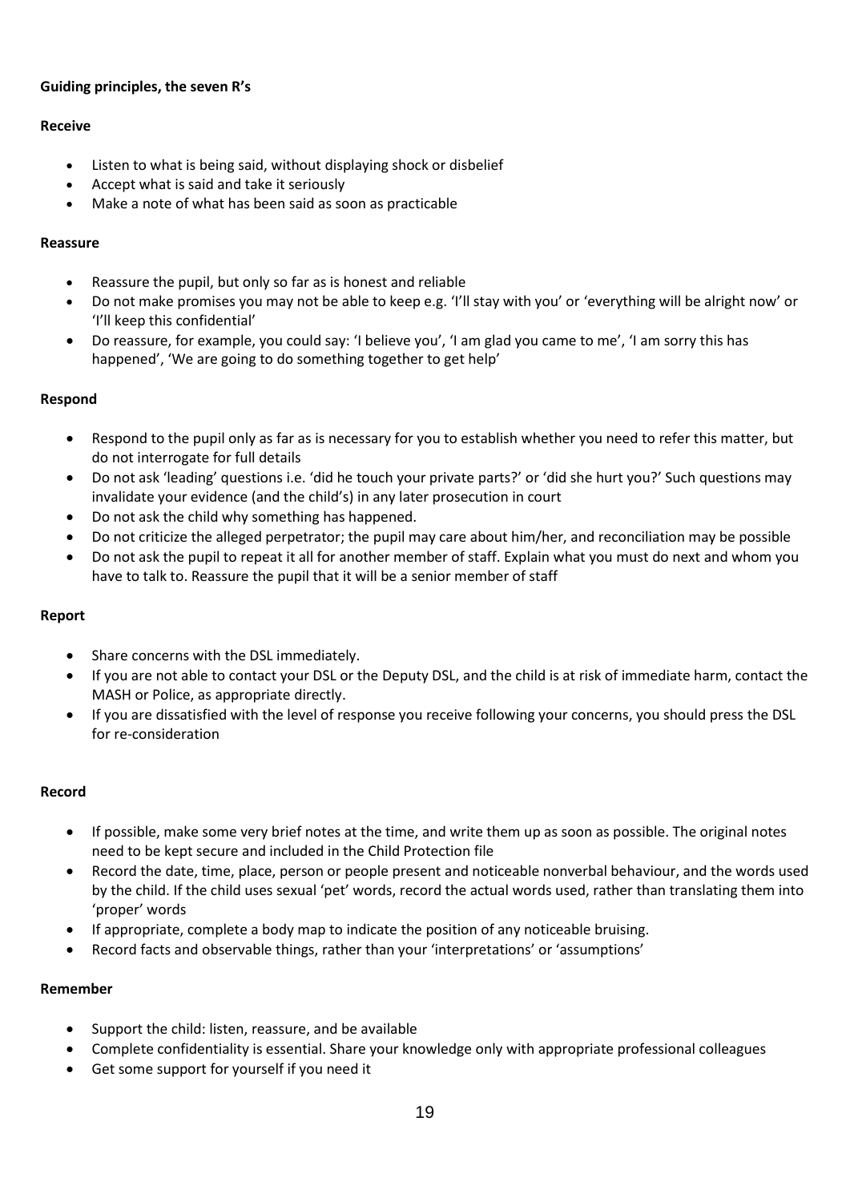**Guiding principles, the seven R's**

**Receive**

- Listen to what is being said, without displaying shock or disbelief
- Accept what is said and take it seriously
- Make a note of what has been said as soon as practicable

**Reassure**

- Reassure the pupil, but only so far as is honest and reliable
- Do not make promises you may not be able to keep e.g. 'I'll stay with you' or 'everything will be alright now' or 'I'll keep this confidential'
- Do reassure, for example, you could say: 'I believe you', 'I am glad you came to me', 'I am sorry this has happened', 'We are going to do something together to get help'

**Respond**

- Respond to the pupil only as far as is necessary for you to establish whether you need to refer this matter, but do not interrogate for full details
- Do not ask 'leading' questions i.e. 'did he touch your private parts?' or 'did she hurt you?' Such questions may invalidate your evidence (and the child's) in any later prosecution in court
- Do not ask the child why something has happened.
- Do not criticize the alleged perpetrator; the pupil may care about him/her, and reconciliation may be possible
- Do not ask the pupil to repeat it all for another member of staff. Explain what you must do next and whom you have to talk to. Reassure the pupil that it will be a senior member of staff

**Report**

- Share concerns with the DSL immediately.
- If you are not able to contact your DSL or the Deputy DSL, and the child is at risk of immediate harm, contact the MASH or Police, as appropriate directly.
- If you are dissatisfied with the level of response you receive following your concerns, you should press the DSL for re-consideration

**Record**

- If possible, make some very brief notes at the time, and write them up as soon as possible. The original notes need to be kept secure and included in the Child Protection file
- Record the date, time, place, person or people present and noticeable nonverbal behaviour, and the words used by the child. If the child uses sexual 'pet' words, record the actual words used, rather than translating them into 'proper' words
- If appropriate, complete a body map to indicate the position of any noticeable bruising.
- Record facts and observable things, rather than your 'interpretations' or 'assumptions'

**Remember**

- Support the child: listen, reassure, and be available
- Complete confidentiality is essential. Share your knowledge only with appropriate professional colleagues
- Get some support for yourself if you need it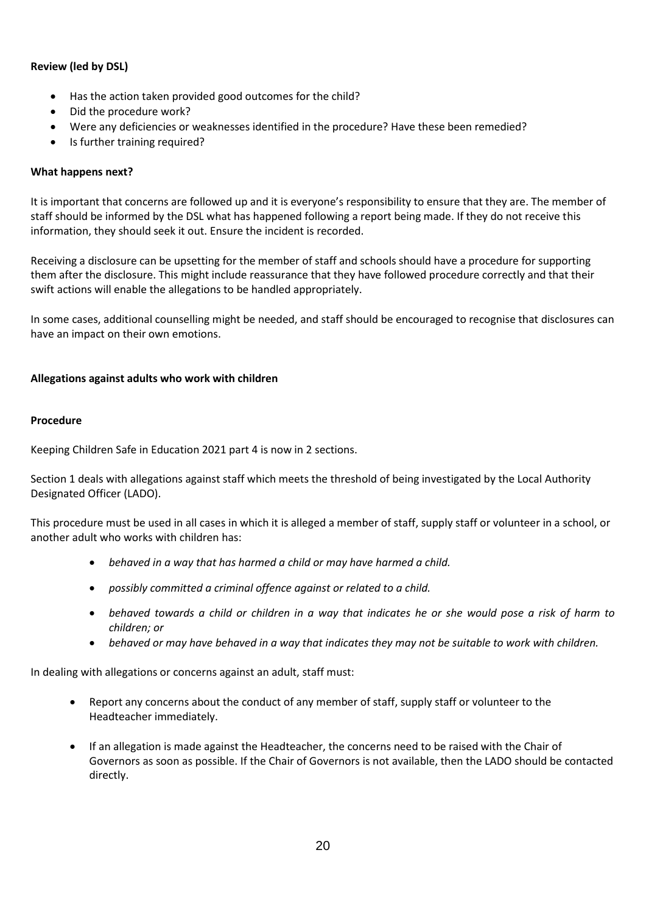**Review (led by DSL)**

- Has the action taken provided good outcomes for the child?
- Did the procedure work?
- Were any deficiencies or weaknesses identified in the procedure? Have these been remedied?
- Is further training required?

**What happens next?**

It is important that concerns are followed up and it is everyone's responsibility to ensure that they are. The member of staff should be informed by the DSL what has happened following a report being made. If they do not receive this information, they should seek it out. Ensure the incident is recorded.

Receiving a disclosure can be upsetting for the member of staff and schools should have a procedure for supporting them after the disclosure. This might include reassurance that they have followed procedure correctly and that their swift actions will enable the allegations to be handled appropriately.

In some cases, additional counselling might be needed, and staff should be encouraged to recognise that disclosures can have an impact on their own emotions.

**Allegations against adults who work with children**

**Procedure**

Keeping Children Safe in Education 2021 part 4 is now in 2 sections.

Section 1 deals with allegations against staff which meets the threshold of being investigated by the Local Authority Designated Officer (LADO).

This procedure must be used in all cases in which it is alleged a member of staff, supply staff or volunteer in a school, or another adult who works with children has:

- *behaved in a way that has harmed a child or may have harmed a child.*
- *possibly committed a criminal offence against or related to a child.*
- *behaved towards a child or children in a way that indicates he or she would pose a risk of harm to children; or*
- *behaved or may have behaved in a way that indicates they may not be suitable to work with children.*

In dealing with allegations or concerns against an adult, staff must:

- Report any concerns about the conduct of any member of staff, supply staff or volunteer to the Headteacher immediately.
- If an allegation is made against the Headteacher, the concerns need to be raised with the Chair of Governors as soon as possible. If the Chair of Governors is not available, then the LADO should be contacted directly.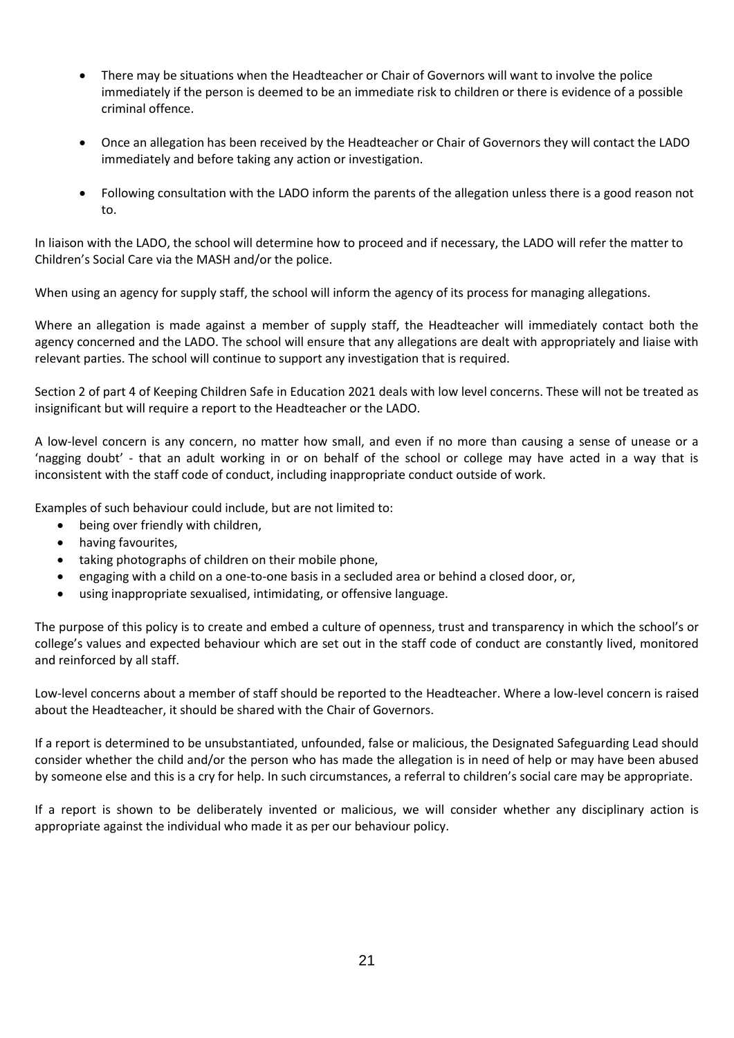- There may be situations when the Headteacher or Chair of Governors will want to involve the police immediately if the person is deemed to be an immediate risk to children or there is evidence of a possible criminal offence.

- Once an allegation has been received by the Headteacher or Chair of Governors they will contact the LADO immediately and before taking any action or investigation.

- Following consultation with the LADO inform the parents of the allegation unless there is a good reason not to.

In liaison with the LADO, the school will determine how to proceed and if necessary, the LADO will refer the matter to Children's Social Care via the MASH and/or the police.

When using an agency for supply staff, the school will inform the agency of its process for managing allegations.

Where an allegation is made against a member of supply staff, the Headteacher will immediately contact both the agency concerned and the LADO. The school will ensure that any allegations are dealt with appropriately and liaise with relevant parties. The school will continue to support any investigation that is required.

Section 2 of part 4 of Keeping Children Safe in Education 2021 deals with low level concerns. These will not be treated as insignificant but will require a report to the Headteacher or the LADO.

A low-level concern is any concern, no matter how small, and even if no more than causing a sense of unease or a 'nagging doubt' - that an adult working in or on behalf of the school or college may have acted in a way that is inconsistent with the staff code of conduct, including inappropriate conduct outside of work.

Examples of such behaviour could include, but are not limited to:

- being over friendly with children,
- having favourites,
- taking photographs of children on their mobile phone,
- engaging with a child on a one-to-one basis in a secluded area or behind a closed door, or,
- using inappropriate sexualised, intimidating, or offensive language.

The purpose of this policy is to create and embed a culture of openness, trust and transparency in which the school's or college's values and expected behaviour which are set out in the staff code of conduct are constantly lived, monitored and reinforced by all staff.

Low-level concerns about a member of staff should be reported to the Headteacher. Where a low-level concern is raised about the Headteacher, it should be shared with the Chair of Governors.

If a report is determined to be unsubstantiated, unfounded, false or malicious, the Designated Safeguarding Lead should consider whether the child and/or the person who has made the allegation is in need of help or may have been abused by someone else and this is a cry for help. In such circumstances, a referral to children's social care may be appropriate.

If a report is shown to be deliberately invented or malicious, we will consider whether any disciplinary action is appropriate against the individual who made it as per our behaviour policy.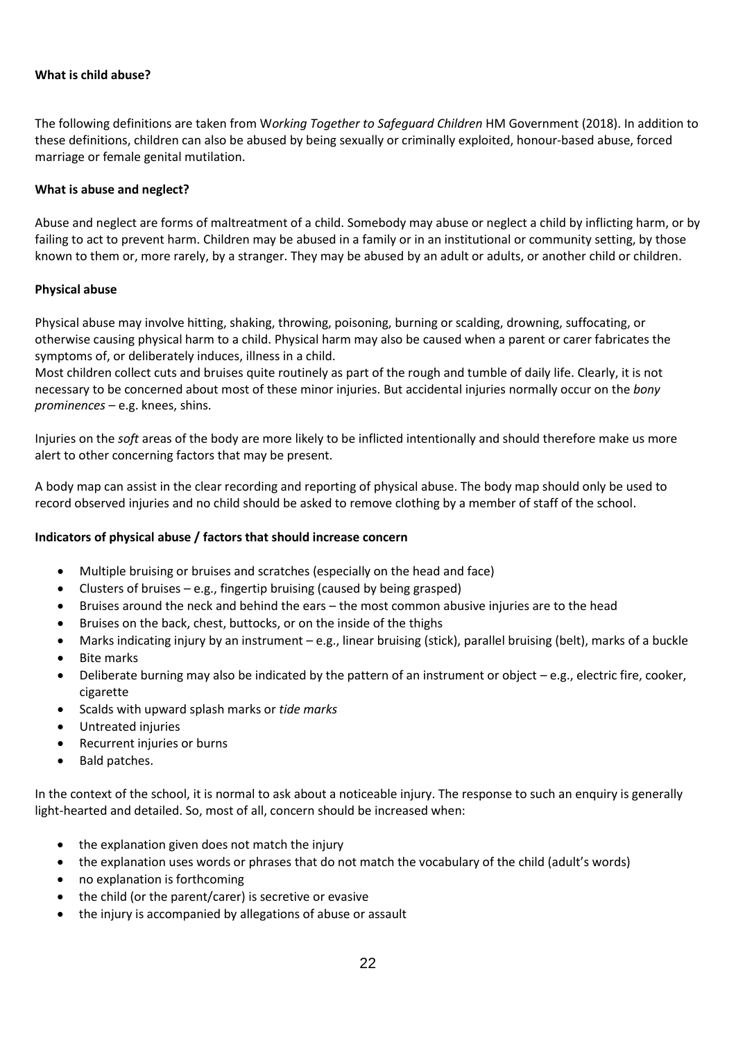**What is child abuse?**

The following definitions are taken from W*orking Together to Safeguard Children* HM Government (2018). In addition to these definitions, children can also be abused by being sexually or criminally exploited, honour-based abuse, forced marriage or female genital mutilation.

**What is abuse and neglect?**

Abuse and neglect are forms of maltreatment of a child. Somebody may abuse or neglect a child by inflicting harm, or by failing to act to prevent harm. Children may be abused in a family or in an institutional or community setting, by those known to them or, more rarely, by a stranger. They may be abused by an adult or adults, or another child or children.

**Physical abuse**

Physical abuse may involve hitting, shaking, throwing, poisoning, burning or scalding, drowning, suffocating, or otherwise causing physical harm to a child. Physical harm may also be caused when a parent or carer fabricates the symptoms of, or deliberately induces, illness in a child.
Most children collect cuts and bruises quite routinely as part of the rough and tumble of daily life. Clearly, it is not necessary to be concerned about most of these minor injuries. But accidental injuries normally occur on the *bony prominences* – e.g. knees, shins.

Injuries on the *soft* areas of the body are more likely to be inflicted intentionally and should therefore make us more alert to other concerning factors that may be present.

A body map can assist in the clear recording and reporting of physical abuse. The body map should only be used to record observed injuries and no child should be asked to remove clothing by a member of staff of the school.

**Indicators of physical abuse / factors that should increase concern**

- Multiple bruising or bruises and scratches (especially on the head and face)
- Clusters of bruises – e.g., fingertip bruising (caused by being grasped)
- Bruises around the neck and behind the ears – the most common abusive injuries are to the head
- Bruises on the back, chest, buttocks, or on the inside of the thighs
- Marks indicating injury by an instrument – e.g., linear bruising (stick), parallel bruising (belt), marks of a buckle
- Bite marks
- Deliberate burning may also be indicated by the pattern of an instrument or object – e.g., electric fire, cooker, cigarette
- Scalds with upward splash marks or *tide marks*
- Untreated injuries
- Recurrent injuries or burns
- Bald patches.

In the context of the school, it is normal to ask about a noticeable injury. The response to such an enquiry is generally light-hearted and detailed. So, most of all, concern should be increased when:

- the explanation given does not match the injury
- the explanation uses words or phrases that do not match the vocabulary of the child (adult's words)
- no explanation is forthcoming
- the child (or the parent/carer) is secretive or evasive
- the injury is accompanied by allegations of abuse or assault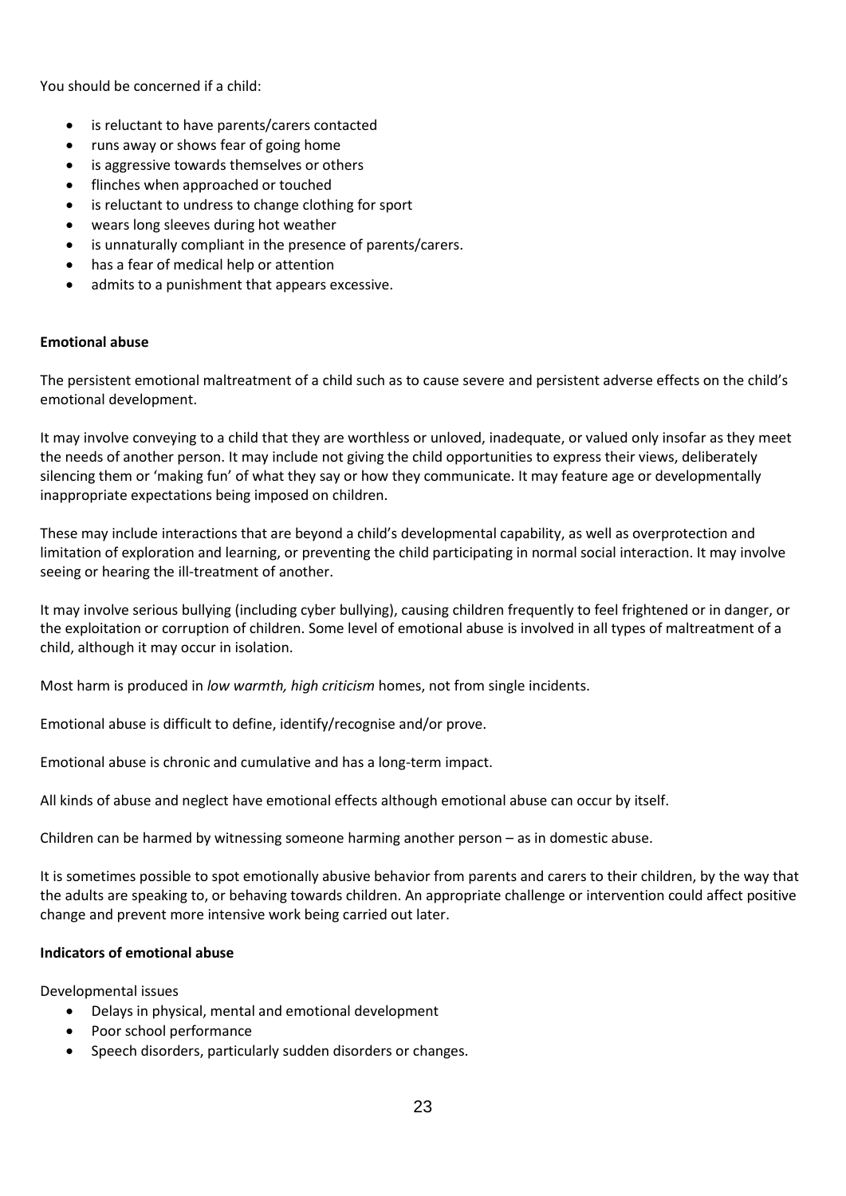You should be concerned if a child:

- is reluctant to have parents/carers contacted
- runs away or shows fear of going home
- is aggressive towards themselves or others
- flinches when approached or touched
- is reluctant to undress to change clothing for sport
- wears long sleeves during hot weather
- is unnaturally compliant in the presence of parents/carers.
- has a fear of medical help or attention
- admits to a punishment that appears excessive.

**Emotional abuse**

The persistent emotional maltreatment of a child such as to cause severe and persistent adverse effects on the child's emotional development.

It may involve conveying to a child that they are worthless or unloved, inadequate, or valued only insofar as they meet the needs of another person. It may include not giving the child opportunities to express their views, deliberately silencing them or 'making fun' of what they say or how they communicate. It may feature age or developmentally inappropriate expectations being imposed on children.

These may include interactions that are beyond a child's developmental capability, as well as overprotection and limitation of exploration and learning, or preventing the child participating in normal social interaction. It may involve seeing or hearing the ill-treatment of another.

It may involve serious bullying (including cyber bullying), causing children frequently to feel frightened or in danger, or the exploitation or corruption of children. Some level of emotional abuse is involved in all types of maltreatment of a child, although it may occur in isolation.

Most harm is produced in *low warmth, high criticism* homes, not from single incidents.

Emotional abuse is difficult to define, identify/recognise and/or prove.

Emotional abuse is chronic and cumulative and has a long-term impact.

All kinds of abuse and neglect have emotional effects although emotional abuse can occur by itself.

Children can be harmed by witnessing someone harming another person – as in domestic abuse.

It is sometimes possible to spot emotionally abusive behavior from parents and carers to their children, by the way that the adults are speaking to, or behaving towards children. An appropriate challenge or intervention could affect positive change and prevent more intensive work being carried out later.

**Indicators of emotional abuse**

Developmental issues

- Delays in physical, mental and emotional development
- Poor school performance
- Speech disorders, particularly sudden disorders or changes.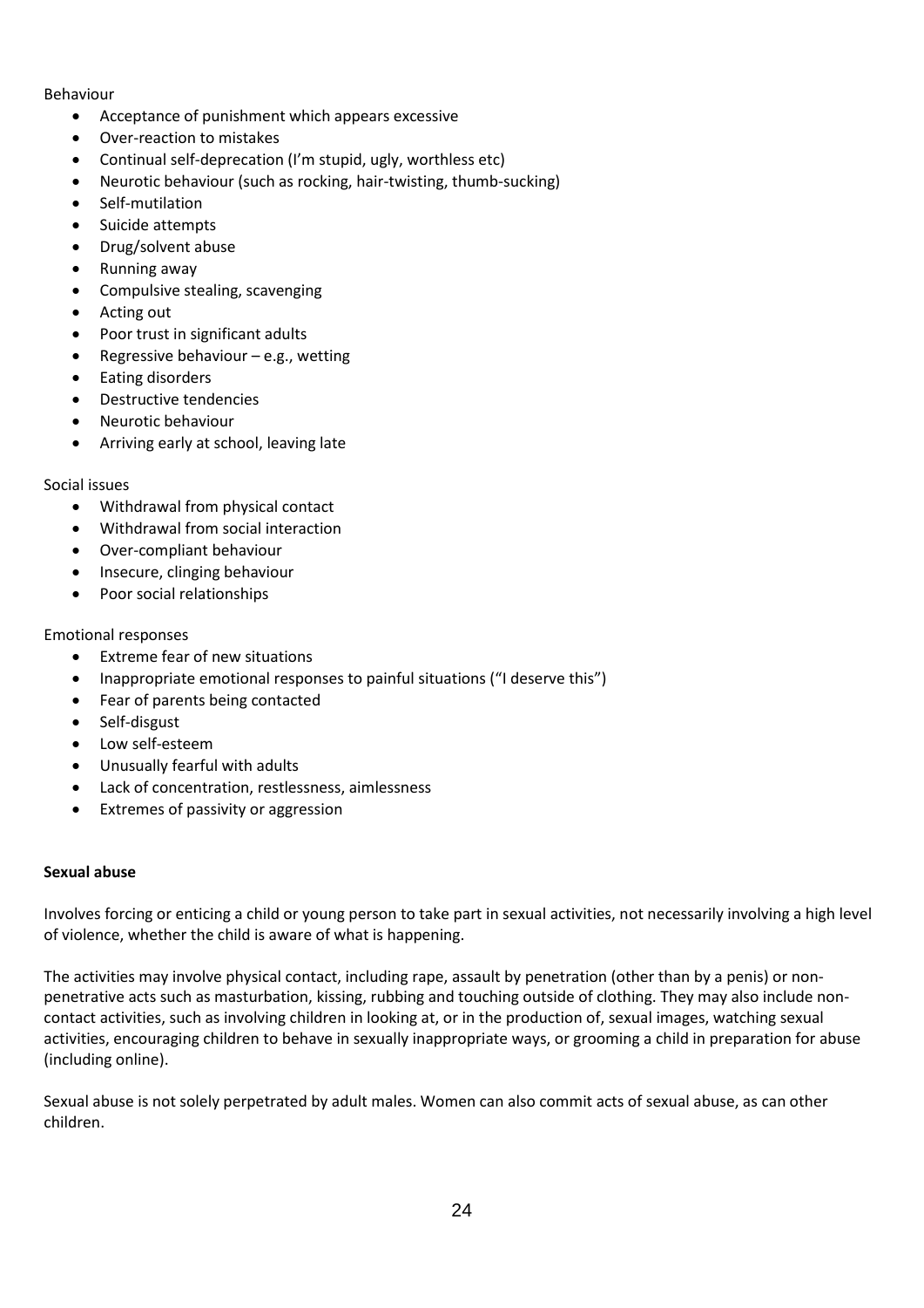Behaviour

- Acceptance of punishment which appears excessive
- Over-reaction to mistakes
- Continual self-deprecation (I'm stupid, ugly, worthless etc)
- Neurotic behaviour (such as rocking, hair-twisting, thumb-sucking)
- Self-mutilation
- Suicide attempts
- Drug/solvent abuse
- Running away
- Compulsive stealing, scavenging
- Acting out
- Poor trust in significant adults
- Regressive behaviour – e.g., wetting
- Eating disorders
- Destructive tendencies
- Neurotic behaviour
- Arriving early at school, leaving late

Social issues

- Withdrawal from physical contact
- Withdrawal from social interaction
- Over-compliant behaviour
- Insecure, clinging behaviour
- Poor social relationships

Emotional responses

- Extreme fear of new situations
- Inappropriate emotional responses to painful situations ("I deserve this")
- Fear of parents being contacted
- Self-disgust
- Low self-esteem
- Unusually fearful with adults
- Lack of concentration, restlessness, aimlessness
- Extremes of passivity or aggression

**Sexual abuse**

Involves forcing or enticing a child or young person to take part in sexual activities, not necessarily involving a high level of violence, whether the child is aware of what is happening.

The activities may involve physical contact, including rape, assault by penetration (other than by a penis) or non-penetrative acts such as masturbation, kissing, rubbing and touching outside of clothing. They may also include non-contact activities, such as involving children in looking at, or in the production of, sexual images, watching sexual activities, encouraging children to behave in sexually inappropriate ways, or grooming a child in preparation for abuse (including online).

Sexual abuse is not solely perpetrated by adult males. Women can also commit acts of sexual abuse, as can other children.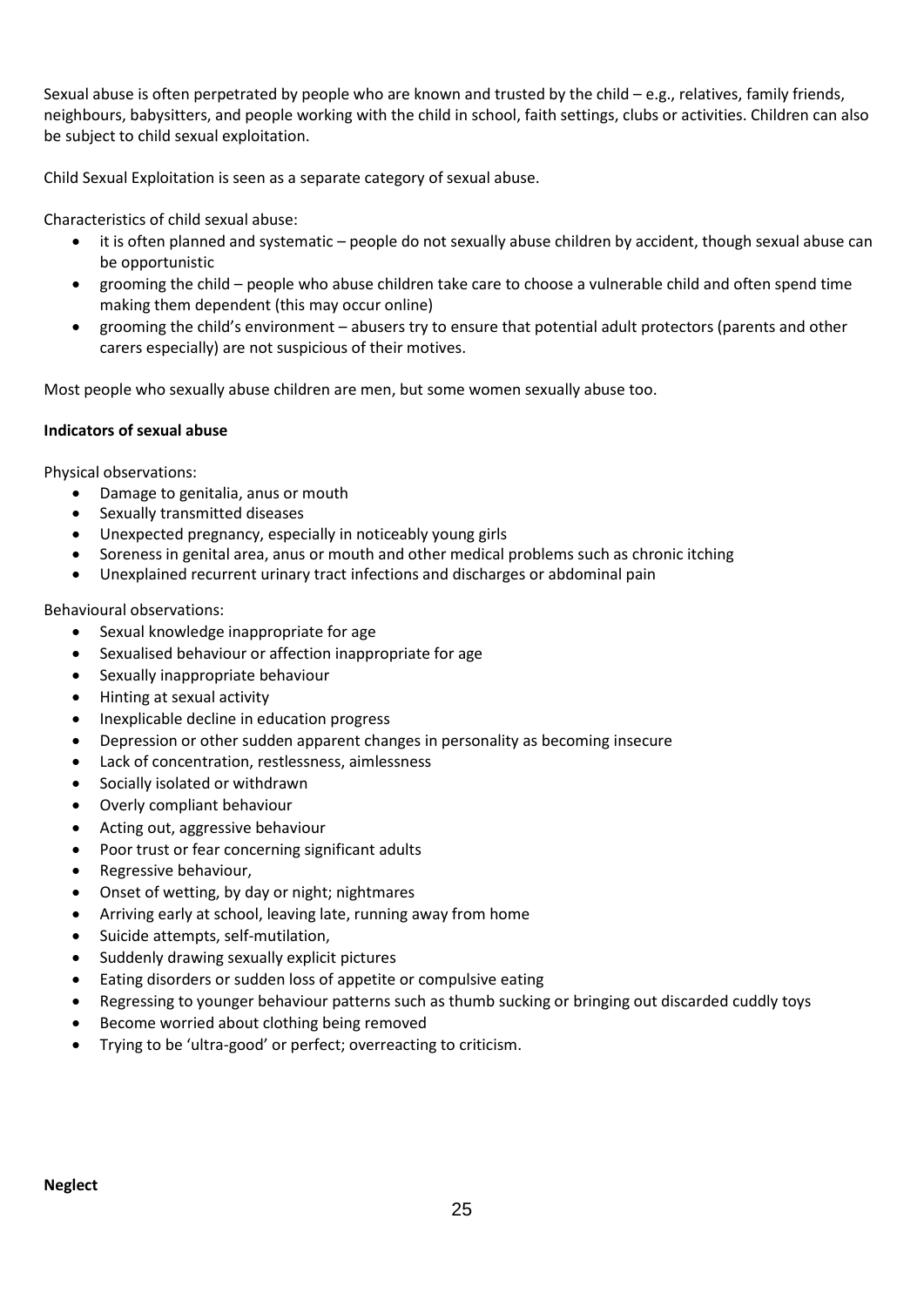Sexual abuse is often perpetrated by people who are known and trusted by the child – e.g., relatives, family friends, neighbours, babysitters, and people working with the child in school, faith settings, clubs or activities. Children can also be subject to child sexual exploitation.

Child Sexual Exploitation is seen as a separate category of sexual abuse.

Characteristics of child sexual abuse:

- it is often planned and systematic – people do not sexually abuse children by accident, though sexual abuse can be opportunistic
- grooming the child – people who abuse children take care to choose a vulnerable child and often spend time making them dependent (this may occur online)
- grooming the child's environment – abusers try to ensure that potential adult protectors (parents and other carers especially) are not suspicious of their motives.

Most people who sexually abuse children are men, but some women sexually abuse too.

**Indicators of sexual abuse**

Physical observations:

- Damage to genitalia, anus or mouth
- Sexually transmitted diseases
- Unexpected pregnancy, especially in noticeably young girls
- Soreness in genital area, anus or mouth and other medical problems such as chronic itching
- Unexplained recurrent urinary tract infections and discharges or abdominal pain

Behavioural observations:

- Sexual knowledge inappropriate for age
- Sexualised behaviour or affection inappropriate for age
- Sexually inappropriate behaviour
- Hinting at sexual activity
- Inexplicable decline in education progress
- Depression or other sudden apparent changes in personality as becoming insecure
- Lack of concentration, restlessness, aimlessness
- Socially isolated or withdrawn
- Overly compliant behaviour
- Acting out, aggressive behaviour
- Poor trust or fear concerning significant adults
- Regressive behaviour,
- Onset of wetting, by day or night; nightmares
- Arriving early at school, leaving late, running away from home
- Suicide attempts, self-mutilation,
- Suddenly drawing sexually explicit pictures
- Eating disorders or sudden loss of appetite or compulsive eating
- Regressing to younger behaviour patterns such as thumb sucking or bringing out discarded cuddly toys
- Become worried about clothing being removed
- Trying to be 'ultra-good' or perfect; overreacting to criticism.

**Neglect**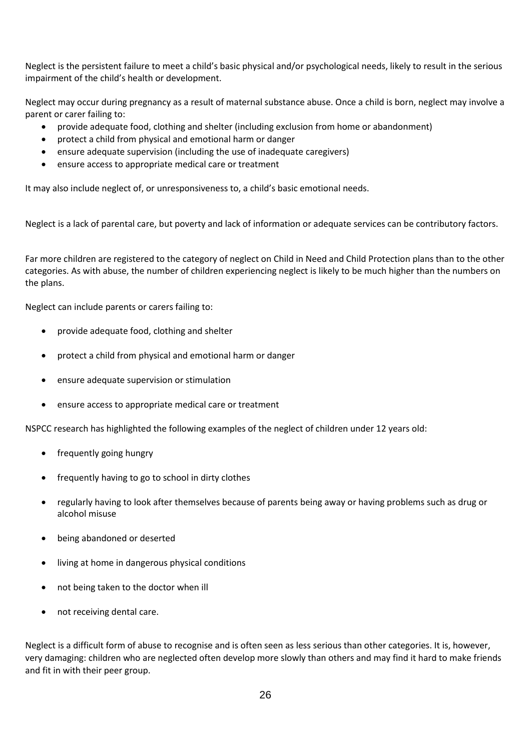Neglect is the persistent failure to meet a child's basic physical and/or psychological needs, likely to result in the serious impairment of the child's health or development.

Neglect may occur during pregnancy as a result of maternal substance abuse. Once a child is born, neglect may involve a parent or carer failing to:

- provide adequate food, clothing and shelter (including exclusion from home or abandonment)
- protect a child from physical and emotional harm or danger
- ensure adequate supervision (including the use of inadequate caregivers)
- ensure access to appropriate medical care or treatment

It may also include neglect of, or unresponsiveness to, a child's basic emotional needs.

Neglect is a lack of parental care, but poverty and lack of information or adequate services can be contributory factors.

Far more children are registered to the category of neglect on Child in Need and Child Protection plans than to the other categories. As with abuse, the number of children experiencing neglect is likely to be much higher than the numbers on the plans.

Neglect can include parents or carers failing to:

- provide adequate food, clothing and shelter
- protect a child from physical and emotional harm or danger
- ensure adequate supervision or stimulation
- ensure access to appropriate medical care or treatment

NSPCC research has highlighted the following examples of the neglect of children under 12 years old:

- frequently going hungry
- frequently having to go to school in dirty clothes
- regularly having to look after themselves because of parents being away or having problems such as drug or alcohol misuse
- being abandoned or deserted
- living at home in dangerous physical conditions
- not being taken to the doctor when ill
- not receiving dental care.

Neglect is a difficult form of abuse to recognise and is often seen as less serious than other categories. It is, however, very damaging: children who are neglected often develop more slowly than others and may find it hard to make friends and fit in with their peer group.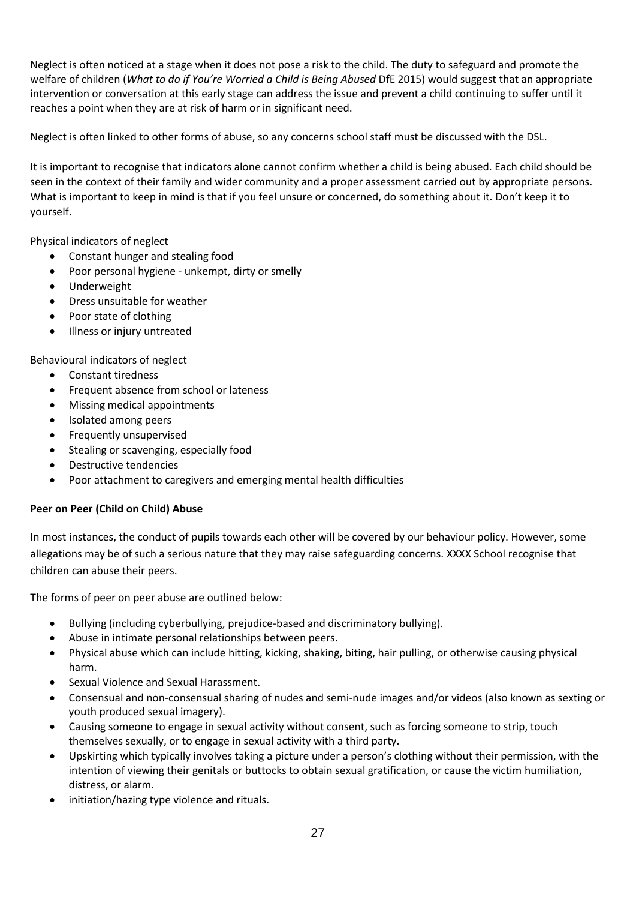Neglect is often noticed at a stage when it does not pose a risk to the child. The duty to safeguard and promote the welfare of children (*What to do if You're Worried a Child is Being Abused* DfE 2015) would suggest that an appropriate intervention or conversation at this early stage can address the issue and prevent a child continuing to suffer until it reaches a point when they are at risk of harm or in significant need.

Neglect is often linked to other forms of abuse, so any concerns school staff must be discussed with the DSL.

It is important to recognise that indicators alone cannot confirm whether a child is being abused. Each child should be seen in the context of their family and wider community and a proper assessment carried out by appropriate persons. What is important to keep in mind is that if you feel unsure or concerned, do something about it. Don't keep it to yourself.

Physical indicators of neglect

- Constant hunger and stealing food
- Poor personal hygiene - unkempt, dirty or smelly
- Underweight
- Dress unsuitable for weather
- Poor state of clothing
- Illness or injury untreated

Behavioural indicators of neglect

- Constant tiredness
- Frequent absence from school or lateness
- Missing medical appointments
- Isolated among peers
- Frequently unsupervised
- Stealing or scavenging, especially food
- Destructive tendencies
- Poor attachment to caregivers and emerging mental health difficulties

**Peer on Peer (Child on Child) Abuse**

In most instances, the conduct of pupils towards each other will be covered by our behaviour policy. However, some allegations may be of such a serious nature that they may raise safeguarding concerns. XXXX School recognise that children can abuse their peers.

The forms of peer on peer abuse are outlined below:

- Bullying (including cyberbullying, prejudice-based and discriminatory bullying).
- Abuse in intimate personal relationships between peers.
- Physical abuse which can include hitting, kicking, shaking, biting, hair pulling, or otherwise causing physical harm.
- Sexual Violence and Sexual Harassment.
- Consensual and non-consensual sharing of nudes and semi-nude images and/or videos (also known as sexting or youth produced sexual imagery).
- Causing someone to engage in sexual activity without consent, such as forcing someone to strip, touch themselves sexually, or to engage in sexual activity with a third party.
- Upskirting which typically involves taking a picture under a person's clothing without their permission, with the intention of viewing their genitals or buttocks to obtain sexual gratification, or cause the victim humiliation, distress, or alarm.
- initiation/hazing type violence and rituals.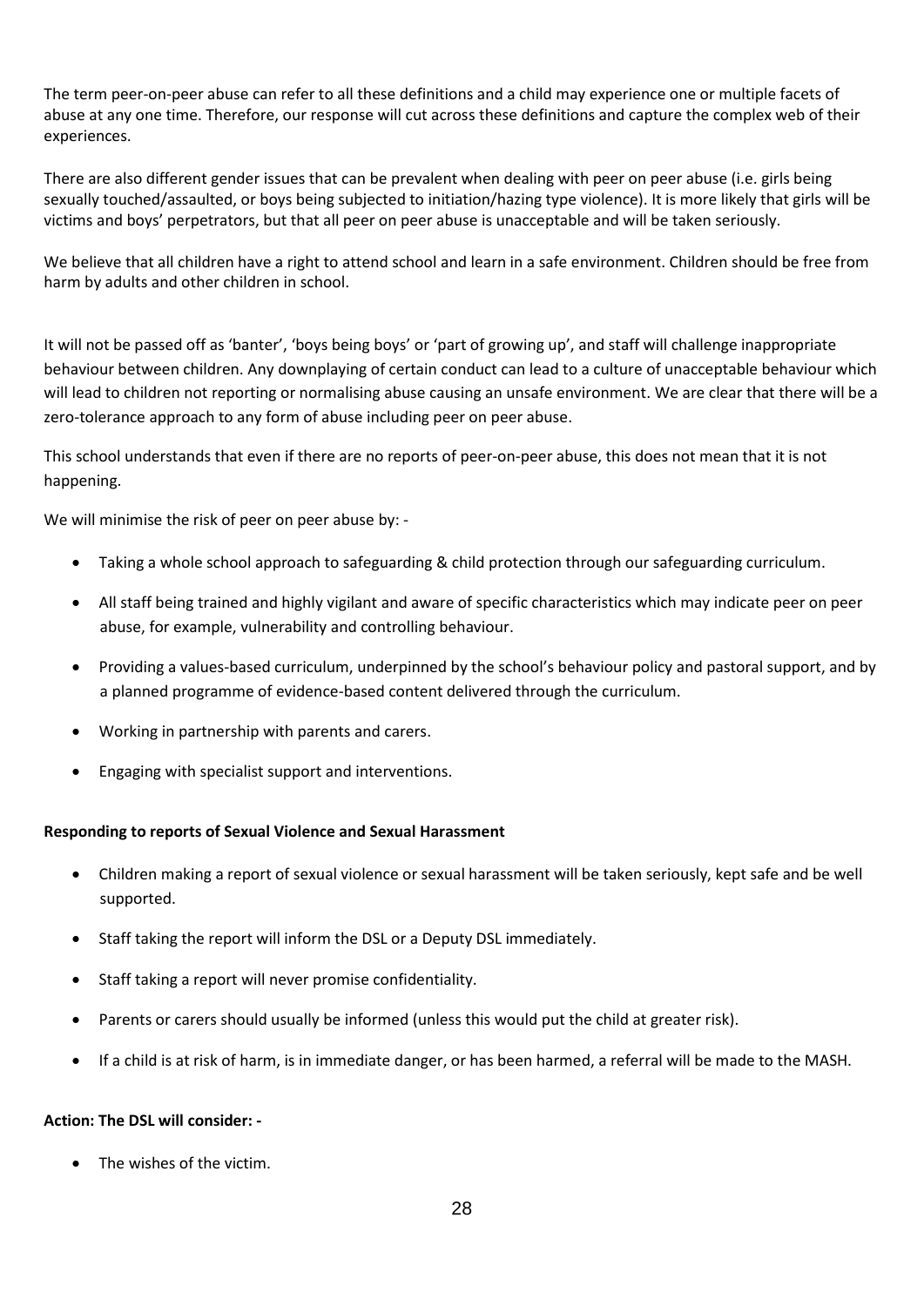The term peer-on-peer abuse can refer to all these definitions and a child may experience one or multiple facets of abuse at any one time. Therefore, our response will cut across these definitions and capture the complex web of their experiences.

There are also different gender issues that can be prevalent when dealing with peer on peer abuse (i.e. girls being sexually touched/assaulted, or boys being subjected to initiation/hazing type violence). It is more likely that girls will be victims and boys' perpetrators, but that all peer on peer abuse is unacceptable and will be taken seriously.

We believe that all children have a right to attend school and learn in a safe environment. Children should be free from harm by adults and other children in school.

It will not be passed off as 'banter', 'boys being boys' or 'part of growing up', and staff will challenge inappropriate behaviour between children. Any downplaying of certain conduct can lead to a culture of unacceptable behaviour which will lead to children not reporting or normalising abuse causing an unsafe environment. We are clear that there will be a zero-tolerance approach to any form of abuse including peer on peer abuse.

This school understands that even if there are no reports of peer-on-peer abuse, this does not mean that it is not happening.

We will minimise the risk of peer on peer abuse by: -

- Taking a whole school approach to safeguarding & child protection through our safeguarding curriculum.
- All staff being trained and highly vigilant and aware of specific characteristics which may indicate peer on peer abuse, for example, vulnerability and controlling behaviour.
- Providing a values-based curriculum, underpinned by the school's behaviour policy and pastoral support, and by a planned programme of evidence-based content delivered through the curriculum.
- Working in partnership with parents and carers.
- Engaging with specialist support and interventions.

**Responding to reports of Sexual Violence and Sexual Harassment**

- Children making a report of sexual violence or sexual harassment will be taken seriously, kept safe and be well supported.
- Staff taking the report will inform the DSL or a Deputy DSL immediately.
- Staff taking a report will never promise confidentiality.
- Parents or carers should usually be informed (unless this would put the child at greater risk).
- If a child is at risk of harm, is in immediate danger, or has been harmed, a referral will be made to the MASH.

**Action: The DSL will consider: -**

- The wishes of the victim.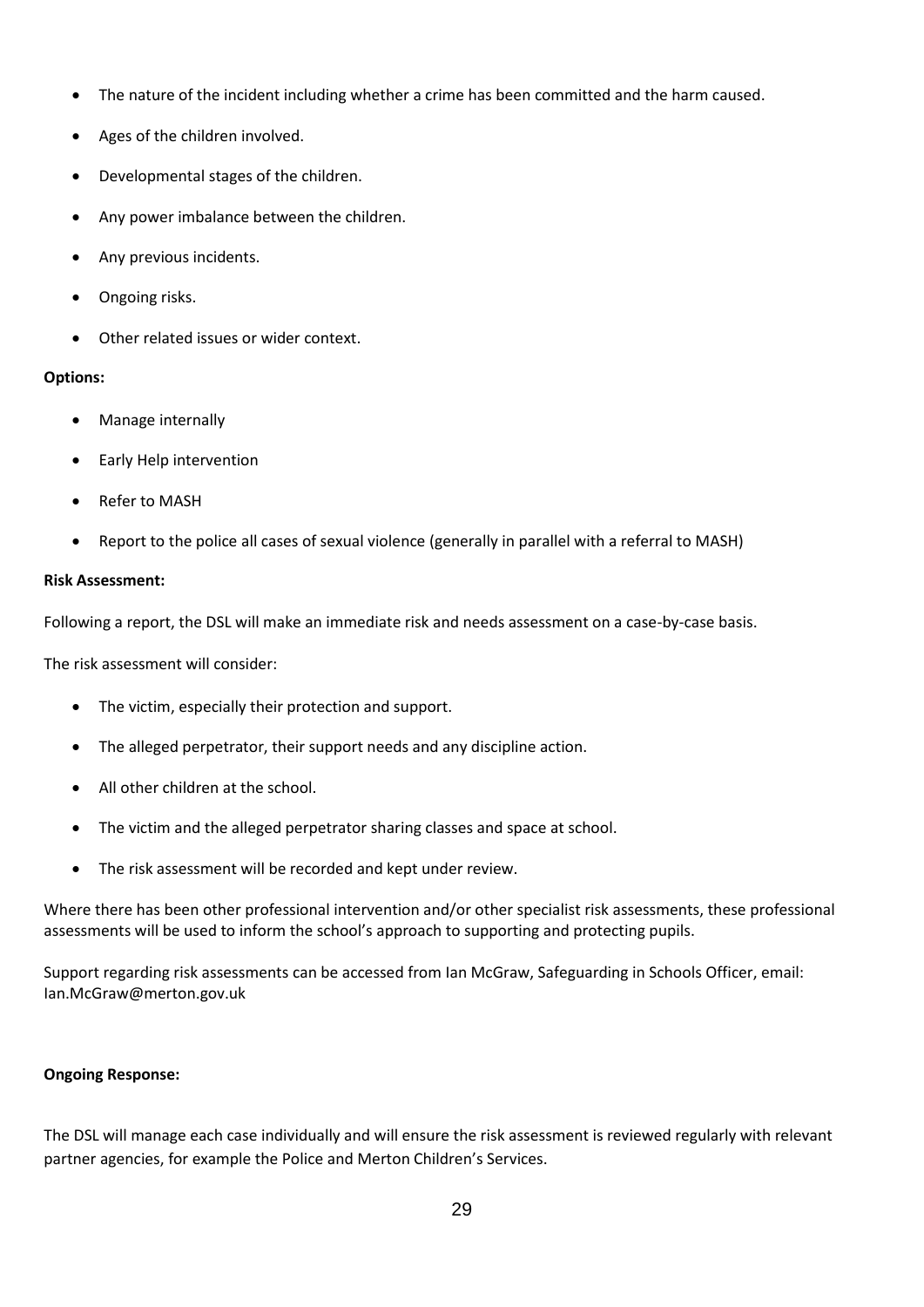- The nature of the incident including whether a crime has been committed and the harm caused.
- Ages of the children involved.
- Developmental stages of the children.
- Any power imbalance between the children.
- Any previous incidents.
- Ongoing risks.
- Other related issues or wider context.

**Options:**

- Manage internally
- Early Help intervention
- Refer to MASH
- Report to the police all cases of sexual violence (generally in parallel with a referral to MASH)

**Risk Assessment:**

Following a report, the DSL will make an immediate risk and needs assessment on a case-by-case basis.

The risk assessment will consider:

- The victim, especially their protection and support.
- The alleged perpetrator, their support needs and any discipline action.
- All other children at the school.
- The victim and the alleged perpetrator sharing classes and space at school.
- The risk assessment will be recorded and kept under review.

Where there has been other professional intervention and/or other specialist risk assessments, these professional assessments will be used to inform the school's approach to supporting and protecting pupils.

Support regarding risk assessments can be accessed from Ian McGraw, Safeguarding in Schools Officer, email: Ian.McGraw@merton.gov.uk

**Ongoing Response:**

The DSL will manage each case individually and will ensure the risk assessment is reviewed regularly with relevant partner agencies, for example the Police and Merton Children's Services.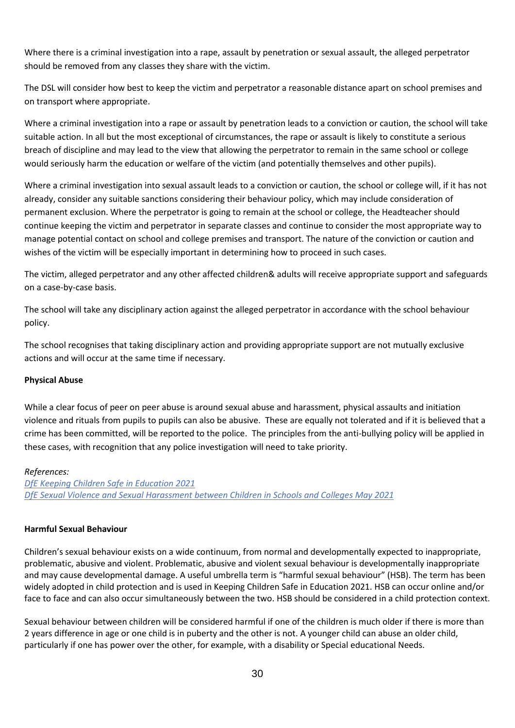Where there is a criminal investigation into a rape, assault by penetration or sexual assault, the alleged perpetrator should be removed from any classes they share with the victim.

The DSL will consider how best to keep the victim and perpetrator a reasonable distance apart on school premises and on transport where appropriate.

Where a criminal investigation into a rape or assault by penetration leads to a conviction or caution, the school will take suitable action. In all but the most exceptional of circumstances, the rape or assault is likely to constitute a serious breach of discipline and may lead to the view that allowing the perpetrator to remain in the same school or college would seriously harm the education or welfare of the victim (and potentially themselves and other pupils).

Where a criminal investigation into sexual assault leads to a conviction or caution, the school or college will, if it has not already, consider any suitable sanctions considering their behaviour policy, which may include consideration of permanent exclusion. Where the perpetrator is going to remain at the school or college, the Headteacher should continue keeping the victim and perpetrator in separate classes and continue to consider the most appropriate way to manage potential contact on school and college premises and transport. The nature of the conviction or caution and wishes of the victim will be especially important in determining how to proceed in such cases.

The victim, alleged perpetrator and any other affected children& adults will receive appropriate support and safeguards on a case-by-case basis.

The school will take any disciplinary action against the alleged perpetrator in accordance with the school behaviour policy.

The school recognises that taking disciplinary action and providing appropriate support are not mutually exclusive actions and will occur at the same time if necessary.

**Physical Abuse**

While a clear focus of peer on peer abuse is around sexual abuse and harassment, physical assaults and initiation violence and rituals from pupils to pupils can also be abusive. These are equally not tolerated and if it is believed that a crime has been committed, will be reported to the police. The principles from the anti-bullying policy will be applied in these cases, with recognition that any police investigation will need to take priority.

*References:*
*DfE Keeping Children Safe in Education 2021*
*DfE Sexual Violence and Sexual Harassment between Children in Schools and Colleges May 2021*

**Harmful Sexual Behaviour**

Children's sexual behaviour exists on a wide continuum, from normal and developmentally expected to inappropriate, problematic, abusive and violent. Problematic, abusive and violent sexual behaviour is developmentally inappropriate and may cause developmental damage. A useful umbrella term is "harmful sexual behaviour" (HSB). The term has been widely adopted in child protection and is used in Keeping Children Safe in Education 2021. HSB can occur online and/or face to face and can also occur simultaneously between the two. HSB should be considered in a child protection context.

Sexual behaviour between children will be considered harmful if one of the children is much older if there is more than 2 years difference in age or one child is in puberty and the other is not. A younger child can abuse an older child, particularly if one has power over the other, for example, with a disability or Special educational Needs.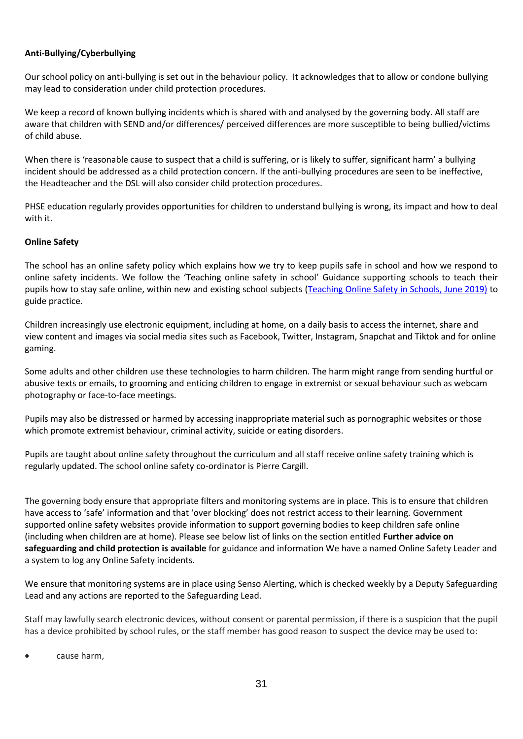**Anti-Bullying/Cyberbullying**

Our school policy on anti-bullying is set out in the behaviour policy. It acknowledges that to allow or condone bullying may lead to consideration under child protection procedures.

We keep a record of known bullying incidents which is shared with and analysed by the governing body. All staff are aware that children with SEND and/or differences/ perceived differences are more susceptible to being bullied/victims of child abuse.

When there is 'reasonable cause to suspect that a child is suffering, or is likely to suffer, significant harm' a bullying incident should be addressed as a child protection concern. If the anti-bullying procedures are seen to be ineffective, the Headteacher and the DSL will also consider child protection procedures.

PHSE education regularly provides opportunities for children to understand bullying is wrong, its impact and how to deal with it.

**Online Safety**

The school has an online safety policy which explains how we try to keep pupils safe in school and how we respond to online safety incidents. We follow the 'Teaching online safety in school' Guidance supporting schools to teach their pupils how to stay safe online, within new and existing school subjects (Teaching Online Safety in Schools, June 2019) to guide practice.

Children increasingly use electronic equipment, including at home, on a daily basis to access the internet, share and view content and images via social media sites such as Facebook, Twitter, Instagram, Snapchat and Tiktok and for online gaming.

Some adults and other children use these technologies to harm children. The harm might range from sending hurtful or abusive texts or emails, to grooming and enticing children to engage in extremist or sexual behaviour such as webcam photography or face-to-face meetings.

Pupils may also be distressed or harmed by accessing inappropriate material such as pornographic websites or those which promote extremist behaviour, criminal activity, suicide or eating disorders.

Pupils are taught about online safety throughout the curriculum and all staff receive online safety training which is regularly updated. The school online safety co-ordinator is Pierre Cargill.

The governing body ensure that appropriate filters and monitoring systems are in place. This is to ensure that children have access to 'safe' information and that 'over blocking' does not restrict access to their learning. Government supported online safety websites provide information to support governing bodies to keep children safe online (including when children are at home). Please see below list of links on the section entitled **Further advice on safeguarding and child protection is available** for guidance and information We have a named Online Safety Leader and a system to log any Online Safety incidents.

We ensure that monitoring systems are in place using Senso Alerting, which is checked weekly by a Deputy Safeguarding Lead and any actions are reported to the Safeguarding Lead.

Staff may lawfully search electronic devices, without consent or parental permission, if there is a suspicion that the pupil has a device prohibited by school rules, or the staff member has good reason to suspect the device may be used to:

- cause harm,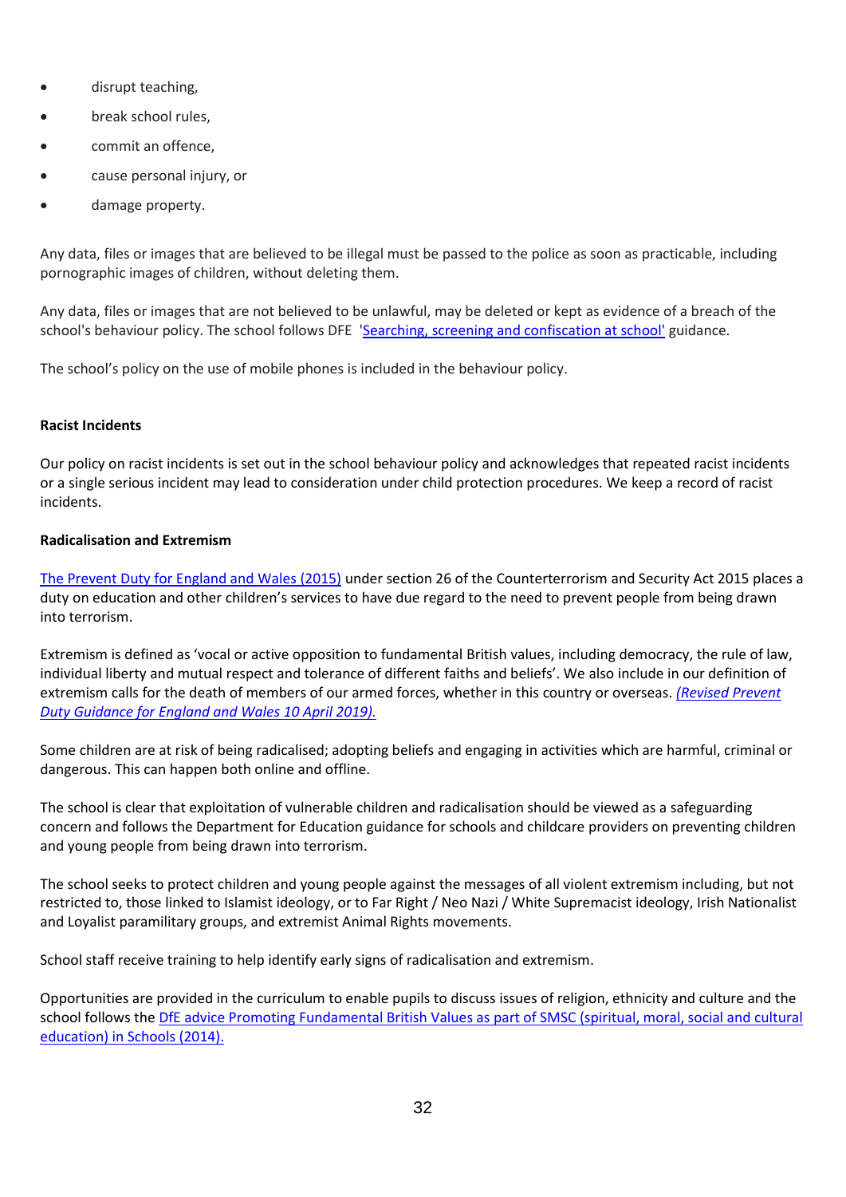- disrupt teaching,
- break school rules,
- commit an offence,
- cause personal injury, or
- damage property.

Any data, files or images that are believed to be illegal must be passed to the police as soon as practicable, including pornographic images of children, without deleting them.

Any data, files or images that are not believed to be unlawful, may be deleted or kept as evidence of a breach of the school's behaviour policy. The school follows DFE 'Searching, screening and confiscation at school' guidance.

The school's policy on the use of mobile phones is included in the behaviour policy.

**Racist Incidents**

Our policy on racist incidents is set out in the school behaviour policy and acknowledges that repeated racist incidents or a single serious incident may lead to consideration under child protection procedures. We keep a record of racist incidents.

**Radicalisation and Extremism**

The Prevent Duty for England and Wales (2015) under section 26 of the Counterterrorism and Security Act 2015 places a duty on education and other children's services to have due regard to the need to prevent people from being drawn into terrorism.

Extremism is defined as 'vocal or active opposition to fundamental British values, including democracy, the rule of law, individual liberty and mutual respect and tolerance of different faiths and beliefs'. We also include in our definition of extremism calls for the death of members of our armed forces, whether in this country or overseas. *(Revised Prevent Duty Guidance for England and Wales 10 April 2019).*

Some children are at risk of being radicalised; adopting beliefs and engaging in activities which are harmful, criminal or dangerous. This can happen both online and offline.

The school is clear that exploitation of vulnerable children and radicalisation should be viewed as a safeguarding concern and follows the Department for Education guidance for schools and childcare providers on preventing children and young people from being drawn into terrorism.

The school seeks to protect children and young people against the messages of all violent extremism including, but not restricted to, those linked to Islamist ideology, or to Far Right / Neo Nazi / White Supremacist ideology, Irish Nationalist and Loyalist paramilitary groups, and extremist Animal Rights movements.

School staff receive training to help identify early signs of radicalisation and extremism.

Opportunities are provided in the curriculum to enable pupils to discuss issues of religion, ethnicity and culture and the school follows the DfE advice Promoting Fundamental British Values as part of SMSC (spiritual, moral, social and cultural education) in Schools (2014).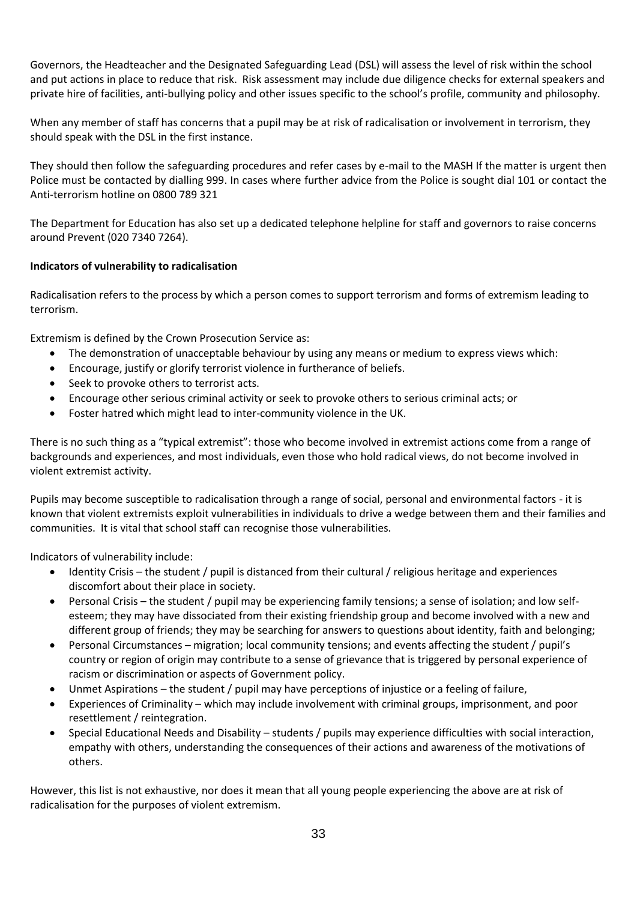Governors, the Headteacher and the Designated Safeguarding Lead (DSL) will assess the level of risk within the school and put actions in place to reduce that risk. Risk assessment may include due diligence checks for external speakers and private hire of facilities, anti-bullying policy and other issues specific to the school's profile, community and philosophy.

When any member of staff has concerns that a pupil may be at risk of radicalisation or involvement in terrorism, they should speak with the DSL in the first instance.

They should then follow the safeguarding procedures and refer cases by e-mail to the MASH If the matter is urgent then Police must be contacted by dialling 999. In cases where further advice from the Police is sought dial 101 or contact the Anti-terrorism hotline on 0800 789 321

The Department for Education has also set up a dedicated telephone helpline for staff and governors to raise concerns around Prevent (020 7340 7264).

**Indicators of vulnerability to radicalisation**

Radicalisation refers to the process by which a person comes to support terrorism and forms of extremism leading to terrorism.

Extremism is defined by the Crown Prosecution Service as:

- The demonstration of unacceptable behaviour by using any means or medium to express views which:
- Encourage, justify or glorify terrorist violence in furtherance of beliefs.
- Seek to provoke others to terrorist acts.
- Encourage other serious criminal activity or seek to provoke others to serious criminal acts; or
- Foster hatred which might lead to inter-community violence in the UK.

There is no such thing as a "typical extremist": those who become involved in extremist actions come from a range of backgrounds and experiences, and most individuals, even those who hold radical views, do not become involved in violent extremist activity.

Pupils may become susceptible to radicalisation through a range of social, personal and environmental factors - it is known that violent extremists exploit vulnerabilities in individuals to drive a wedge between them and their families and communities. It is vital that school staff can recognise those vulnerabilities.

Indicators of vulnerability include:

- Identity Crisis – the student / pupil is distanced from their cultural / religious heritage and experiences discomfort about their place in society.
- Personal Crisis – the student / pupil may be experiencing family tensions; a sense of isolation; and low self-esteem; they may have dissociated from their existing friendship group and become involved with a new and different group of friends; they may be searching for answers to questions about identity, faith and belonging;
- Personal Circumstances – migration; local community tensions; and events affecting the student / pupil's country or region of origin may contribute to a sense of grievance that is triggered by personal experience of racism or discrimination or aspects of Government policy.
- Unmet Aspirations – the student / pupil may have perceptions of injustice or a feeling of failure,
- Experiences of Criminality – which may include involvement with criminal groups, imprisonment, and poor resettlement / reintegration.
- Special Educational Needs and Disability – students / pupils may experience difficulties with social interaction, empathy with others, understanding the consequences of their actions and awareness of the motivations of others.

However, this list is not exhaustive, nor does it mean that all young people experiencing the above are at risk of radicalisation for the purposes of violent extremism.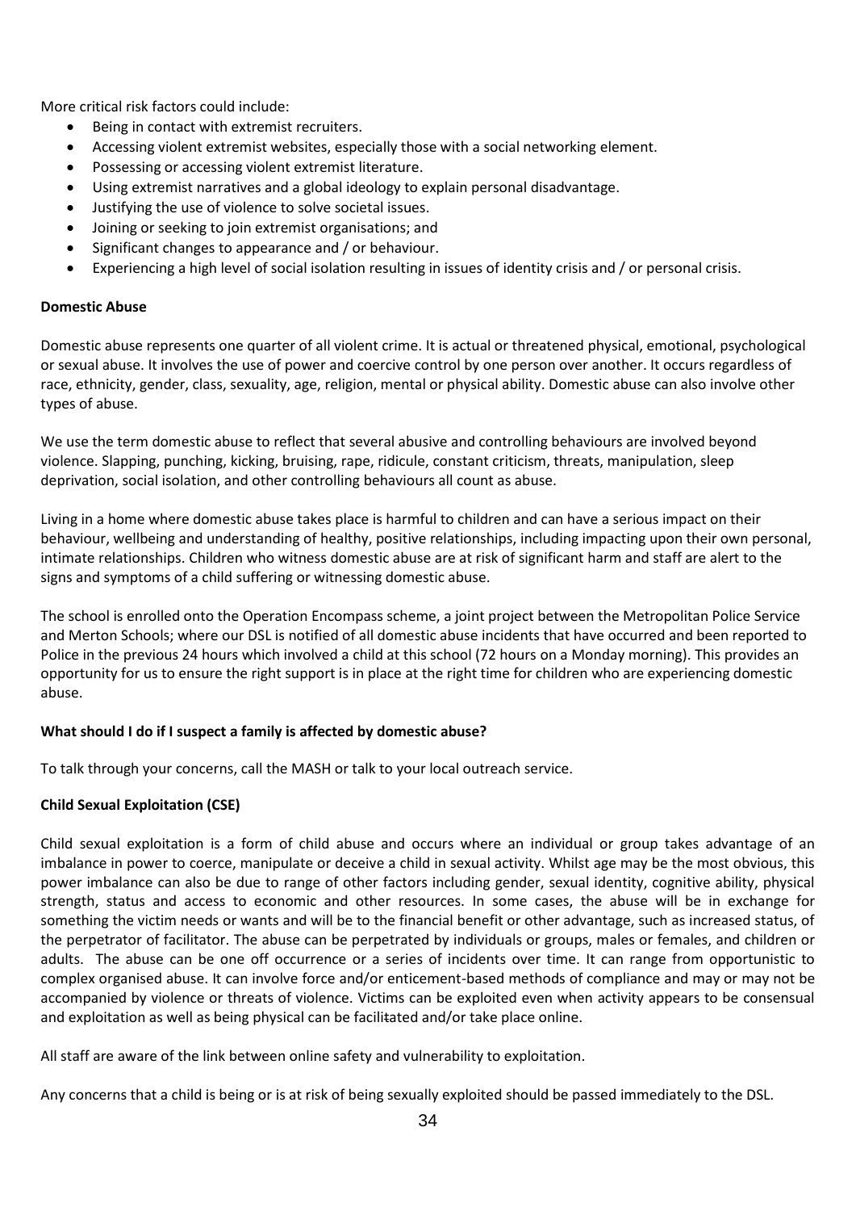More critical risk factors could include:

- Being in contact with extremist recruiters.
- Accessing violent extremist websites, especially those with a social networking element.
- Possessing or accessing violent extremist literature.
- Using extremist narratives and a global ideology to explain personal disadvantage.
- Justifying the use of violence to solve societal issues.
- Joining or seeking to join extremist organisations; and
- Significant changes to appearance and / or behaviour.
- Experiencing a high level of social isolation resulting in issues of identity crisis and / or personal crisis.

**Domestic Abuse**

Domestic abuse represents one quarter of all violent crime. It is actual or threatened physical, emotional, psychological or sexual abuse. It involves the use of power and coercive control by one person over another. It occurs regardless of race, ethnicity, gender, class, sexuality, age, religion, mental or physical ability. Domestic abuse can also involve other types of abuse.

We use the term domestic abuse to reflect that several abusive and controlling behaviours are involved beyond violence. Slapping, punching, kicking, bruising, rape, ridicule, constant criticism, threats, manipulation, sleep deprivation, social isolation, and other controlling behaviours all count as abuse.

Living in a home where domestic abuse takes place is harmful to children and can have a serious impact on their behaviour, wellbeing and understanding of healthy, positive relationships, including impacting upon their own personal, intimate relationships. Children who witness domestic abuse are at risk of significant harm and staff are alert to the signs and symptoms of a child suffering or witnessing domestic abuse.

The school is enrolled onto the Operation Encompass scheme, a joint project between the Metropolitan Police Service and Merton Schools; where our DSL is notified of all domestic abuse incidents that have occurred and been reported to Police in the previous 24 hours which involved a child at this school (72 hours on a Monday morning). This provides an opportunity for us to ensure the right support is in place at the right time for children who are experiencing domestic abuse.

**What should I do if I suspect a family is affected by domestic abuse?**

To talk through your concerns, call the MASH or talk to your local outreach service.

**Child Sexual Exploitation (CSE)**

Child sexual exploitation is a form of child abuse and occurs where an individual or group takes advantage of an imbalance in power to coerce, manipulate or deceive a child in sexual activity. Whilst age may be the most obvious, this power imbalance can also be due to range of other factors including gender, sexual identity, cognitive ability, physical strength, status and access to economic and other resources. In some cases, the abuse will be in exchange for something the victim needs or wants and will be to the financial benefit or other advantage, such as increased status, of the perpetrator of facilitator. The abuse can be perpetrated by individuals or groups, males or females, and children or adults. The abuse can be one off occurrence or a series of incidents over time. It can range from opportunistic to complex organised abuse. It can involve force and/or enticement-based methods of compliance and may or may not be accompanied by violence or threats of violence. Victims can be exploited even when activity appears to be consensual and exploitation as well as being physical can be facilitated and/or take place online.

All staff are aware of the link between online safety and vulnerability to exploitation.

Any concerns that a child is being or is at risk of being sexually exploited should be passed immediately to the DSL.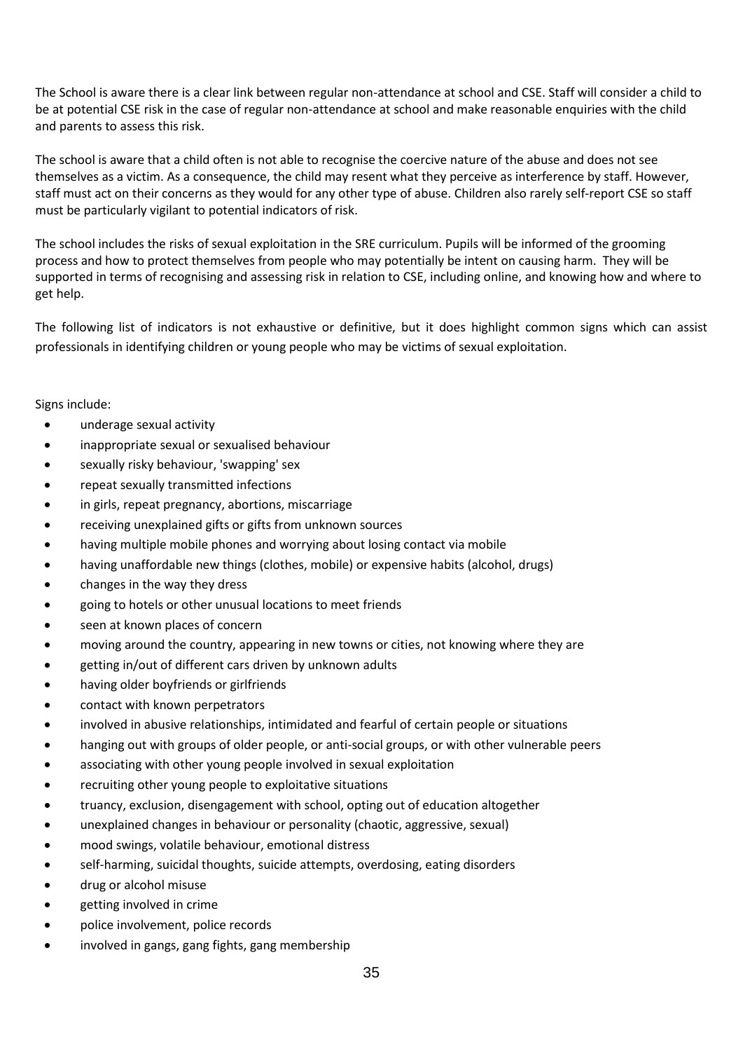The School is aware there is a clear link between regular non-attendance at school and CSE. Staff will consider a child to be at potential CSE risk in the case of regular non-attendance at school and make reasonable enquiries with the child and parents to assess this risk.

The school is aware that a child often is not able to recognise the coercive nature of the abuse and does not see themselves as a victim. As a consequence, the child may resent what they perceive as interference by staff. However, staff must act on their concerns as they would for any other type of abuse. Children also rarely self-report CSE so staff must be particularly vigilant to potential indicators of risk.

The school includes the risks of sexual exploitation in the SRE curriculum. Pupils will be informed of the grooming process and how to protect themselves from people who may potentially be intent on causing harm. They will be supported in terms of recognising and assessing risk in relation to CSE, including online, and knowing how and where to get help.

The following list of indicators is not exhaustive or definitive, but it does highlight common signs which can assist professionals in identifying children or young people who may be victims of sexual exploitation.

Signs include:

- underage sexual activity
- inappropriate sexual or sexualised behaviour
- sexually risky behaviour, 'swapping' sex
- repeat sexually transmitted infections
- in girls, repeat pregnancy, abortions, miscarriage
- receiving unexplained gifts or gifts from unknown sources
- having multiple mobile phones and worrying about losing contact via mobile
- having unaffordable new things (clothes, mobile) or expensive habits (alcohol, drugs)
- changes in the way they dress
- going to hotels or other unusual locations to meet friends
- seen at known places of concern
- moving around the country, appearing in new towns or cities, not knowing where they are
- getting in/out of different cars driven by unknown adults
- having older boyfriends or girlfriends
- contact with known perpetrators
- involved in abusive relationships, intimidated and fearful of certain people or situations
- hanging out with groups of older people, or anti-social groups, or with other vulnerable peers
- associating with other young people involved in sexual exploitation
- recruiting other young people to exploitative situations
- truancy, exclusion, disengagement with school, opting out of education altogether
- unexplained changes in behaviour or personality (chaotic, aggressive, sexual)
- mood swings, volatile behaviour, emotional distress
- self-harming, suicidal thoughts, suicide attempts, overdosing, eating disorders
- drug or alcohol misuse
- getting involved in crime
- police involvement, police records
- involved in gangs, gang fights, gang membership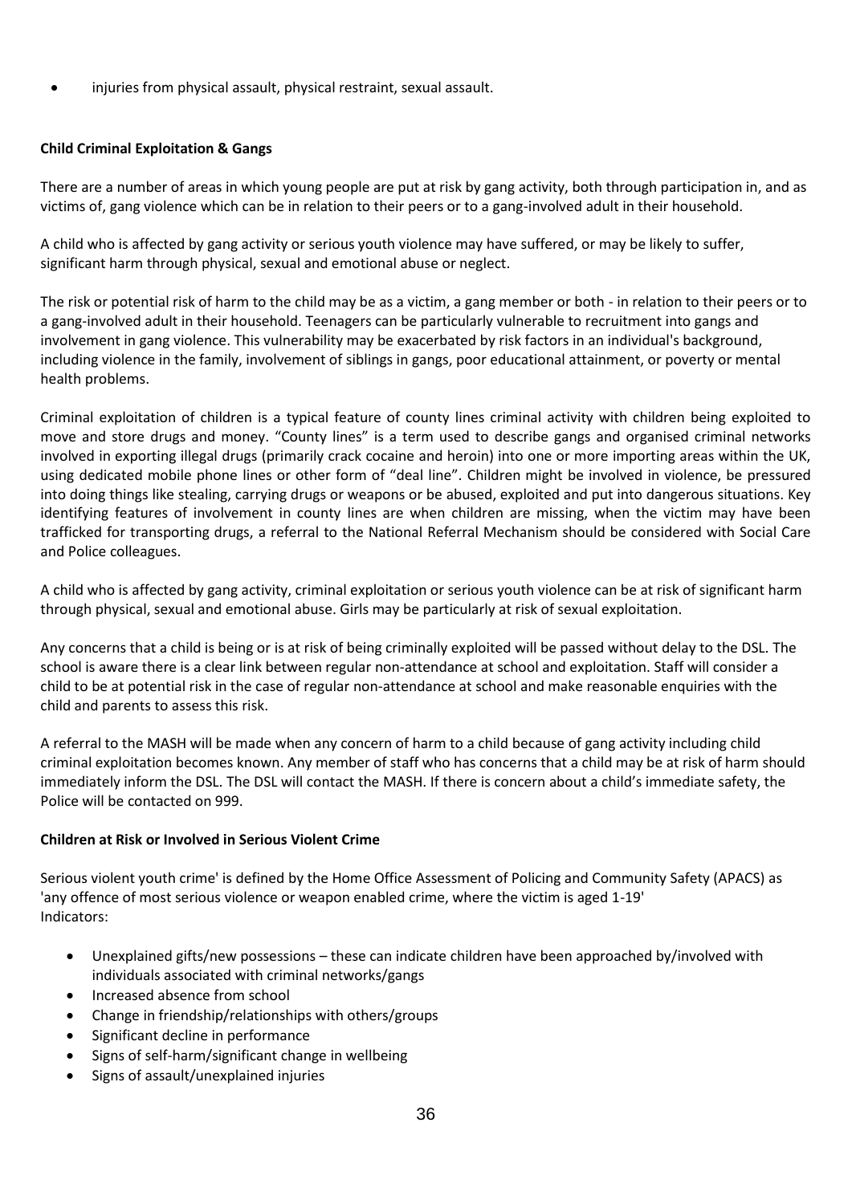- injuries from physical assault, physical restraint, sexual assault.

**Child Criminal Exploitation & Gangs**

There are a number of areas in which young people are put at risk by gang activity, both through participation in, and as victims of, gang violence which can be in relation to their peers or to a gang-involved adult in their household.

A child who is affected by gang activity or serious youth violence may have suffered, or may be likely to suffer, significant harm through physical, sexual and emotional abuse or neglect.

The risk or potential risk of harm to the child may be as a victim, a gang member or both - in relation to their peers or to a gang-involved adult in their household. Teenagers can be particularly vulnerable to recruitment into gangs and involvement in gang violence. This vulnerability may be exacerbated by risk factors in an individual's background, including violence in the family, involvement of siblings in gangs, poor educational attainment, or poverty or mental health problems.

Criminal exploitation of children is a typical feature of county lines criminal activity with children being exploited to move and store drugs and money. "County lines" is a term used to describe gangs and organised criminal networks involved in exporting illegal drugs (primarily crack cocaine and heroin) into one or more importing areas within the UK, using dedicated mobile phone lines or other form of "deal line". Children might be involved in violence, be pressured into doing things like stealing, carrying drugs or weapons or be abused, exploited and put into dangerous situations. Key identifying features of involvement in county lines are when children are missing, when the victim may have been trafficked for transporting drugs, a referral to the National Referral Mechanism should be considered with Social Care and Police colleagues.

A child who is affected by gang activity, criminal exploitation or serious youth violence can be at risk of significant harm through physical, sexual and emotional abuse. Girls may be particularly at risk of sexual exploitation.

Any concerns that a child is being or is at risk of being criminally exploited will be passed without delay to the DSL. The school is aware there is a clear link between regular non-attendance at school and exploitation. Staff will consider a child to be at potential risk in the case of regular non-attendance at school and make reasonable enquiries with the child and parents to assess this risk.

A referral to the MASH will be made when any concern of harm to a child because of gang activity including child criminal exploitation becomes known. Any member of staff who has concerns that a child may be at risk of harm should immediately inform the DSL. The DSL will contact the MASH. If there is concern about a child's immediate safety, the Police will be contacted on 999.

**Children at Risk or Involved in Serious Violent Crime**

Serious violent youth crime' is defined by the Home Office Assessment of Policing and Community Safety (APACS) as 'any offence of most serious violence or weapon enabled crime, where the victim is aged 1-19'
Indicators:

- Unexplained gifts/new possessions – these can indicate children have been approached by/involved with individuals associated with criminal networks/gangs
- Increased absence from school
- Change in friendship/relationships with others/groups
- Significant decline in performance
- Signs of self-harm/significant change in wellbeing
- Signs of assault/unexplained injuries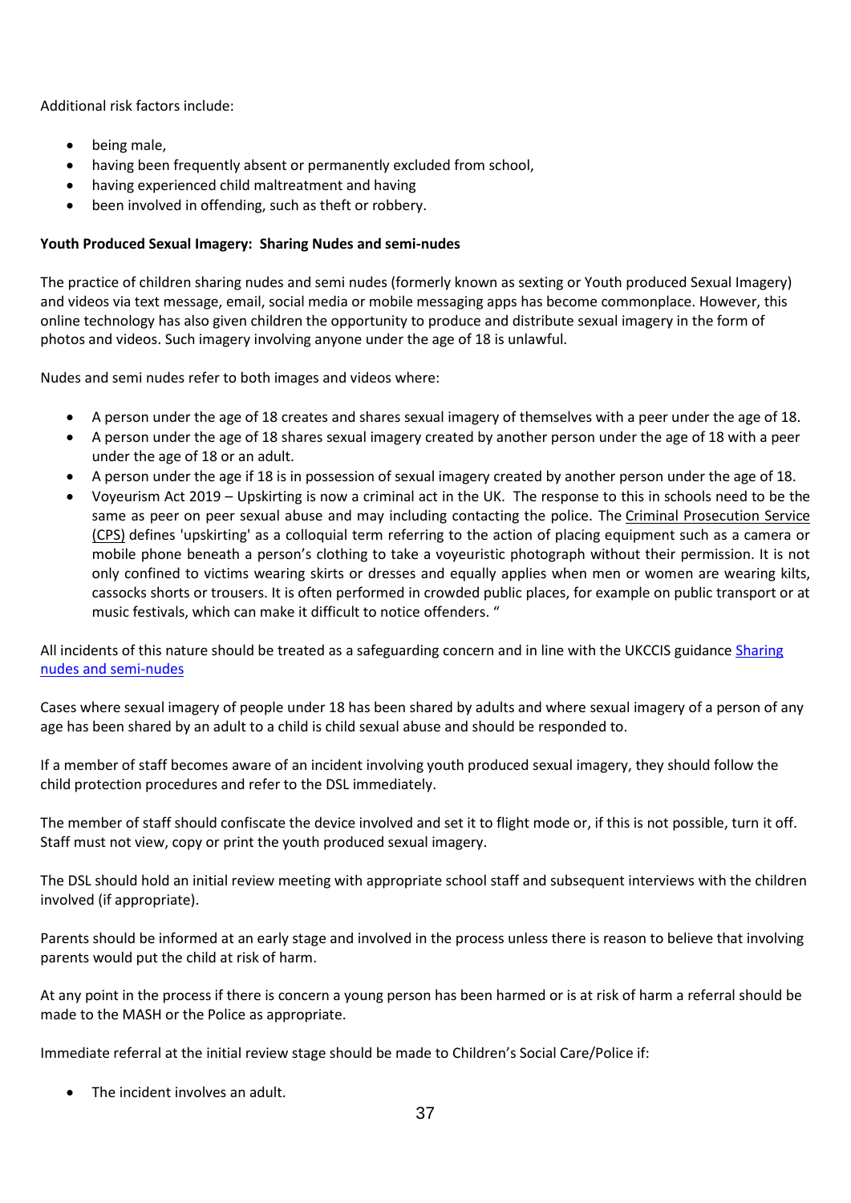Additional risk factors include:

- being male,
- having been frequently absent or permanently excluded from school,
- having experienced child maltreatment and having
- been involved in offending, such as theft or robbery.

**Youth Produced Sexual Imagery: Sharing Nudes and semi-nudes**

The practice of children sharing nudes and semi nudes (formerly known as sexting or Youth produced Sexual Imagery) and videos via text message, email, social media or mobile messaging apps has become commonplace. However, this online technology has also given children the opportunity to produce and distribute sexual imagery in the form of photos and videos. Such imagery involving anyone under the age of 18 is unlawful.

Nudes and semi nudes refer to both images and videos where:

- A person under the age of 18 creates and shares sexual imagery of themselves with a peer under the age of 18.
- A person under the age of 18 shares sexual imagery created by another person under the age of 18 with a peer under the age of 18 or an adult.
- A person under the age if 18 is in possession of sexual imagery created by another person under the age of 18.
- Voyeurism Act 2019 – Upskirting is now a criminal act in the UK. The response to this in schools need to be the same as peer on peer sexual abuse and may including contacting the police. The Criminal Prosecution Service (CPS) defines 'upskirting' as a colloquial term referring to the action of placing equipment such as a camera or mobile phone beneath a person's clothing to take a voyeuristic photograph without their permission. It is not only confined to victims wearing skirts or dresses and equally applies when men or women are wearing kilts, cassocks shorts or trousers. It is often performed in crowded public places, for example on public transport or at music festivals, which can make it difficult to notice offenders. "

All incidents of this nature should be treated as a safeguarding concern and in line with the UKCCIS guidance Sharing nudes and semi-nudes

Cases where sexual imagery of people under 18 has been shared by adults and where sexual imagery of a person of any age has been shared by an adult to a child is child sexual abuse and should be responded to.

If a member of staff becomes aware of an incident involving youth produced sexual imagery, they should follow the child protection procedures and refer to the DSL immediately.

The member of staff should confiscate the device involved and set it to flight mode or, if this is not possible, turn it off. Staff must not view, copy or print the youth produced sexual imagery.

The DSL should hold an initial review meeting with appropriate school staff and subsequent interviews with the children involved (if appropriate).

Parents should be informed at an early stage and involved in the process unless there is reason to believe that involving parents would put the child at risk of harm.

At any point in the process if there is concern a young person has been harmed or is at risk of harm a referral should be made to the MASH or the Police as appropriate.

Immediate referral at the initial review stage should be made to Children's Social Care/Police if:

- The incident involves an adult.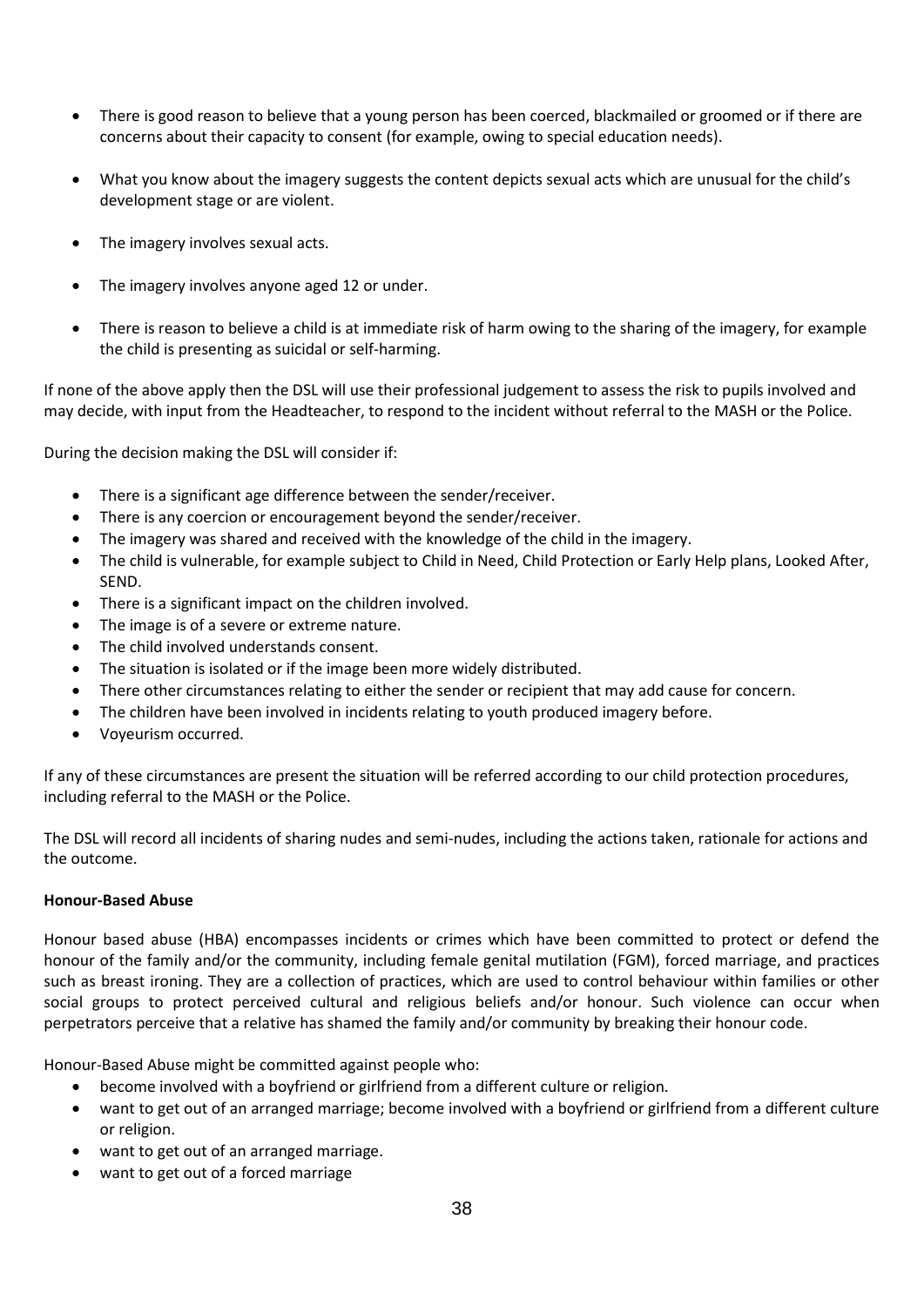- There is good reason to believe that a young person has been coerced, blackmailed or groomed or if there are concerns about their capacity to consent (for example, owing to special education needs).

- What you know about the imagery suggests the content depicts sexual acts which are unusual for the child's development stage or are violent.

- The imagery involves sexual acts.

- The imagery involves anyone aged 12 or under.

- There is reason to believe a child is at immediate risk of harm owing to the sharing of the imagery, for example the child is presenting as suicidal or self-harming.

If none of the above apply then the DSL will use their professional judgement to assess the risk to pupils involved and may decide, with input from the Headteacher, to respond to the incident without referral to the MASH or the Police.

During the decision making the DSL will consider if:

- There is a significant age difference between the sender/receiver.
- There is any coercion or encouragement beyond the sender/receiver.
- The imagery was shared and received with the knowledge of the child in the imagery.
- The child is vulnerable, for example subject to Child in Need, Child Protection or Early Help plans, Looked After, SEND.
- There is a significant impact on the children involved.
- The image is of a severe or extreme nature.
- The child involved understands consent.
- The situation is isolated or if the image been more widely distributed.
- There other circumstances relating to either the sender or recipient that may add cause for concern.
- The children have been involved in incidents relating to youth produced imagery before.
- Voyeurism occurred.

If any of these circumstances are present the situation will be referred according to our child protection procedures, including referral to the MASH or the Police.

The DSL will record all incidents of sharing nudes and semi-nudes, including the actions taken, rationale for actions and the outcome.

**Honour-Based Abuse**

Honour based abuse (HBA) encompasses incidents or crimes which have been committed to protect or defend the honour of the family and/or the community, including female genital mutilation (FGM), forced marriage, and practices such as breast ironing. They are a collection of practices, which are used to control behaviour within families or other social groups to protect perceived cultural and religious beliefs and/or honour. Such violence can occur when perpetrators perceive that a relative has shamed the family and/or community by breaking their honour code.

Honour-Based Abuse might be committed against people who:

- become involved with a boyfriend or girlfriend from a different culture or religion.
- want to get out of an arranged marriage; become involved with a boyfriend or girlfriend from a different culture or religion.
- want to get out of an arranged marriage.
- want to get out of a forced marriage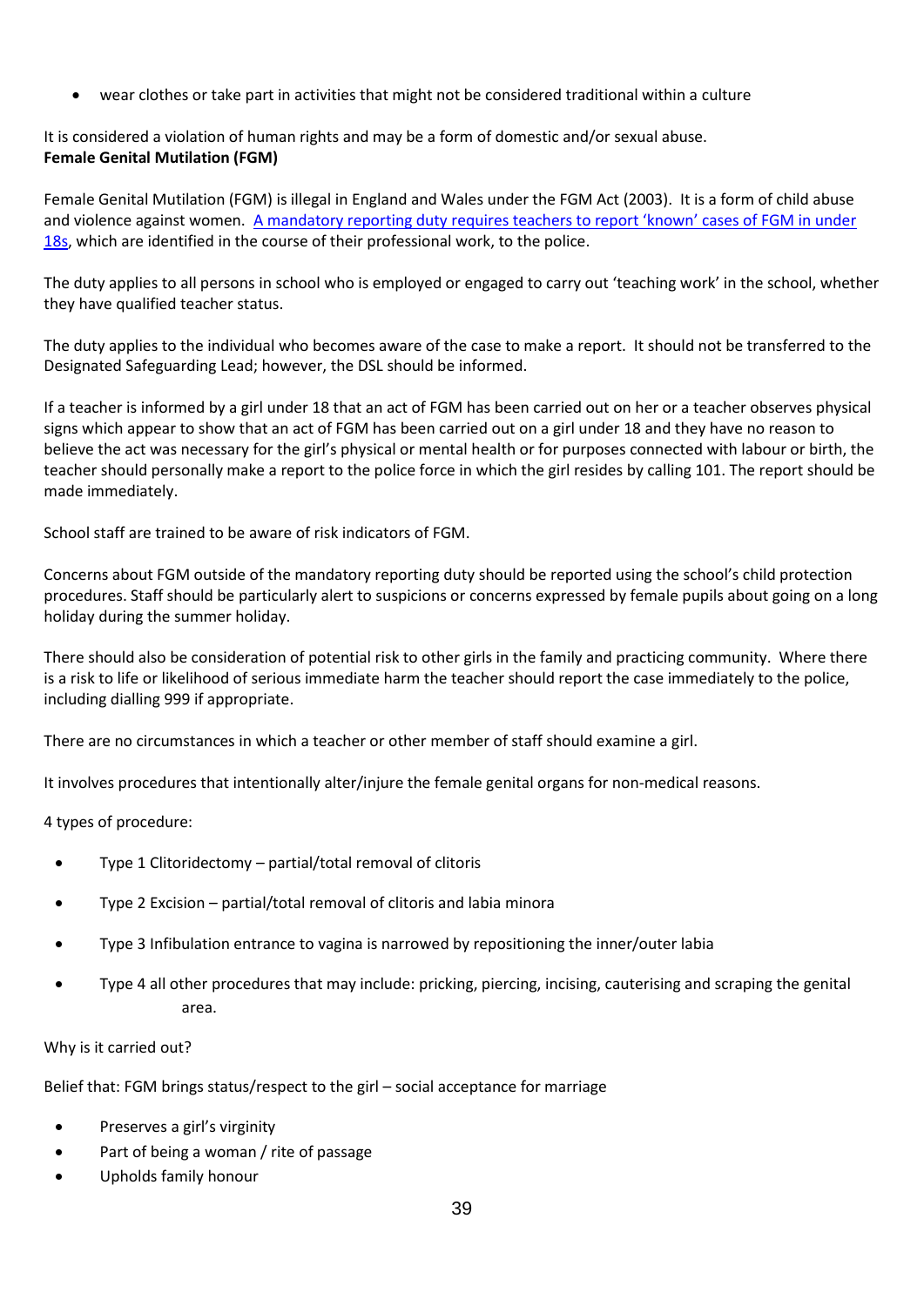- wear clothes or take part in activities that might not be considered traditional within a culture

It is considered a violation of human rights and may be a form of domestic and/or sexual abuse.

**Female Genital Mutilation (FGM)**

Female Genital Mutilation (FGM) is illegal in England and Wales under the FGM Act (2003). It is a form of child abuse and violence against women. A mandatory reporting duty requires teachers to report 'known' cases of FGM in under 18s, which are identified in the course of their professional work, to the police.

The duty applies to all persons in school who is employed or engaged to carry out 'teaching work' in the school, whether they have qualified teacher status.

The duty applies to the individual who becomes aware of the case to make a report. It should not be transferred to the Designated Safeguarding Lead; however, the DSL should be informed.

If a teacher is informed by a girl under 18 that an act of FGM has been carried out on her or a teacher observes physical signs which appear to show that an act of FGM has been carried out on a girl under 18 and they have no reason to believe the act was necessary for the girl's physical or mental health or for purposes connected with labour or birth, the teacher should personally make a report to the police force in which the girl resides by calling 101. The report should be made immediately.

School staff are trained to be aware of risk indicators of FGM.

Concerns about FGM outside of the mandatory reporting duty should be reported using the school's child protection procedures. Staff should be particularly alert to suspicions or concerns expressed by female pupils about going on a long holiday during the summer holiday.

There should also be consideration of potential risk to other girls in the family and practicing community. Where there is a risk to life or likelihood of serious immediate harm the teacher should report the case immediately to the police, including dialling 999 if appropriate.

There are no circumstances in which a teacher or other member of staff should examine a girl.

It involves procedures that intentionally alter/injure the female genital organs for non-medical reasons.

4 types of procedure:

- Type 1 Clitoridectomy – partial/total removal of clitoris
- Type 2 Excision – partial/total removal of clitoris and labia minora
- Type 3 Infibulation entrance to vagina is narrowed by repositioning the inner/outer labia
- Type 4 all other procedures that may include: pricking, piercing, incising, cauterising and scraping the genital area.

Why is it carried out?

Belief that: FGM brings status/respect to the girl – social acceptance for marriage

- Preserves a girl's virginity
- Part of being a woman / rite of passage
- Upholds family honour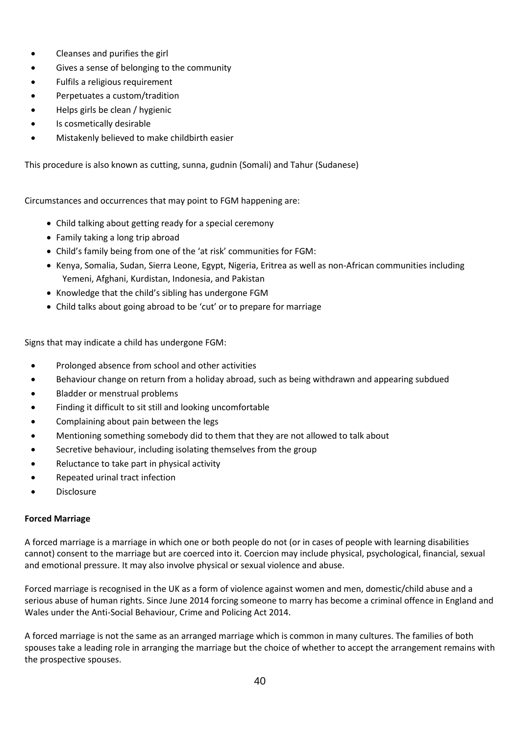- Cleanses and purifies the girl
- Gives a sense of belonging to the community
- Fulfils a religious requirement
- Perpetuates a custom/tradition
- Helps girls be clean / hygienic
- Is cosmetically desirable
- Mistakenly believed to make childbirth easier

This procedure is also known as cutting, sunna, gudnin (Somali) and Tahur (Sudanese)

Circumstances and occurrences that may point to FGM happening are:

- Child talking about getting ready for a special ceremony
- Family taking a long trip abroad
- Child's family being from one of the 'at risk' communities for FGM:
- Kenya, Somalia, Sudan, Sierra Leone, Egypt, Nigeria, Eritrea as well as non-African communities including Yemeni, Afghani, Kurdistan, Indonesia, and Pakistan
- Knowledge that the child's sibling has undergone FGM
- Child talks about going abroad to be 'cut' or to prepare for marriage

Signs that may indicate a child has undergone FGM:

- Prolonged absence from school and other activities
- Behaviour change on return from a holiday abroad, such as being withdrawn and appearing subdued
- Bladder or menstrual problems
- Finding it difficult to sit still and looking uncomfortable
- Complaining about pain between the legs
- Mentioning something somebody did to them that they are not allowed to talk about
- Secretive behaviour, including isolating themselves from the group
- Reluctance to take part in physical activity
- Repeated urinal tract infection
- Disclosure

**Forced Marriage**

A forced marriage is a marriage in which one or both people do not (or in cases of people with learning disabilities cannot) consent to the marriage but are coerced into it. Coercion may include physical, psychological, financial, sexual and emotional pressure. It may also involve physical or sexual violence and abuse.

Forced marriage is recognised in the UK as a form of violence against women and men, domestic/child abuse and a serious abuse of human rights. Since June 2014 forcing someone to marry has become a criminal offence in England and Wales under the Anti-Social Behaviour, Crime and Policing Act 2014.

A forced marriage is not the same as an arranged marriage which is common in many cultures. The families of both spouses take a leading role in arranging the marriage but the choice of whether to accept the arrangement remains with the prospective spouses.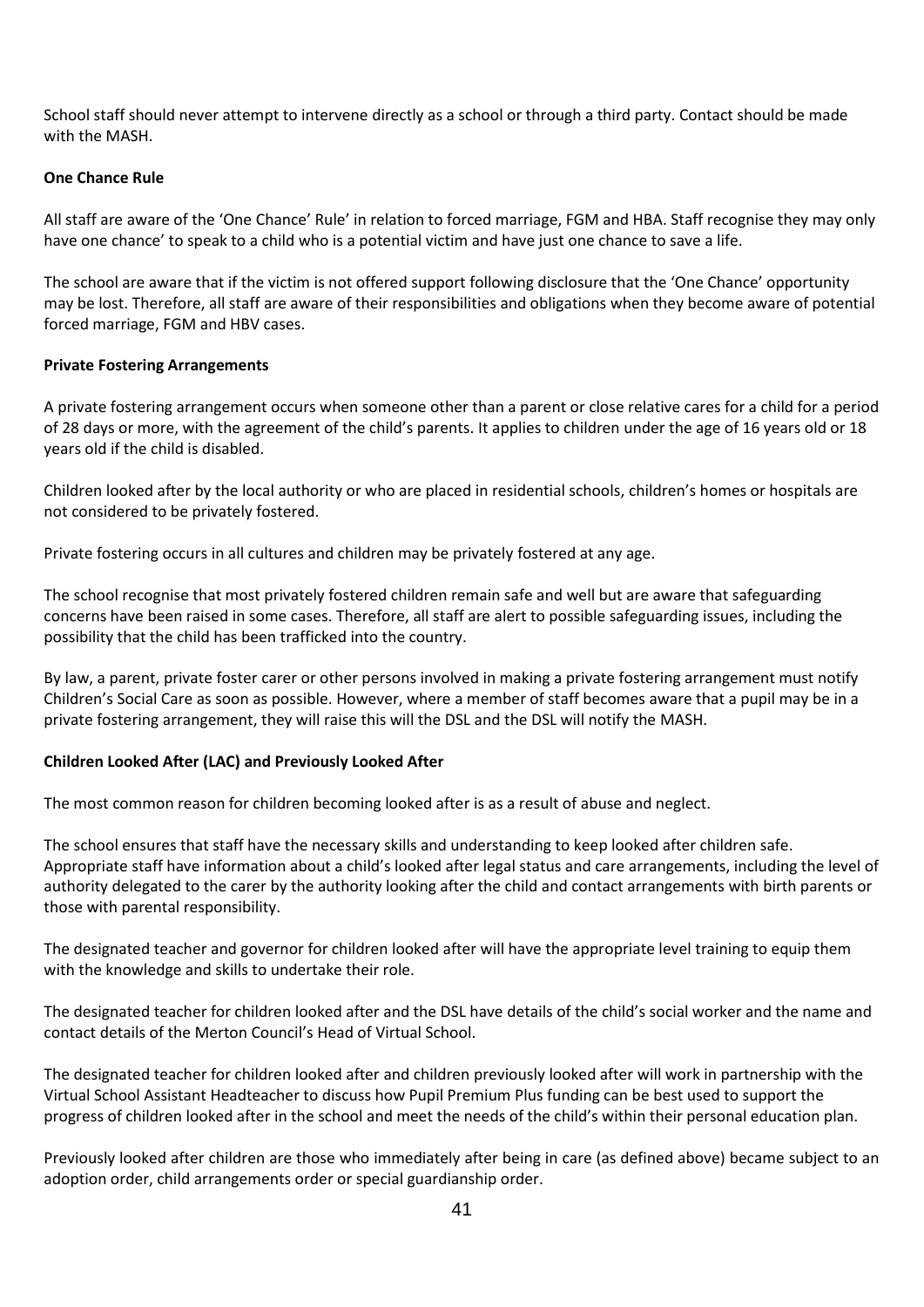School staff should never attempt to intervene directly as a school or through a third party. Contact should be made with the MASH.

**One Chance Rule**

All staff are aware of the 'One Chance' Rule' in relation to forced marriage, FGM and HBA. Staff recognise they may only have one chance' to speak to a child who is a potential victim and have just one chance to save a life.

The school are aware that if the victim is not offered support following disclosure that the 'One Chance' opportunity may be lost. Therefore, all staff are aware of their responsibilities and obligations when they become aware of potential forced marriage, FGM and HBV cases.

**Private Fostering Arrangements**

A private fostering arrangement occurs when someone other than a parent or close relative cares for a child for a period of 28 days or more, with the agreement of the child's parents. It applies to children under the age of 16 years old or 18 years old if the child is disabled.

Children looked after by the local authority or who are placed in residential schools, children's homes or hospitals are not considered to be privately fostered.

Private fostering occurs in all cultures and children may be privately fostered at any age.

The school recognise that most privately fostered children remain safe and well but are aware that safeguarding concerns have been raised in some cases. Therefore, all staff are alert to possible safeguarding issues, including the possibility that the child has been trafficked into the country.

By law, a parent, private foster carer or other persons involved in making a private fostering arrangement must notify Children's Social Care as soon as possible. However, where a member of staff becomes aware that a pupil may be in a private fostering arrangement, they will raise this will the DSL and the DSL will notify the MASH.

**Children Looked After (LAC) and Previously Looked After**

The most common reason for children becoming looked after is as a result of abuse and neglect.

The school ensures that staff have the necessary skills and understanding to keep looked after children safe. Appropriate staff have information about a child's looked after legal status and care arrangements, including the level of authority delegated to the carer by the authority looking after the child and contact arrangements with birth parents or those with parental responsibility.

The designated teacher and governor for children looked after will have the appropriate level training to equip them with the knowledge and skills to undertake their role.

The designated teacher for children looked after and the DSL have details of the child's social worker and the name and contact details of the Merton Council's Head of Virtual School.

The designated teacher for children looked after and children previously looked after will work in partnership with the Virtual School Assistant Headteacher to discuss how Pupil Premium Plus funding can be best used to support the progress of children looked after in the school and meet the needs of the child's within their personal education plan.

Previously looked after children are those who immediately after being in care (as defined above) became subject to an adoption order, child arrangements order or special guardianship order.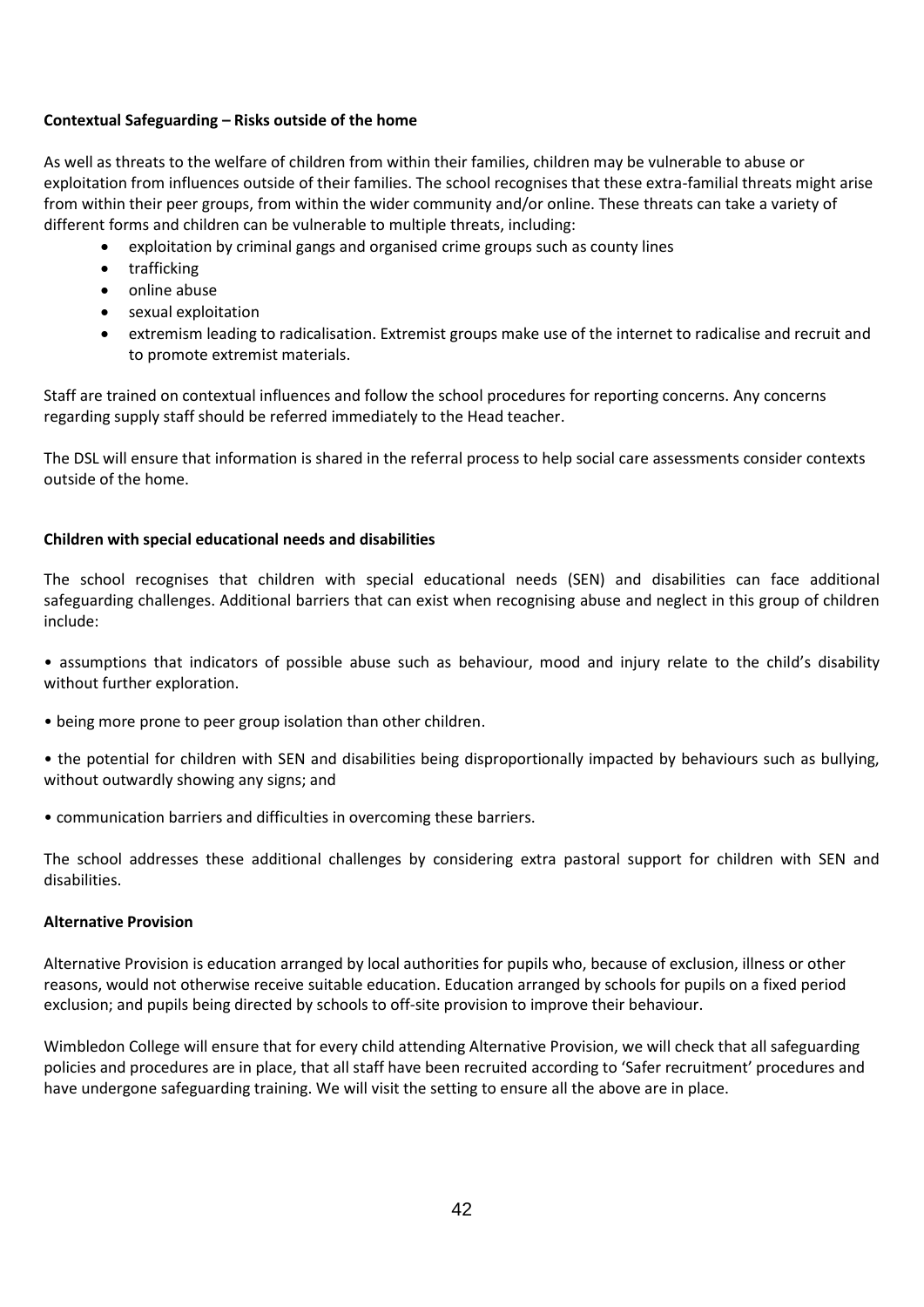**Contextual Safeguarding – Risks outside of the home**

As well as threats to the welfare of children from within their families, children may be vulnerable to abuse or exploitation from influences outside of their families. The school recognises that these extra-familial threats might arise from within their peer groups, from within the wider community and/or online. These threats can take a variety of different forms and children can be vulnerable to multiple threats, including:

- exploitation by criminal gangs and organised crime groups such as county lines
- trafficking
- online abuse
- sexual exploitation
- extremism leading to radicalisation. Extremist groups make use of the internet to radicalise and recruit and to promote extremist materials.

Staff are trained on contextual influences and follow the school procedures for reporting concerns. Any concerns regarding supply staff should be referred immediately to the Head teacher.

The DSL will ensure that information is shared in the referral process to help social care assessments consider contexts outside of the home.

**Children with special educational needs and disabilities**

The school recognises that children with special educational needs (SEN) and disabilities can face additional safeguarding challenges. Additional barriers that can exist when recognising abuse and neglect in this group of children include:

- assumptions that indicators of possible abuse such as behaviour, mood and injury relate to the child's disability without further exploration.
- being more prone to peer group isolation than other children.
- the potential for children with SEN and disabilities being disproportionally impacted by behaviours such as bullying, without outwardly showing any signs; and
- communication barriers and difficulties in overcoming these barriers.

The school addresses these additional challenges by considering extra pastoral support for children with SEN and disabilities.

**Alternative Provision**

Alternative Provision is education arranged by local authorities for pupils who, because of exclusion, illness or other reasons, would not otherwise receive suitable education. Education arranged by schools for pupils on a fixed period exclusion; and pupils being directed by schools to off-site provision to improve their behaviour.

Wimbledon College will ensure that for every child attending Alternative Provision, we will check that all safeguarding policies and procedures are in place, that all staff have been recruited according to 'Safer recruitment' procedures and have undergone safeguarding training. We will visit the setting to ensure all the above are in place.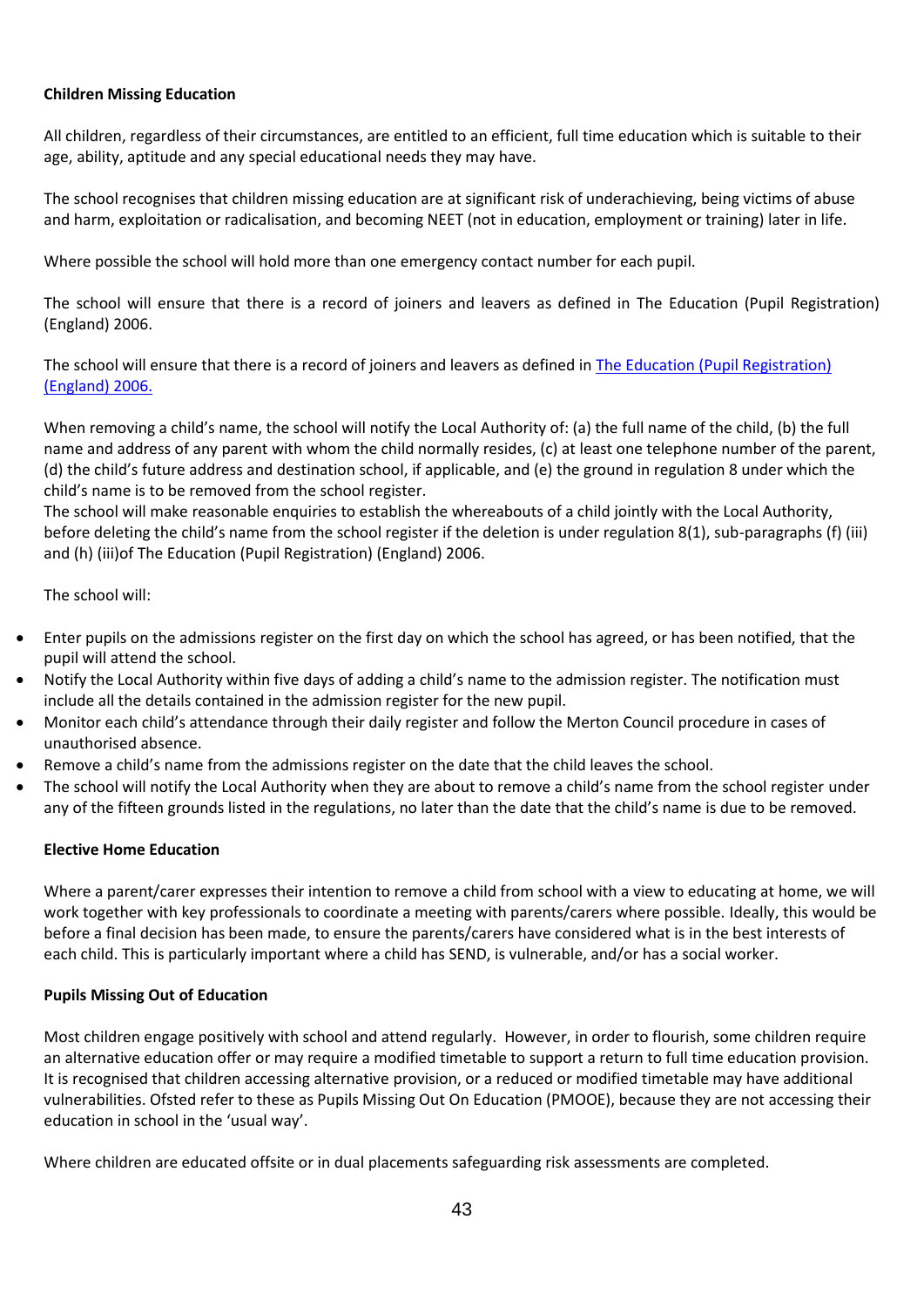**Children Missing Education**

All children, regardless of their circumstances, are entitled to an efficient, full time education which is suitable to their age, ability, aptitude and any special educational needs they may have.

The school recognises that children missing education are at significant risk of underachieving, being victims of abuse and harm, exploitation or radicalisation, and becoming NEET (not in education, employment or training) later in life.

Where possible the school will hold more than one emergency contact number for each pupil.

The school will ensure that there is a record of joiners and leavers as defined in The Education (Pupil Registration) (England) 2006.

The school will ensure that there is a record of joiners and leavers as defined in [The Education (Pupil Registration) (England) 2006.]()

When removing a child's name, the school will notify the Local Authority of: (a) the full name of the child, (b) the full name and address of any parent with whom the child normally resides, (c) at least one telephone number of the parent, (d) the child's future address and destination school, if applicable, and (e) the ground in regulation 8 under which the child's name is to be removed from the school register.
The school will make reasonable enquiries to establish the whereabouts of a child jointly with the Local Authority, before deleting the child's name from the school register if the deletion is under regulation 8(1), sub-paragraphs (f) (iii) and (h) (iii)of The Education (Pupil Registration) (England) 2006.

The school will:

- Enter pupils on the admissions register on the first day on which the school has agreed, or has been notified, that the pupil will attend the school.
- Notify the Local Authority within five days of adding a child's name to the admission register. The notification must include all the details contained in the admission register for the new pupil.
- Monitor each child's attendance through their daily register and follow the Merton Council procedure in cases of unauthorised absence.
- Remove a child's name from the admissions register on the date that the child leaves the school.
- The school will notify the Local Authority when they are about to remove a child's name from the school register under any of the fifteen grounds listed in the regulations, no later than the date that the child's name is due to be removed.

**Elective Home Education**

Where a parent/carer expresses their intention to remove a child from school with a view to educating at home, we will work together with key professionals to coordinate a meeting with parents/carers where possible. Ideally, this would be before a final decision has been made, to ensure the parents/carers have considered what is in the best interests of each child. This is particularly important where a child has SEND, is vulnerable, and/or has a social worker.

**Pupils Missing Out of Education**

Most children engage positively with school and attend regularly. However, in order to flourish, some children require an alternative education offer or may require a modified timetable to support a return to full time education provision. It is recognised that children accessing alternative provision, or a reduced or modified timetable may have additional vulnerabilities. Ofsted refer to these as Pupils Missing Out On Education (PMOOE), because they are not accessing their education in school in the 'usual way'.

Where children are educated offsite or in dual placements safeguarding risk assessments are completed.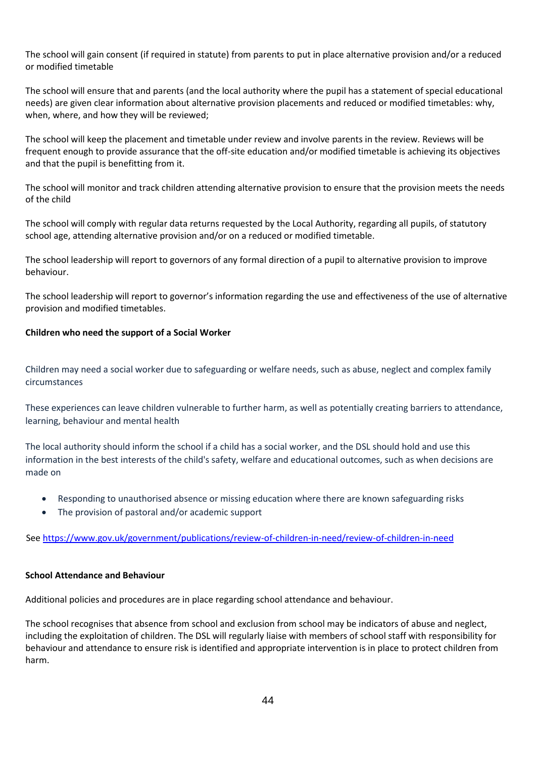The school will gain consent (if required in statute) from parents to put in place alternative provision and/or a reduced or modified timetable

The school will ensure that and parents (and the local authority where the pupil has a statement of special educational needs) are given clear information about alternative provision placements and reduced or modified timetables: why, when, where, and how they will be reviewed;

The school will keep the placement and timetable under review and involve parents in the review. Reviews will be frequent enough to provide assurance that the off-site education and/or modified timetable is achieving its objectives and that the pupil is benefitting from it.

The school will monitor and track children attending alternative provision to ensure that the provision meets the needs of the child

The school will comply with regular data returns requested by the Local Authority, regarding all pupils, of statutory school age, attending alternative provision and/or on a reduced or modified timetable.

The school leadership will report to governors of any formal direction of a pupil to alternative provision to improve behaviour.

The school leadership will report to governor's information regarding the use and effectiveness of the use of alternative provision and modified timetables.

**Children who need the support of a Social Worker**

Children may need a social worker due to safeguarding or welfare needs, such as abuse, neglect and complex family circumstances

These experiences can leave children vulnerable to further harm, as well as potentially creating barriers to attendance, learning, behaviour and mental health

The local authority should inform the school if a child has a social worker, and the DSL should hold and use this information in the best interests of the child's safety, welfare and educational outcomes, such as when decisions are made on

- Responding to unauthorised absence or missing education where there are known safeguarding risks
- The provision of pastoral and/or academic support

See https://www.gov.uk/government/publications/review-of-children-in-need/review-of-children-in-need

**School Attendance and Behaviour**

Additional policies and procedures are in place regarding school attendance and behaviour.

The school recognises that absence from school and exclusion from school may be indicators of abuse and neglect, including the exploitation of children. The DSL will regularly liaise with members of school staff with responsibility for behaviour and attendance to ensure risk is identified and appropriate intervention is in place to protect children from harm.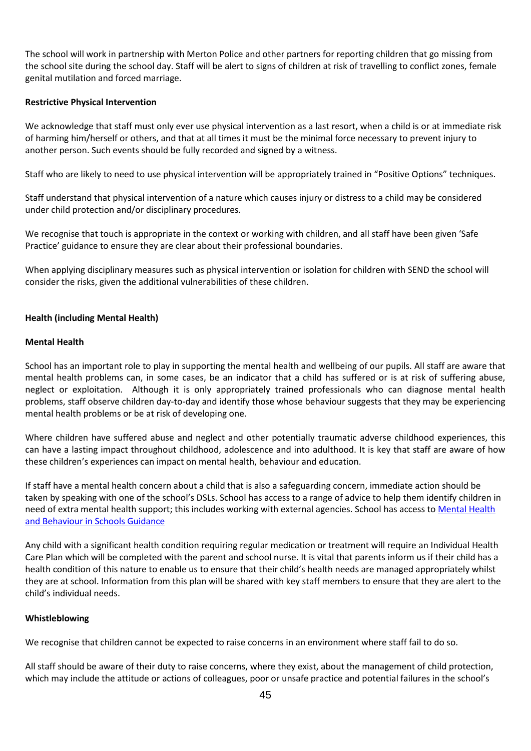The school will work in partnership with Merton Police and other partners for reporting children that go missing from the school site during the school day. Staff will be alert to signs of children at risk of travelling to conflict zones, female genital mutilation and forced marriage.

**Restrictive Physical Intervention**

We acknowledge that staff must only ever use physical intervention as a last resort, when a child is or at immediate risk of harming him/herself or others, and that at all times it must be the minimal force necessary to prevent injury to another person. Such events should be fully recorded and signed by a witness.

Staff who are likely to need to use physical intervention will be appropriately trained in "Positive Options" techniques.

Staff understand that physical intervention of a nature which causes injury or distress to a child may be considered under child protection and/or disciplinary procedures.

We recognise that touch is appropriate in the context or working with children, and all staff have been given 'Safe Practice' guidance to ensure they are clear about their professional boundaries.

When applying disciplinary measures such as physical intervention or isolation for children with SEND the school will consider the risks, given the additional vulnerabilities of these children.

**Health (including Mental Health)**

**Mental Health**

School has an important role to play in supporting the mental health and wellbeing of our pupils. All staff are aware that mental health problems can, in some cases, be an indicator that a child has suffered or is at risk of suffering abuse, neglect or exploitation. Although it is only appropriately trained professionals who can diagnose mental health problems, staff observe children day-to-day and identify those whose behaviour suggests that they may be experiencing mental health problems or be at risk of developing one.

Where children have suffered abuse and neglect and other potentially traumatic adverse childhood experiences, this can have a lasting impact throughout childhood, adolescence and into adulthood. It is key that staff are aware of how these children's experiences can impact on mental health, behaviour and education.

If staff have a mental health concern about a child that is also a safeguarding concern, immediate action should be taken by speaking with one of the school's DSLs. School has access to a range of advice to help them identify children in need of extra mental health support; this includes working with external agencies. School has access to Mental Health and Behaviour in Schools Guidance

Any child with a significant health condition requiring regular medication or treatment will require an Individual Health Care Plan which will be completed with the parent and school nurse. It is vital that parents inform us if their child has a health condition of this nature to enable us to ensure that their child's health needs are managed appropriately whilst they are at school. Information from this plan will be shared with key staff members to ensure that they are alert to the child's individual needs.

**Whistleblowing**

We recognise that children cannot be expected to raise concerns in an environment where staff fail to do so.

All staff should be aware of their duty to raise concerns, where they exist, about the management of child protection, which may include the attitude or actions of colleagues, poor or unsafe practice and potential failures in the school's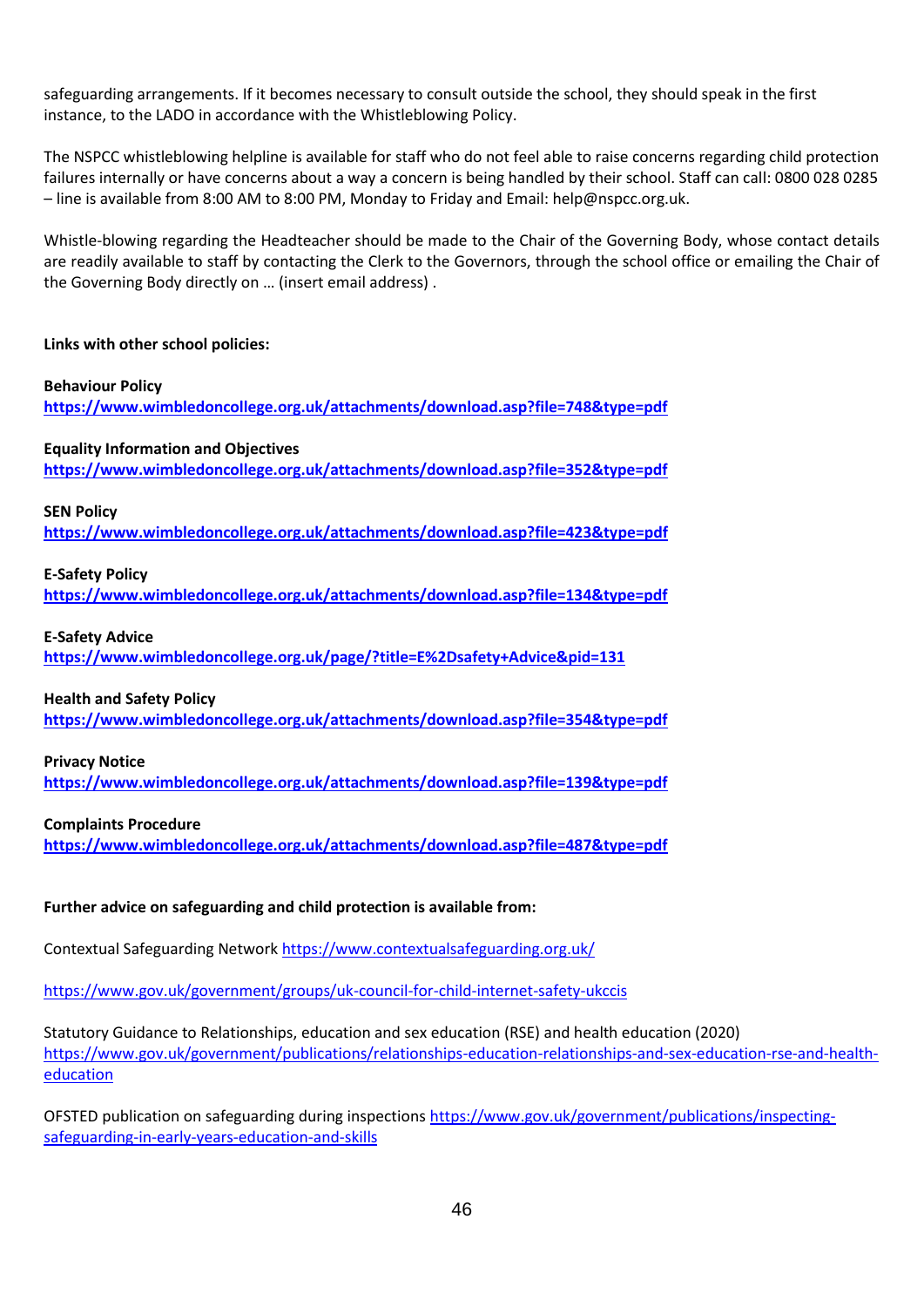safeguarding arrangements. If it becomes necessary to consult outside the school, they should speak in the first instance, to the LADO in accordance with the Whistleblowing Policy.

The NSPCC whistleblowing helpline is available for staff who do not feel able to raise concerns regarding child protection failures internally or have concerns about a way a concern is being handled by their school. Staff can call: 0800 028 0285 – line is available from 8:00 AM to 8:00 PM, Monday to Friday and Email: help@nspcc.org.uk.

Whistle-blowing regarding the Headteacher should be made to the Chair of the Governing Body, whose contact details are readily available to staff by contacting the Clerk to the Governors, through the school office or emailing the Chair of the Governing Body directly on … (insert email address) .

**Links with other school policies:**

**Behaviour Policy**
**https://www.wimbledoncollege.org.uk/attachments/download.asp?file=748&type=pdf**

**Equality Information and Objectives**
**https://www.wimbledoncollege.org.uk/attachments/download.asp?file=352&type=pdf**

**SEN Policy**
**https://www.wimbledoncollege.org.uk/attachments/download.asp?file=423&type=pdf**

**E-Safety Policy**
**https://www.wimbledoncollege.org.uk/attachments/download.asp?file=134&type=pdf**

**E-Safety Advice**
**https://www.wimbledoncollege.org.uk/page/?title=E%2Dsafety+Advice&pid=131**

**Health and Safety Policy**
**https://www.wimbledoncollege.org.uk/attachments/download.asp?file=354&type=pdf**

**Privacy Notice**
**https://www.wimbledoncollege.org.uk/attachments/download.asp?file=139&type=pdf**

**Complaints Procedure**
**https://www.wimbledoncollege.org.uk/attachments/download.asp?file=487&type=pdf**

**Further advice on safeguarding and child protection is available from:**

Contextual Safeguarding Network https://www.contextualsafeguarding.org.uk/

https://www.gov.uk/government/groups/uk-council-for-child-internet-safety-ukccis

Statutory Guidance to Relationships, education and sex education (RSE) and health education (2020) https://www.gov.uk/government/publications/relationships-education-relationships-and-sex-education-rse-and-health-education

OFSTED publication on safeguarding during inspections https://www.gov.uk/government/publications/inspecting-safeguarding-in-early-years-education-and-skills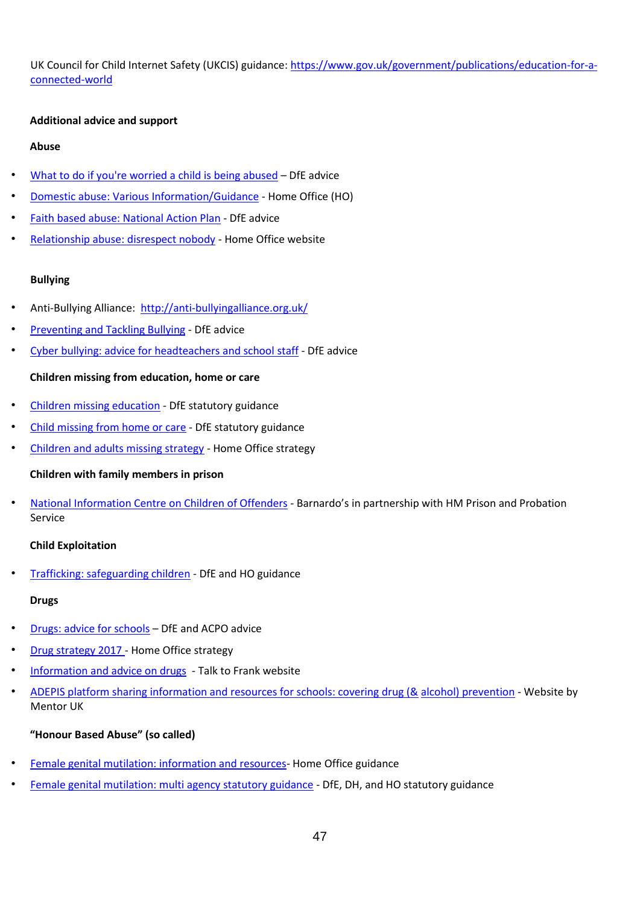UK Council for Child Internet Safety (UKCIS) guidance: https://www.gov.uk/government/publications/education-for-a-connected-world

**Additional advice and support**

**Abuse**

- What to do if you're worried a child is being abused – DfE advice
- Domestic abuse: Various Information/Guidance - Home Office (HO)
- Faith based abuse: National Action Plan - DfE advice
- Relationship abuse: disrespect nobody - Home Office website

**Bullying**

- Anti-Bullying Alliance: http://anti-bullyingalliance.org.uk/
- Preventing and Tackling Bullying - DfE advice
- Cyber bullying: advice for headteachers and school staff - DfE advice

**Children missing from education, home or care**

- Children missing education - DfE statutory guidance
- Child missing from home or care - DfE statutory guidance
- Children and adults missing strategy - Home Office strategy

**Children with family members in prison**

- National Information Centre on Children of Offenders - Barnardo's in partnership with HM Prison and Probation Service

**Child Exploitation**

- Trafficking: safeguarding children - DfE and HO guidance

**Drugs**

- Drugs: advice for schools – DfE and ACPO advice
- Drug strategy 2017 - Home Office strategy
- Information and advice on drugs - Talk to Frank website
- ADEPIS platform sharing information and resources for schools: covering drug (& alcohol) prevention - Website by Mentor UK

**"Honour Based Abuse" (so called)**

- Female genital mutilation: information and resources- Home Office guidance
- Female genital mutilation: multi agency statutory guidance - DfE, DH, and HO statutory guidance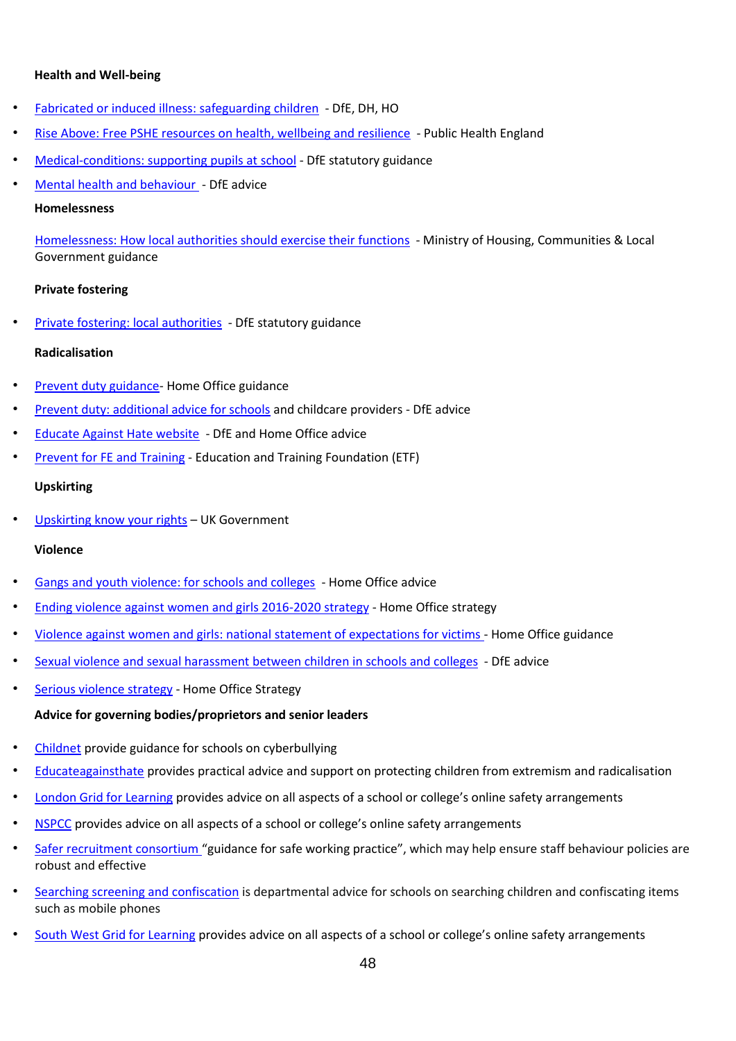**Health and Well-being**

- Fabricated or induced illness: safeguarding children - DfE, DH, HO
- Rise Above: Free PSHE resources on health, wellbeing and resilience - Public Health England
- Medical-conditions: supporting pupils at school - DfE statutory guidance
- Mental health and behaviour - DfE advice

**Homelessness**

Homelessness: How local authorities should exercise their functions - Ministry of Housing, Communities & Local Government guidance

**Private fostering**

- Private fostering: local authorities - DfE statutory guidance

**Radicalisation**

- Prevent duty guidance- Home Office guidance
- Prevent duty: additional advice for schools and childcare providers - DfE advice
- Educate Against Hate website - DfE and Home Office advice
- Prevent for FE and Training - Education and Training Foundation (ETF)

**Upskirting**

- Upskirting know your rights – UK Government

**Violence**

- Gangs and youth violence: for schools and colleges - Home Office advice
- Ending violence against women and girls 2016-2020 strategy - Home Office strategy
- Violence against women and girls: national statement of expectations for victims - Home Office guidance
- Sexual violence and sexual harassment between children in schools and colleges - DfE advice
- Serious violence strategy - Home Office Strategy

**Advice for governing bodies/proprietors and senior leaders**

- Childnet provide guidance for schools on cyberbullying
- Educateagainsthate provides practical advice and support on protecting children from extremism and radicalisation
- London Grid for Learning provides advice on all aspects of a school or college's online safety arrangements
- NSPCC provides advice on all aspects of a school or college's online safety arrangements
- Safer recruitment consortium "guidance for safe working practice", which may help ensure staff behaviour policies are robust and effective
- Searching screening and confiscation is departmental advice for schools on searching children and confiscating items such as mobile phones
- South West Grid for Learning provides advice on all aspects of a school or college's online safety arrangements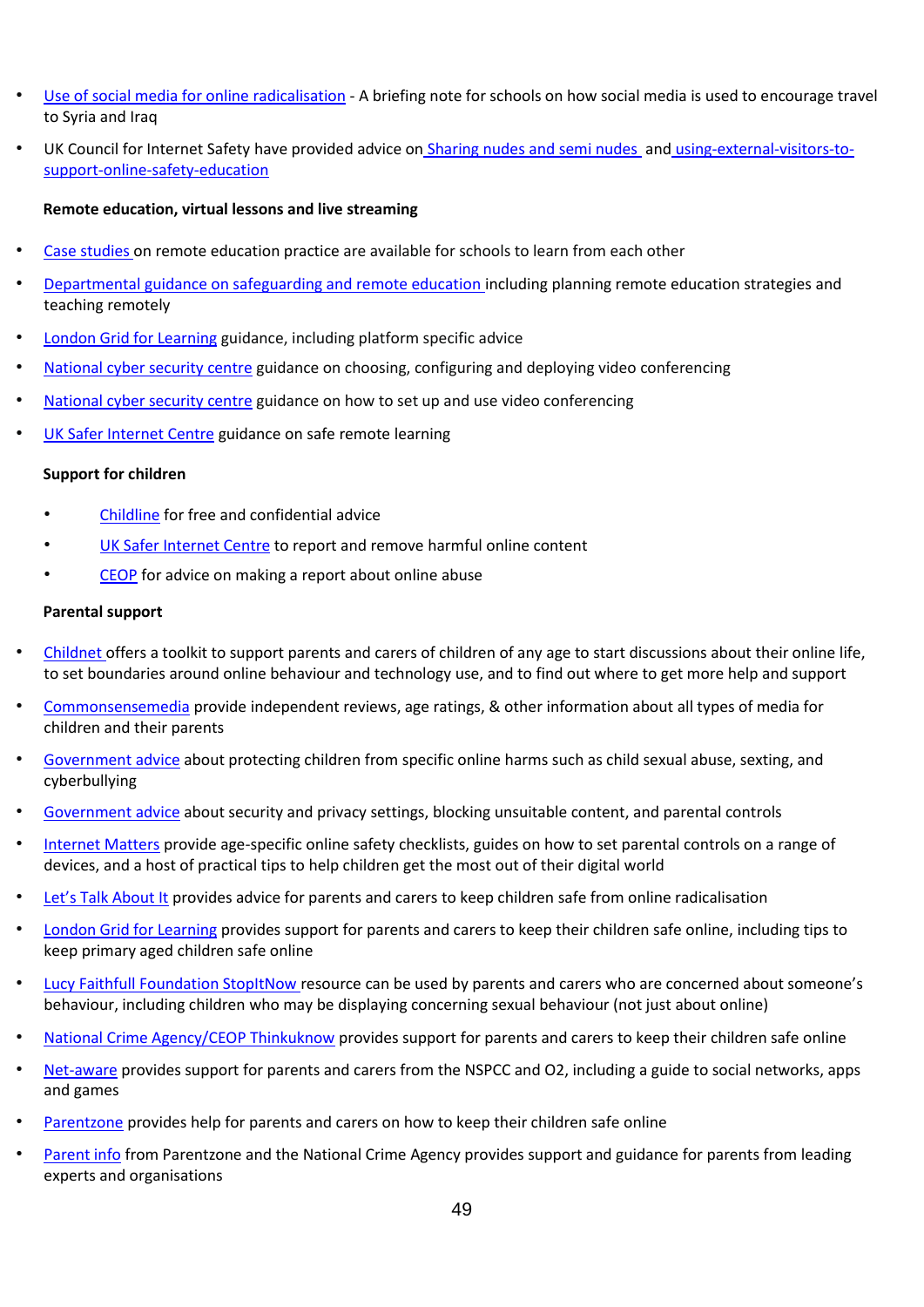- Use of social media for online radicalisation - A briefing note for schools on how social media is used to encourage travel to Syria and Iraq
- UK Council for Internet Safety have provided advice on Sharing nudes and semi nudes and using-external-visitors-to-support-online-safety-education

**Remote education, virtual lessons and live streaming**

- Case studies on remote education practice are available for schools to learn from each other
- Departmental guidance on safeguarding and remote education including planning remote education strategies and teaching remotely
- London Grid for Learning guidance, including platform specific advice
- National cyber security centre guidance on choosing, configuring and deploying video conferencing
- National cyber security centre guidance on how to set up and use video conferencing
- UK Safer Internet Centre guidance on safe remote learning

**Support for children**

- Childline for free and confidential advice
- UK Safer Internet Centre to report and remove harmful online content
- CEOP for advice on making a report about online abuse

**Parental support**

- Childnet offers a toolkit to support parents and carers of children of any age to start discussions about their online life, to set boundaries around online behaviour and technology use, and to find out where to get more help and support
- Commonsensemedia provide independent reviews, age ratings, & other information about all types of media for children and their parents
- Government advice about protecting children from specific online harms such as child sexual abuse, sexting, and cyberbullying
- Government advice about security and privacy settings, blocking unsuitable content, and parental controls
- Internet Matters provide age-specific online safety checklists, guides on how to set parental controls on a range of devices, and a host of practical tips to help children get the most out of their digital world
- Let's Talk About It provides advice for parents and carers to keep children safe from online radicalisation
- London Grid for Learning provides support for parents and carers to keep their children safe online, including tips to keep primary aged children safe online
- Lucy Faithfull Foundation StopItNow resource can be used by parents and carers who are concerned about someone's behaviour, including children who may be displaying concerning sexual behaviour (not just about online)
- National Crime Agency/CEOP Thinkuknow provides support for parents and carers to keep their children safe online
- Net-aware provides support for parents and carers from the NSPCC and O2, including a guide to social networks, apps and games
- Parentzone provides help for parents and carers on how to keep their children safe online
- Parent info from Parentzone and the National Crime Agency provides support and guidance for parents from leading experts and organisations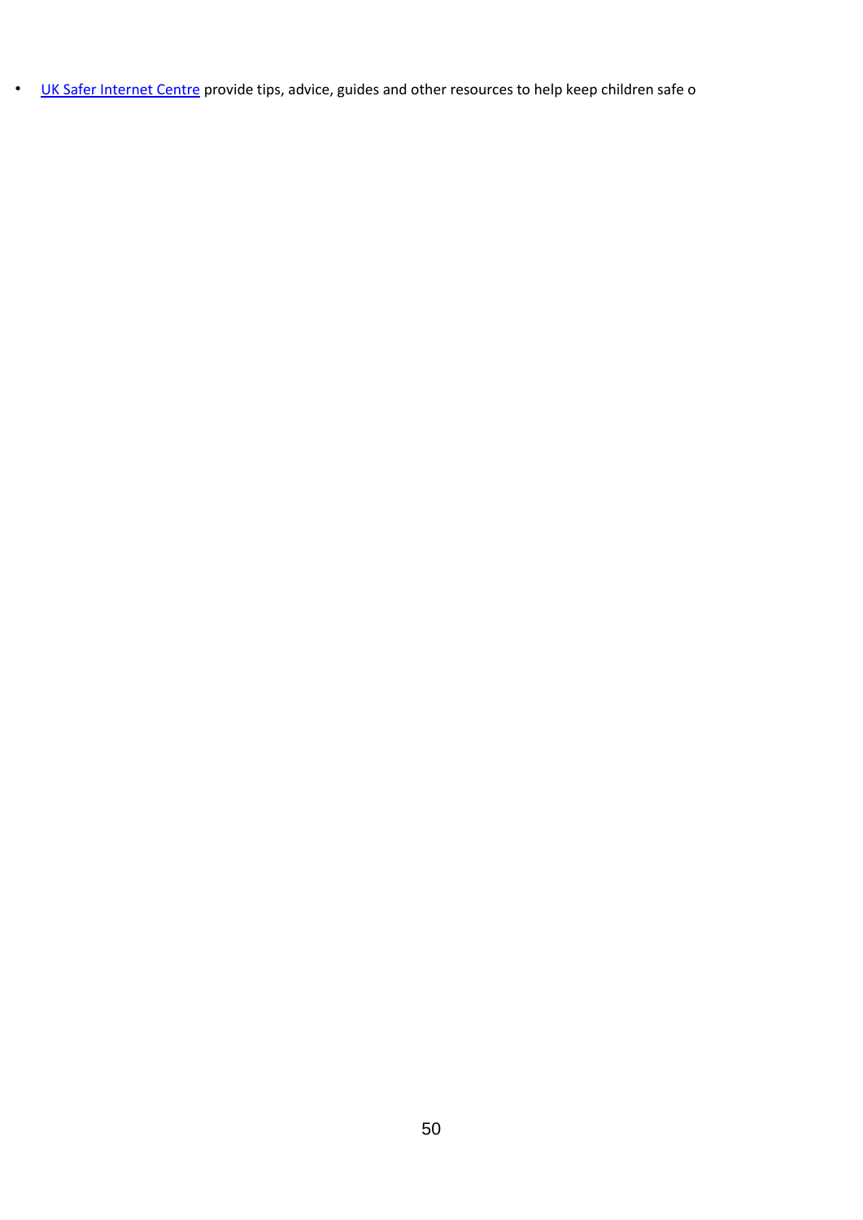- [UK Safer Internet Centre] provide tips, advice, guides and other resources to help keep children safe o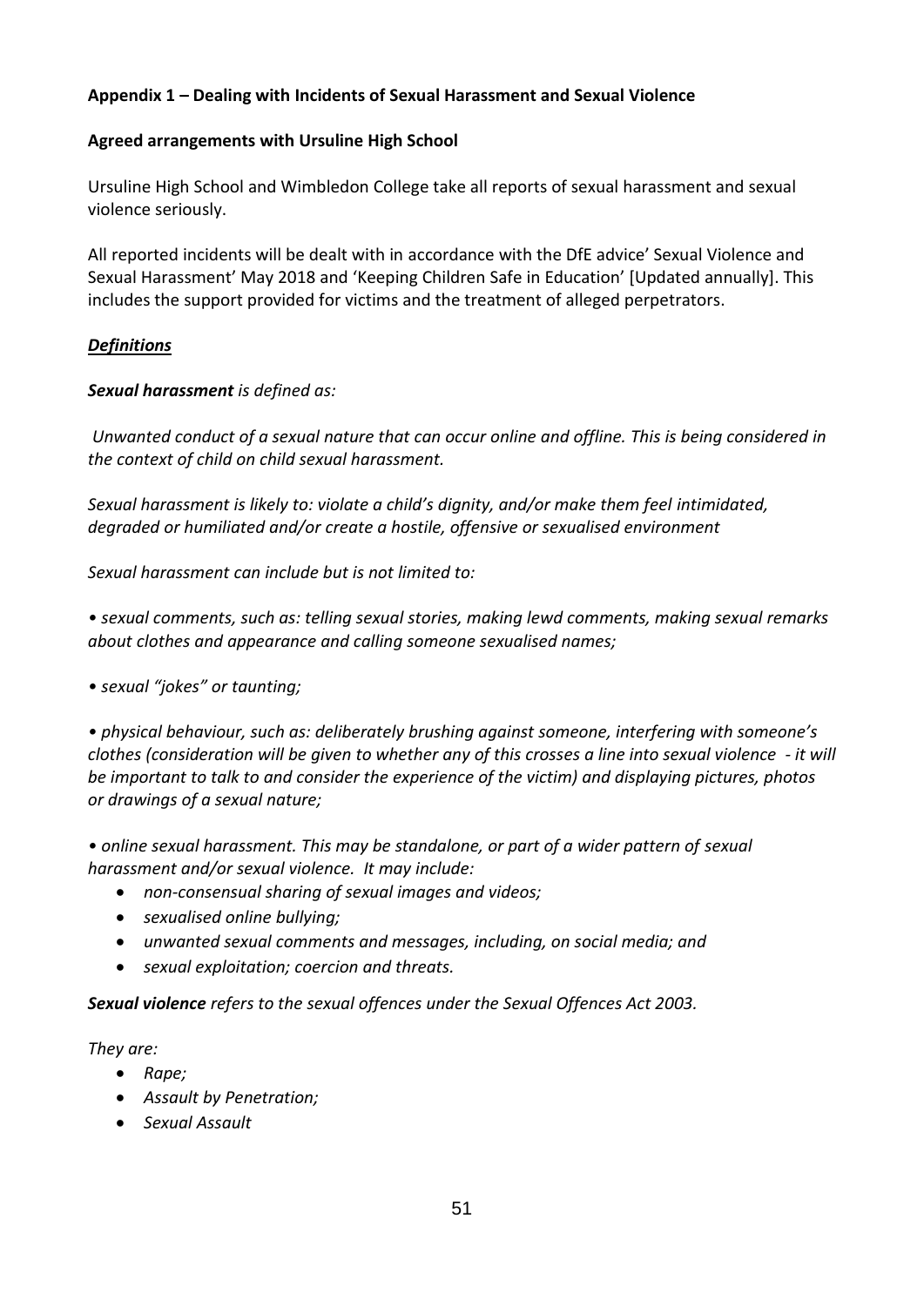**Appendix 1 – Dealing with Incidents of Sexual Harassment and Sexual Violence**

**Agreed arrangements with Ursuline High School**

Ursuline High School and Wimbledon College take all reports of sexual harassment and sexual violence seriously.

All reported incidents will be dealt with in accordance with the DfE advice' Sexual Violence and Sexual Harassment' May 2018 and 'Keeping Children Safe in Education' [Updated annually]. This includes the support provided for victims and the treatment of alleged perpetrators.

***Definitions***

***Sexual harassment*** *is defined as:*

*Unwanted conduct of a sexual nature that can occur online and offline. This is being considered in the context of child on child sexual harassment.*

*Sexual harassment is likely to: violate a child's dignity, and/or make them feel intimidated, degraded or humiliated and/or create a hostile, offensive or sexualised environment*

*Sexual harassment can include but is not limited to:*

- *sexual comments, such as: telling sexual stories, making lewd comments, making sexual remarks about clothes and appearance and calling someone sexualised names;*
- *sexual "jokes" or taunting;*
- *physical behaviour, such as: deliberately brushing against someone, interfering with someone's clothes (consideration will be given to whether any of this crosses a line into sexual violence - it will be important to talk to and consider the experience of the victim) and displaying pictures, photos or drawings of a sexual nature;*
- *online sexual harassment. This may be standalone, or part of a wider pattern of sexual harassment and/or sexual violence. It may include:*
  - *non-consensual sharing of sexual images and videos;*
  - *sexualised online bullying;*
  - *unwanted sexual comments and messages, including, on social media; and*
  - *sexual exploitation; coercion and threats.*

***Sexual violence*** *refers to the sexual offences under the Sexual Offences Act 2003.*

*They are:*

- *Rape;*
- *Assault by Penetration;*
- *Sexual Assault*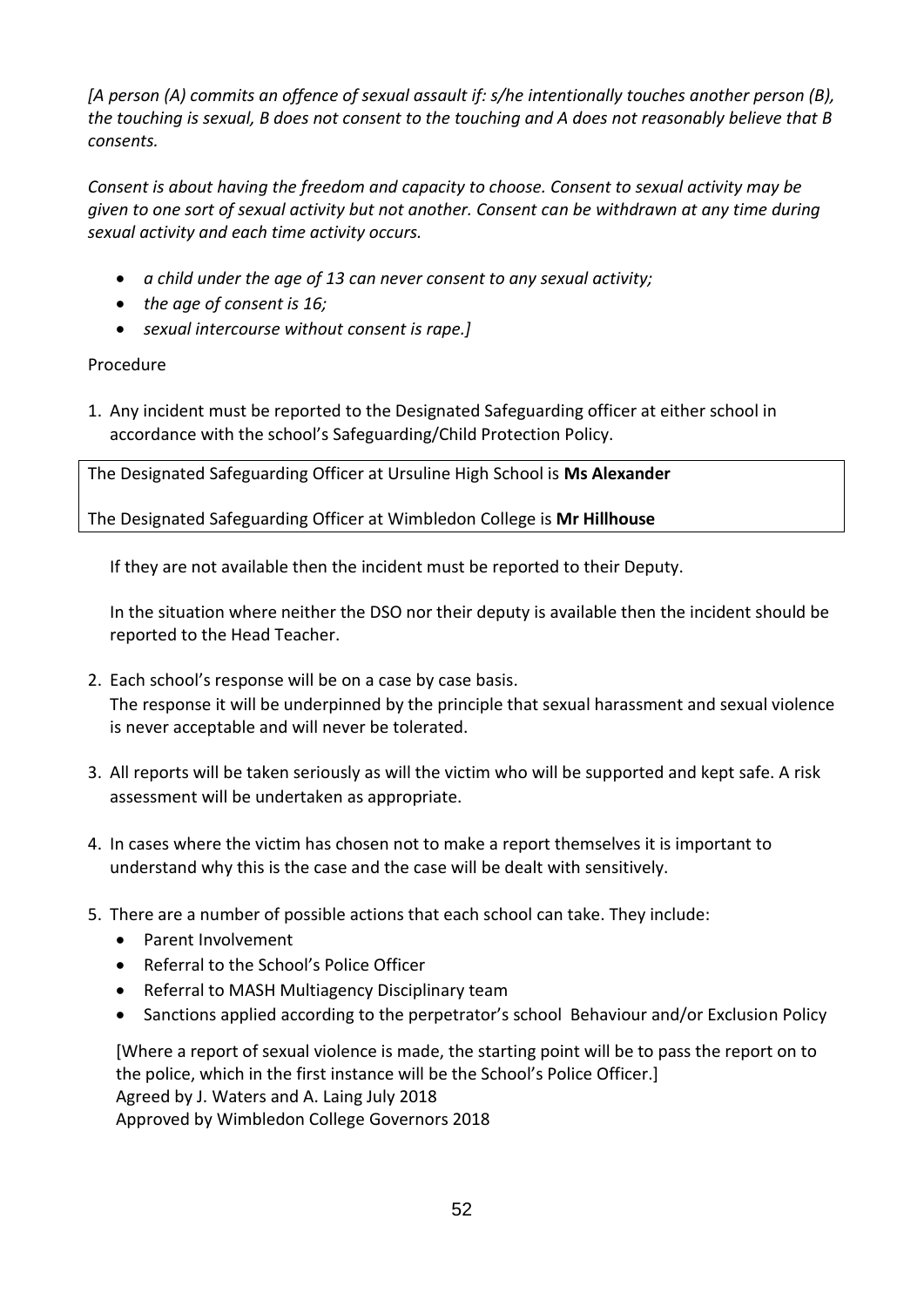*[A person (A) commits an offence of sexual assault if: s/he intentionally touches another person (B), the touching is sexual, B does not consent to the touching and A does not reasonably believe that B consents.*

*Consent is about having the freedom and capacity to choose. Consent to sexual activity may be given to one sort of sexual activity but not another. Consent can be withdrawn at any time during sexual activity and each time activity occurs.*

- *a child under the age of 13 can never consent to any sexual activity;*
- *the age of consent is 16;*
- *sexual intercourse without consent is rape.]*

Procedure

1. Any incident must be reported to the Designated Safeguarding officer at either school in accordance with the school's Safeguarding/Child Protection Policy.

The Designated Safeguarding Officer at Ursuline High School is **Ms Alexander**

The Designated Safeguarding Officer at Wimbledon College is **Mr Hillhouse**

If they are not available then the incident must be reported to their Deputy.

In the situation where neither the DSO nor their deputy is available then the incident should be reported to the Head Teacher.

2. Each school's response will be on a case by case basis.
   The response it will be underpinned by the principle that sexual harassment and sexual violence is never acceptable and will never be tolerated.

3. All reports will be taken seriously as will the victim who will be supported and kept safe. A risk assessment will be undertaken as appropriate.

4. In cases where the victim has chosen not to make a report themselves it is important to understand why this is the case and the case will be dealt with sensitively.

5. There are a number of possible actions that each school can take. They include:
   - Parent Involvement
   - Referral to the School's Police Officer
   - Referral to MASH Multiagency Disciplinary team
   - Sanctions applied according to the perpetrator's school Behaviour and/or Exclusion Policy

   [Where a report of sexual violence is made, the starting point will be to pass the report on to the police, which in the first instance will be the School's Police Officer.]
   Agreed by J. Waters and A. Laing July 2018
   Approved by Wimbledon College Governors 2018